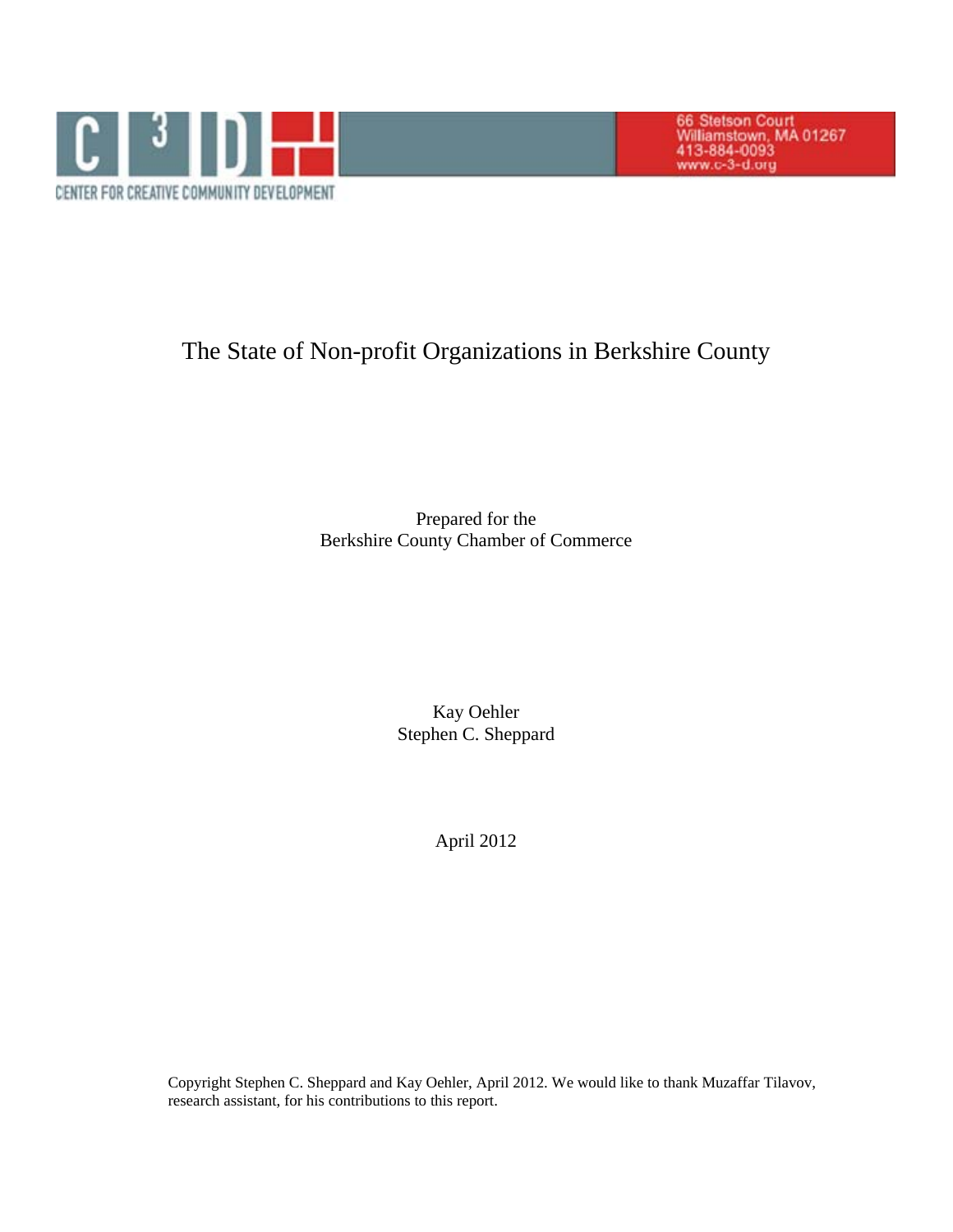C 3 D

CENTER FOR CREATIVE COMMUNITY DEVELOPMENT

66 Stetson Court
Williamstown, MA 01267
413-884-0093
www.c-3-d.org

# The State of Non-profit Organizations in Berkshire County

Prepared for the
Berkshire County Chamber of Commerce

Kay Oehler
Stephen C. Sheppard

April 2012

Copyright Stephen C. Sheppard and Kay Oehler, April 2012. We would like to thank Muzaffar Tilavov, research assistant, for his contributions to this report.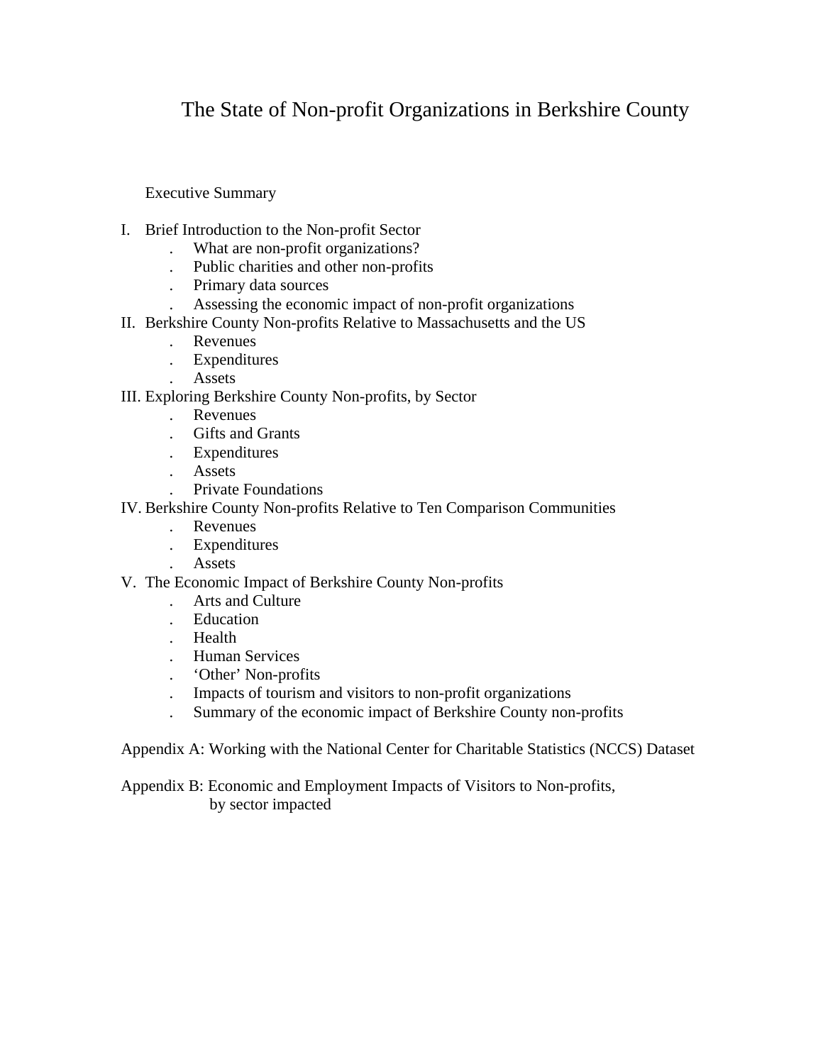# The State of Non-profit Organizations in Berkshire County

Executive Summary

I. Brief Introduction to the Non-profit Sector
   - What are non-profit organizations?
   - Public charities and other non-profits
   - Primary data sources
   - Assessing the economic impact of non-profit organizations

II. Berkshire County Non-profits Relative to Massachusetts and the US
   - Revenues
   - Expenditures
   - Assets

III. Exploring Berkshire County Non-profits, by Sector
   - Revenues
   - Gifts and Grants
   - Expenditures
   - Assets
   - Private Foundations

IV. Berkshire County Non-profits Relative to Ten Comparison Communities
   - Revenues
   - Expenditures
   - Assets

V. The Economic Impact of Berkshire County Non-profits
   - Arts and Culture
   - Education
   - Health
   - Human Services
   - 'Other' Non-profits
   - Impacts of tourism and visitors to non-profit organizations
   - Summary of the economic impact of Berkshire County non-profits

Appendix A: Working with the National Center for Charitable Statistics (NCCS) Dataset

Appendix B: Economic and Employment Impacts of Visitors to Non-profits, by sector impacted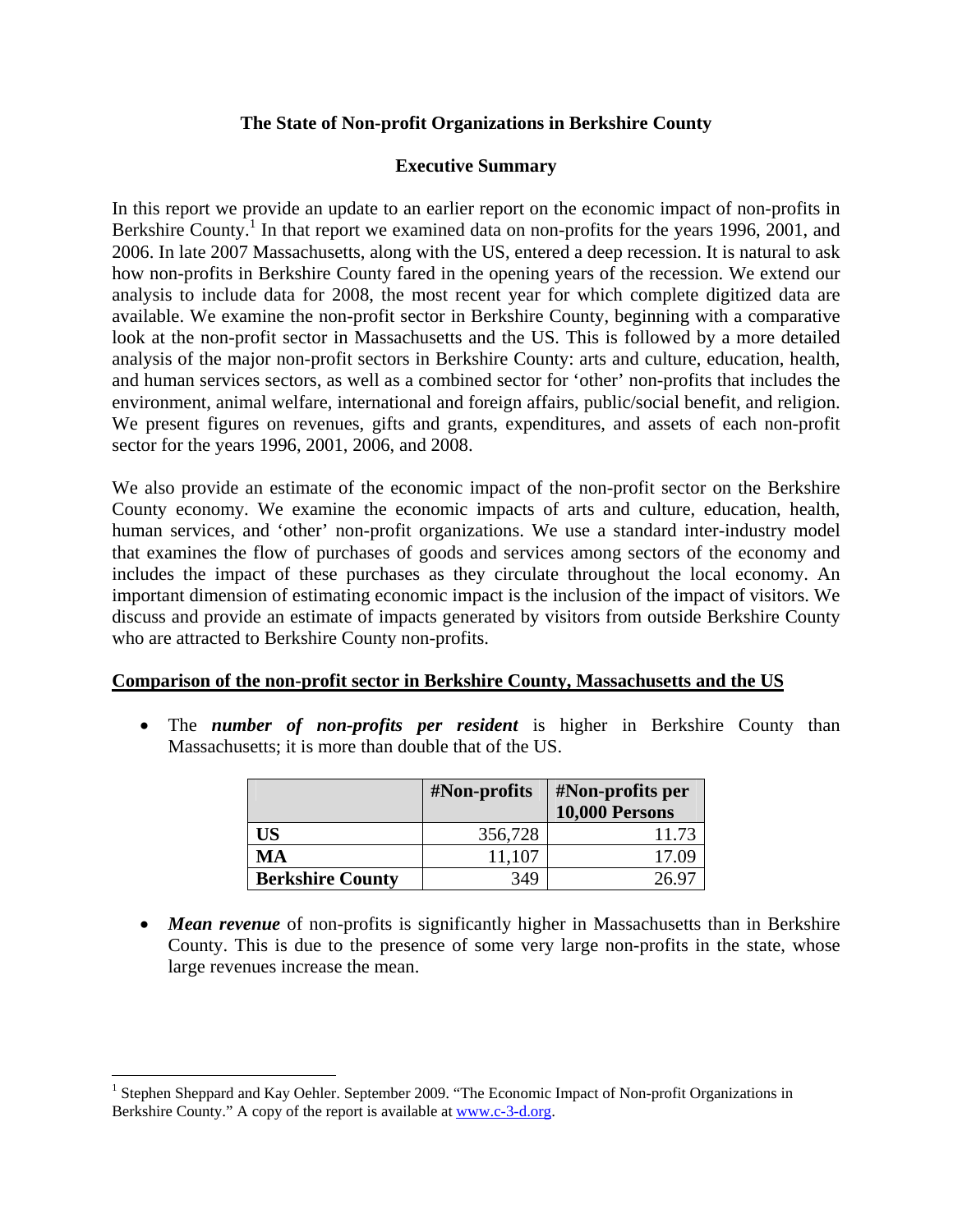# The State of Non-profit Organizations in Berkshire County

## Executive Summary

In this report we provide an update to an earlier report on the economic impact of non-profits in Berkshire County.[1] In that report we examined data on non-profits for the years 1996, 2001, and 2006. In late 2007 Massachusetts, along with the US, entered a deep recession. It is natural to ask how non-profits in Berkshire County fared in the opening years of the recession. We extend our analysis to include data for 2008, the most recent year for which complete digitized data are available. We examine the non-profit sector in Berkshire County, beginning with a comparative look at the non-profit sector in Massachusetts and the US. This is followed by a more detailed analysis of the major non-profit sectors in Berkshire County: arts and culture, education, health, and human services sectors, as well as a combined sector for 'other' non-profits that includes the environment, animal welfare, international and foreign affairs, public/social benefit, and religion. We present figures on revenues, gifts and grants, expenditures, and assets of each non-profit sector for the years 1996, 2001, 2006, and 2008.

We also provide an estimate of the economic impact of the non-profit sector on the Berkshire County economy. We examine the economic impacts of arts and culture, education, health, human services, and 'other' non-profit organizations. We use a standard inter-industry model that examines the flow of purchases of goods and services among sectors of the economy and includes the impact of these purchases as they circulate throughout the local economy. An important dimension of estimating economic impact is the inclusion of the impact of visitors. We discuss and provide an estimate of impacts generated by visitors from outside Berkshire County who are attracted to Berkshire County non-profits.

**Comparison of the non-profit sector in Berkshire County, Massachusetts and the US**

- The ***number of non-profits per resident*** is higher in Berkshire County than Massachusetts; it is more than double that of the US.

| | #Non-profits | #Non-profits per 10,000 Persons |
|---|---|---|
| **US** | 356,728 | 11.73 |
| **MA** | 11,107 | 17.09 |
| **Berkshire County** | 349 | 26.97 |

- ***Mean revenue*** of non-profits is significantly higher in Massachusetts than in Berkshire County. This is due to the presence of some very large non-profits in the state, whose large revenues increase the mean.

[1] Stephen Sheppard and Kay Oehler. September 2009. "The Economic Impact of Non-profit Organizations in Berkshire County." A copy of the report is available at www.c-3-d.org.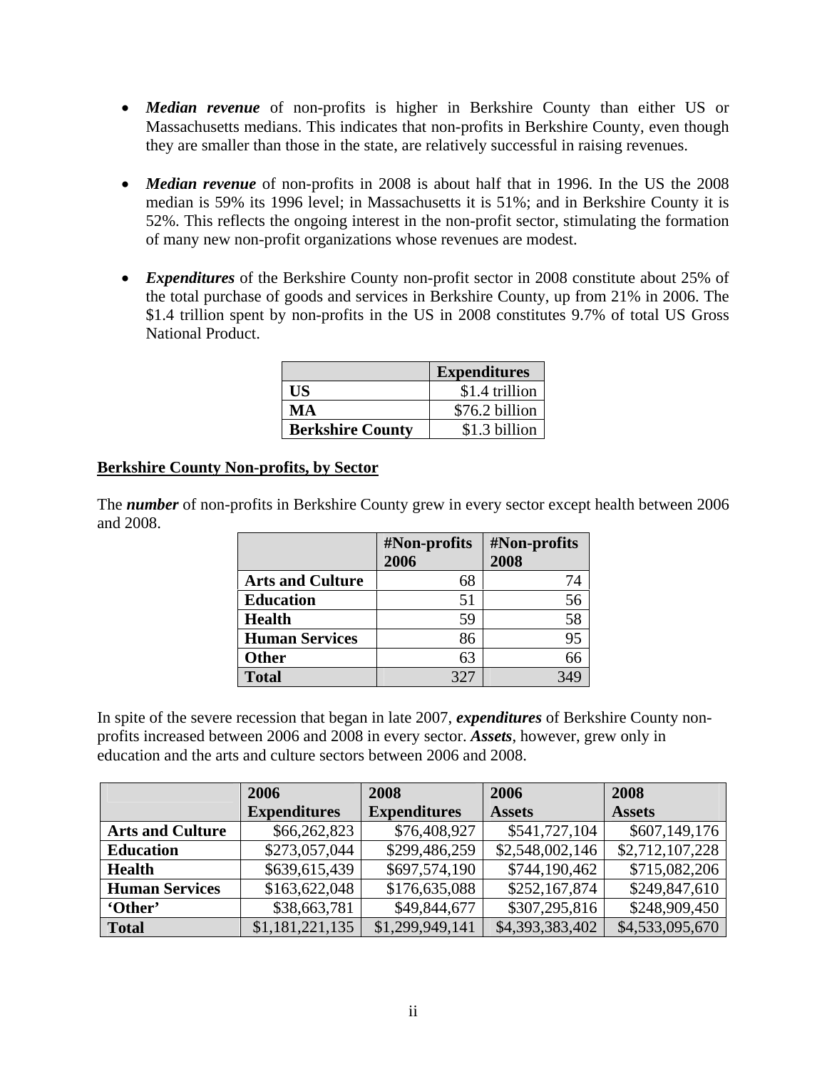- ***Median revenue*** of non-profits is higher in Berkshire County than either US or Massachusetts medians. This indicates that non-profits in Berkshire County, even though they are smaller than those in the state, are relatively successful in raising revenues.

- ***Median revenue*** of non-profits in 2008 is about half that in 1996. In the US the 2008 median is 59% its 1996 level; in Massachusetts it is 51%; and in Berkshire County it is 52%. This reflects the ongoing interest in the non-profit sector, stimulating the formation of many new non-profit organizations whose revenues are modest.

- ***Expenditures*** of the Berkshire County non-profit sector in 2008 constitute about 25% of the total purchase of goods and services in Berkshire County, up from 21% in 2006. The $1.4 trillion spent by non-profits in the US in 2008 constitutes 9.7% of total US Gross National Product.

| | Expenditures |
|---|---|
| **US** | $1.4 trillion |
| **MA** | $76.2 billion |
| **Berkshire County** | $1.3 billion |

**Berkshire County Non-profits, by Sector**

The ***number*** of non-profits in Berkshire County grew in every sector except health between 2006 and 2008.

| | #Non-profits 2006 | #Non-profits 2008 |
|---|---|---|
| **Arts and Culture** | 68 | 74 |
| **Education** | 51 | 56 |
| **Health** | 59 | 58 |
| **Human Services** | 86 | 95 |
| **Other** | 63 | 66 |
| **Total** | 327 | 349 |

In spite of the severe recession that began in late 2007, ***expenditures*** of Berkshire County non-profits increased between 2006 and 2008 in every sector. ***Assets***, however, grew only in education and the arts and culture sectors between 2006 and 2008.

| | 2006 Expenditures | 2008 Expenditures | 2006 Assets | 2008 Assets |
|---|---|---|---|---|
| **Arts and Culture** | $66,262,823 | $76,408,927 | $541,727,104 | $607,149,176 |
| **Education** | $273,057,044 | $299,486,259 | $2,548,002,146 | $2,712,107,228 |
| **Health** | $639,615,439 | $697,574,190 | $744,190,462 | $715,082,206 |
| **Human Services** | $163,622,048 | $176,635,088 | $252,167,874 | $249,847,610 |
| **'Other'** | $38,663,781 | $49,844,677 | $307,295,816 | $248,909,450 |
| **Total** | $1,181,221,135 | $1,299,949,141 | $4,393,383,402 | $4,533,095,670 |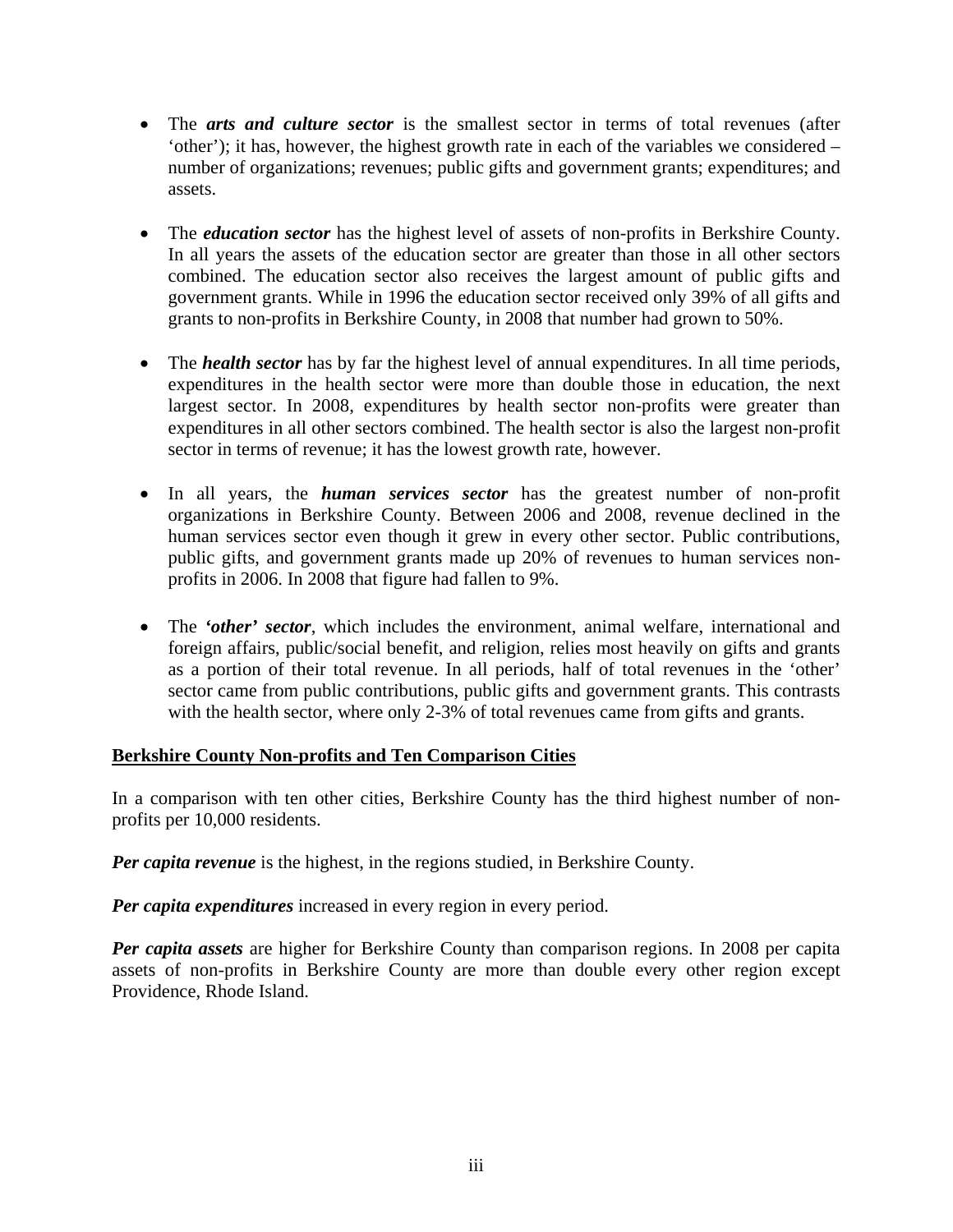- The ***arts and culture sector*** is the smallest sector in terms of total revenues (after 'other'); it has, however, the highest growth rate in each of the variables we considered – number of organizations; revenues; public gifts and government grants; expenditures; and assets.

- The ***education sector*** has the highest level of assets of non-profits in Berkshire County. In all years the assets of the education sector are greater than those in all other sectors combined. The education sector also receives the largest amount of public gifts and government grants. While in 1996 the education sector received only 39% of all gifts and grants to non-profits in Berkshire County, in 2008 that number had grown to 50%.

- The ***health sector*** has by far the highest level of annual expenditures. In all time periods, expenditures in the health sector were more than double those in education, the next largest sector. In 2008, expenditures by health sector non-profits were greater than expenditures in all other sectors combined. The health sector is also the largest non-profit sector in terms of revenue; it has the lowest growth rate, however.

- In all years, the ***human services sector*** has the greatest number of non-profit organizations in Berkshire County. Between 2006 and 2008, revenue declined in the human services sector even though it grew in every other sector. Public contributions, public gifts, and government grants made up 20% of revenues to human services non-profits in 2006. In 2008 that figure had fallen to 9%.

- The ***'other' sector***, which includes the environment, animal welfare, international and foreign affairs, public/social benefit, and religion, relies most heavily on gifts and grants as a portion of their total revenue. In all periods, half of total revenues in the 'other' sector came from public contributions, public gifts and government grants. This contrasts with the health sector, where only 2-3% of total revenues came from gifts and grants.

**Berkshire County Non-profits and Ten Comparison Cities**

In a comparison with ten other cities, Berkshire County has the third highest number of non-profits per 10,000 residents.

***Per capita revenue*** is the highest, in the regions studied, in Berkshire County.

***Per capita expenditures*** increased in every region in every period.

***Per capita assets*** are higher for Berkshire County than comparison regions. In 2008 per capita assets of non-profits in Berkshire County are more than double every other region except Providence, Rhode Island.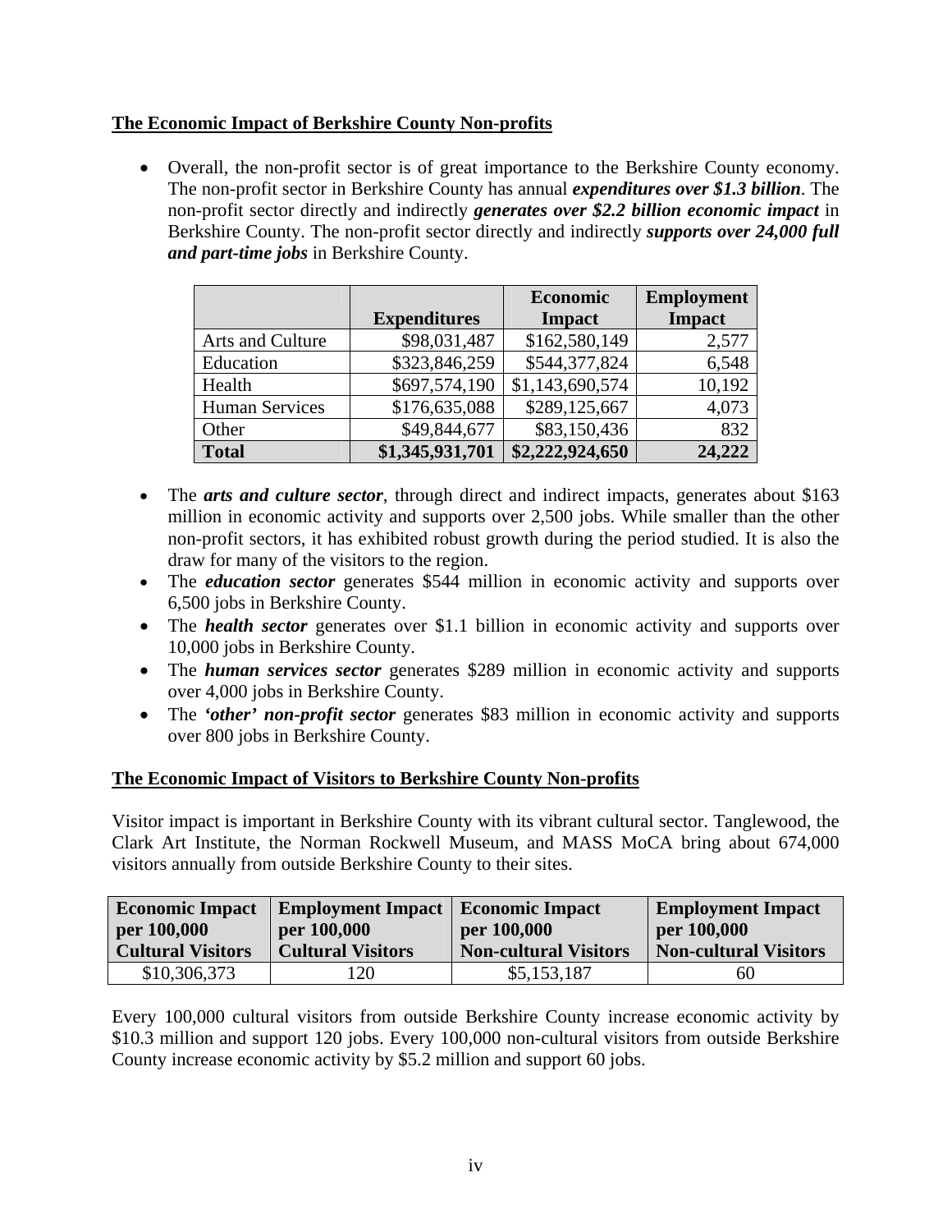## The Economic Impact of Berkshire County Non-profits

- Overall, the non-profit sector is of great importance to the Berkshire County economy. The non-profit sector in Berkshire County has annual ***expenditures over $1.3 billion***. The non-profit sector directly and indirectly ***generates over $2.2 billion economic impact*** in Berkshire County. The non-profit sector directly and indirectly ***supports over 24,000 full and part-time jobs*** in Berkshire County.

| | Expenditures | Economic Impact | Employment Impact |
|---|---|---|---|
| Arts and Culture | $98,031,487 | $162,580,149 | 2,577 |
| Education | $323,846,259 | $544,377,824 | 6,548 |
| Health | $697,574,190 | $1,143,690,574 | 10,192 |
| Human Services | $176,635,088 | $289,125,667 | 4,073 |
| Other | $49,844,677 | $83,150,436 | 832 |
| **Total** | **$1,345,931,701** | **$2,222,924,650** | **24,222** |

- The ***arts and culture sector***, through direct and indirect impacts, generates about $163 million in economic activity and supports over 2,500 jobs. While smaller than the other non-profit sectors, it has exhibited robust growth during the period studied. It is also the draw for many of the visitors to the region.
- The ***education sector*** generates $544 million in economic activity and supports over 6,500 jobs in Berkshire County.
- The ***health sector*** generates over $1.1 billion in economic activity and supports over 10,000 jobs in Berkshire County.
- The ***human services sector*** generates $289 million in economic activity and supports over 4,000 jobs in Berkshire County.
- The ***'other' non-profit sector*** generates $83 million in economic activity and supports over 800 jobs in Berkshire County.

## The Economic Impact of Visitors to Berkshire County Non-profits

Visitor impact is important in Berkshire County with its vibrant cultural sector. Tanglewood, the Clark Art Institute, the Norman Rockwell Museum, and MASS MoCA bring about 674,000 visitors annually from outside Berkshire County to their sites.

| Economic Impact per 100,000 Cultural Visitors | Employment Impact per 100,000 Cultural Visitors | Economic Impact per 100,000 Non-cultural Visitors | Employment Impact per 100,000 Non-cultural Visitors |
|---|---|---|---|
| $10,306,373 | 120 | $5,153,187 | 60 |

Every 100,000 cultural visitors from outside Berkshire County increase economic activity by $10.3 million and support 120 jobs. Every 100,000 non-cultural visitors from outside Berkshire County increase economic activity by $5.2 million and support 60 jobs.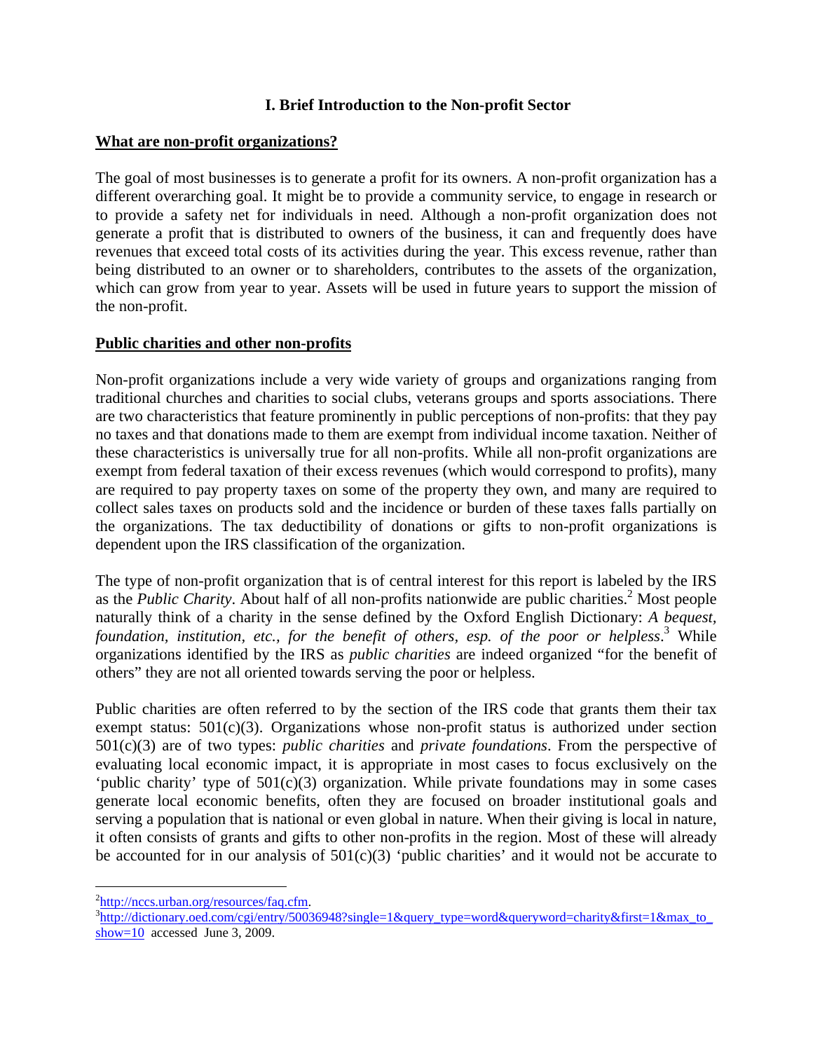## I. Brief Introduction to the Non-profit Sector

### What are non-profit organizations?

The goal of most businesses is to generate a profit for its owners. A non-profit organization has a different overarching goal. It might be to provide a community service, to engage in research or to provide a safety net for individuals in need. Although a non-profit organization does not generate a profit that is distributed to owners of the business, it can and frequently does have revenues that exceed total costs of its activities during the year. This excess revenue, rather than being distributed to an owner or to shareholders, contributes to the assets of the organization, which can grow from year to year. Assets will be used in future years to support the mission of the non-profit.

### Public charities and other non-profits

Non-profit organizations include a very wide variety of groups and organizations ranging from traditional churches and charities to social clubs, veterans groups and sports associations. There are two characteristics that feature prominently in public perceptions of non-profits: that they pay no taxes and that donations made to them are exempt from individual income taxation. Neither of these characteristics is universally true for all non-profits. While all non-profit organizations are exempt from federal taxation of their excess revenues (which would correspond to profits), many are required to pay property taxes on some of the property they own, and many are required to collect sales taxes on products sold and the incidence or burden of these taxes falls partially on the organizations. The tax deductibility of donations or gifts to non-profit organizations is dependent upon the IRS classification of the organization.

The type of non-profit organization that is of central interest for this report is labeled by the IRS as the *Public Charity*. About half of all non-profits nationwide are public charities.[2] Most people naturally think of a charity in the sense defined by the Oxford English Dictionary: *A bequest, foundation, institution, etc., for the benefit of others, esp. of the poor or helpless*.[3] While organizations identified by the IRS as *public charities* are indeed organized "for the benefit of others" they are not all oriented towards serving the poor or helpless.

Public charities are often referred to by the section of the IRS code that grants them their tax exempt status: 501(c)(3). Organizations whose non-profit status is authorized under section 501(c)(3) are of two types: *public charities* and *private foundations*. From the perspective of evaluating local economic impact, it is appropriate in most cases to focus exclusively on the 'public charity' type of 501(c)(3) organization. While private foundations may in some cases generate local economic benefits, often they are focused on broader institutional goals and serving a population that is national or even global in nature. When their giving is local in nature, it often consists of grants and gifts to other non-profits in the region. Most of these will already be accounted for in our analysis of 501(c)(3) 'public charities' and it would not be accurate to

---

[2] http://nccs.urban.org/resources/faq.cfm.

[3] http://dictionary.oed.com/cgi/entry/50036948?single=1&query_type=word&queryword=charity&first=1&max_to_show=10 accessed June 3, 2009.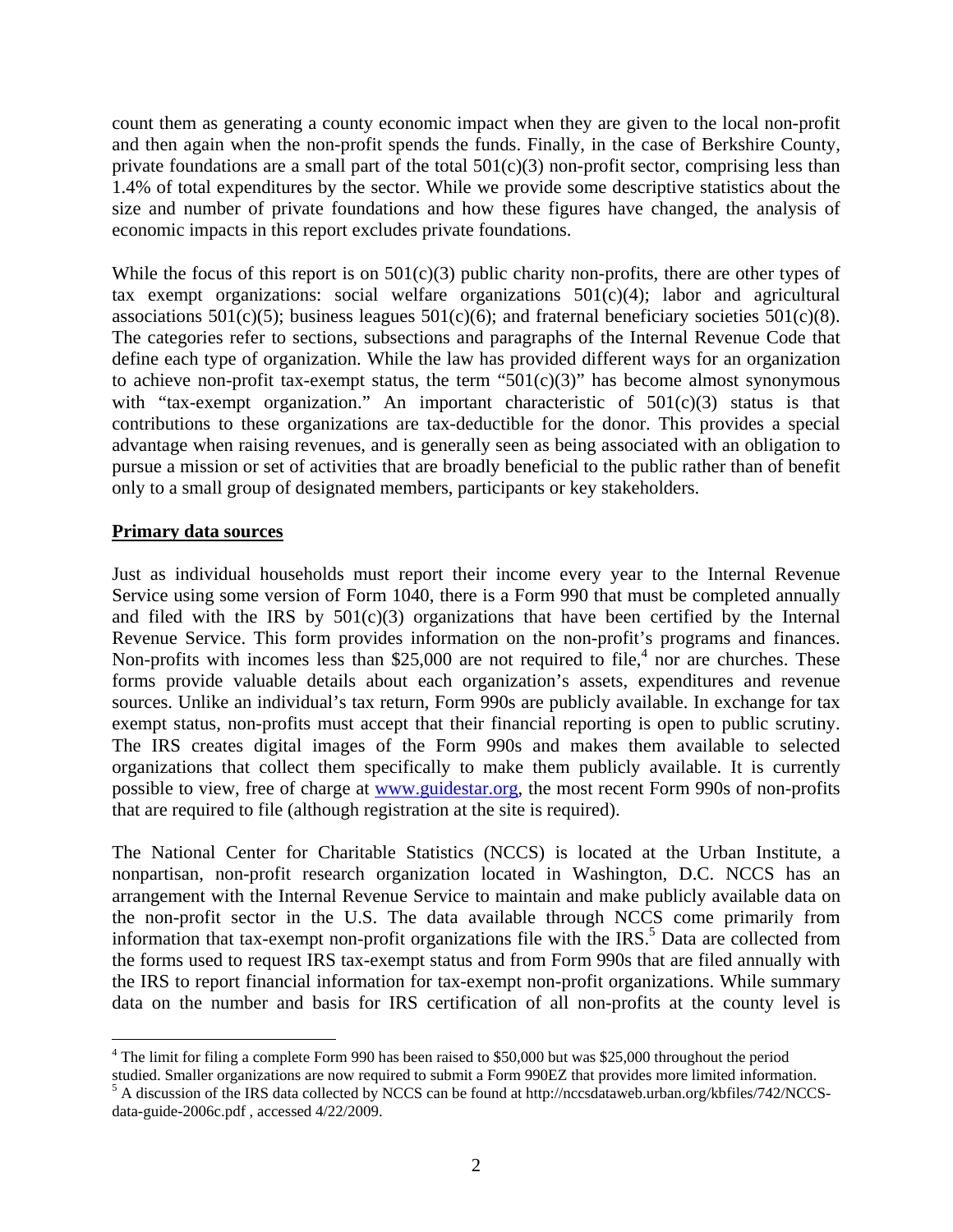count them as generating a county economic impact when they are given to the local non-profit and then again when the non-profit spends the funds. Finally, in the case of Berkshire County, private foundations are a small part of the total 501(c)(3) non-profit sector, comprising less than 1.4% of total expenditures by the sector. While we provide some descriptive statistics about the size and number of private foundations and how these figures have changed, the analysis of economic impacts in this report excludes private foundations.

While the focus of this report is on 501(c)(3) public charity non-profits, there are other types of tax exempt organizations: social welfare organizations 501(c)(4); labor and agricultural associations 501(c)(5); business leagues 501(c)(6); and fraternal beneficiary societies 501(c)(8). The categories refer to sections, subsections and paragraphs of the Internal Revenue Code that define each type of organization. While the law has provided different ways for an organization to achieve non-profit tax-exempt status, the term "501(c)(3)" has become almost synonymous with "tax-exempt organization." An important characteristic of 501(c)(3) status is that contributions to these organizations are tax-deductible for the donor. This provides a special advantage when raising revenues, and is generally seen as being associated with an obligation to pursue a mission or set of activities that are broadly beneficial to the public rather than of benefit only to a small group of designated members, participants or key stakeholders.

**Primary data sources**

Just as individual households must report their income every year to the Internal Revenue Service using some version of Form 1040, there is a Form 990 that must be completed annually and filed with the IRS by 501(c)(3) organizations that have been certified by the Internal Revenue Service. This form provides information on the non-profit's programs and finances. Non-profits with incomes less than $25,000 are not required to file,[4] nor are churches. These forms provide valuable details about each organization's assets, expenditures and revenue sources. Unlike an individual's tax return, Form 990s are publicly available. In exchange for tax exempt status, non-profits must accept that their financial reporting is open to public scrutiny. The IRS creates digital images of the Form 990s and makes them available to selected organizations that collect them specifically to make them publicly available. It is currently possible to view, free of charge at www.guidestar.org, the most recent Form 990s of non-profits that are required to file (although registration at the site is required).

The National Center for Charitable Statistics (NCCS) is located at the Urban Institute, a nonpartisan, non-profit research organization located in Washington, D.C. NCCS has an arrangement with the Internal Revenue Service to maintain and make publicly available data on the non-profit sector in the U.S. The data available through NCCS come primarily from information that tax-exempt non-profit organizations file with the IRS.[5] Data are collected from the forms used to request IRS tax-exempt status and from Form 990s that are filed annually with the IRS to report financial information for tax-exempt non-profit organizations. While summary data on the number and basis for IRS certification of all non-profits at the county level is

[4] The limit for filing a complete Form 990 has been raised to $50,000 but was $25,000 throughout the period studied. Smaller organizations are now required to submit a Form 990EZ that provides more limited information.

[5] A discussion of the IRS data collected by NCCS can be found at http://nccsdataweb.urban.org/kbfiles/742/NCCS-data-guide-2006c.pdf , accessed 4/22/2009.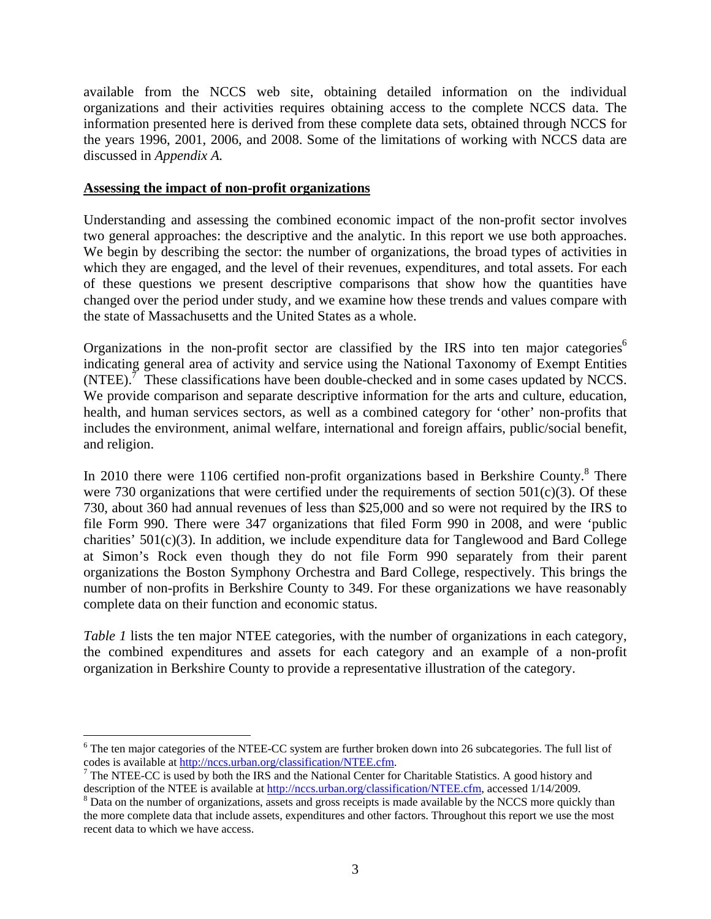available from the NCCS web site, obtaining detailed information on the individual organizations and their activities requires obtaining access to the complete NCCS data. The information presented here is derived from these complete data sets, obtained through NCCS for the years 1996, 2001, 2006, and 2008. Some of the limitations of working with NCCS data are discussed in *Appendix A.*

**Assessing the impact of non-profit organizations**

Understanding and assessing the combined economic impact of the non-profit sector involves two general approaches: the descriptive and the analytic. In this report we use both approaches. We begin by describing the sector: the number of organizations, the broad types of activities in which they are engaged, and the level of their revenues, expenditures, and total assets. For each of these questions we present descriptive comparisons that show how the quantities have changed over the period under study, and we examine how these trends and values compare with the state of Massachusetts and the United States as a whole.

Organizations in the non-profit sector are classified by the IRS into ten major categories[6] indicating general area of activity and service using the National Taxonomy of Exempt Entities (NTEE).[7] These classifications have been double-checked and in some cases updated by NCCS. We provide comparison and separate descriptive information for the arts and culture, education, health, and human services sectors, as well as a combined category for 'other' non-profits that includes the environment, animal welfare, international and foreign affairs, public/social benefit, and religion.

In 2010 there were 1106 certified non-profit organizations based in Berkshire County.[8] There were 730 organizations that were certified under the requirements of section 501(c)(3). Of these 730, about 360 had annual revenues of less than $25,000 and so were not required by the IRS to file Form 990. There were 347 organizations that filed Form 990 in 2008, and were 'public charities' 501(c)(3). In addition, we include expenditure data for Tanglewood and Bard College at Simon's Rock even though they do not file Form 990 separately from their parent organizations the Boston Symphony Orchestra and Bard College, respectively. This brings the number of non-profits in Berkshire County to 349. For these organizations we have reasonably complete data on their function and economic status.

*Table 1* lists the ten major NTEE categories, with the number of organizations in each category, the combined expenditures and assets for each category and an example of a non-profit organization in Berkshire County to provide a representative illustration of the category.

---

[6] The ten major categories of the NTEE-CC system are further broken down into 26 subcategories. The full list of codes is available at http://nccs.urban.org/classification/NTEE.cfm.

[7] The NTEE-CC is used by both the IRS and the National Center for Charitable Statistics. A good history and description of the NTEE is available at http://nccs.urban.org/classification/NTEE.cfm, accessed 1/14/2009.

[8] Data on the number of organizations, assets and gross receipts is made available by the NCCS more quickly than the more complete data that include assets, expenditures and other factors. Throughout this report we use the most recent data to which we have access.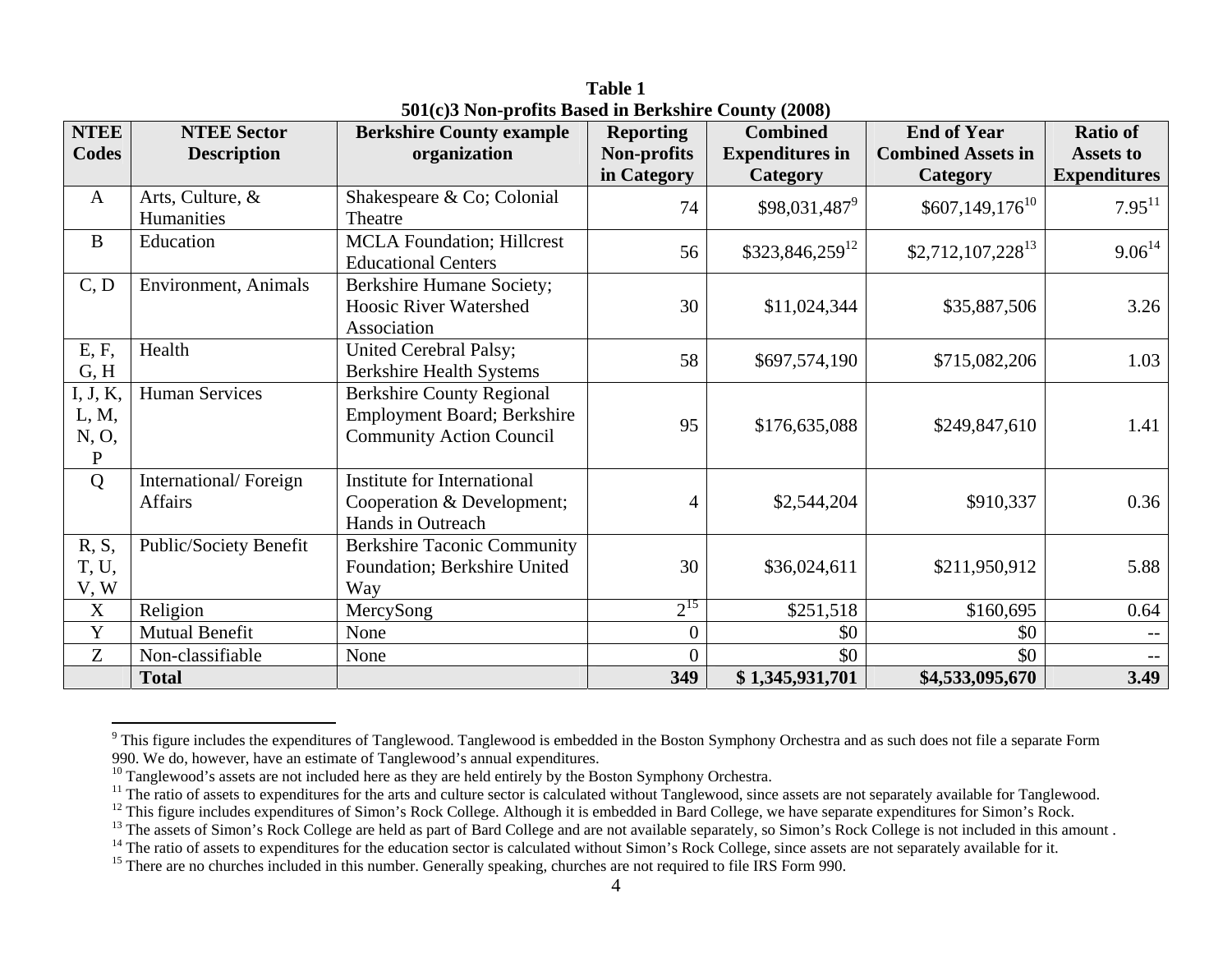**Table 1**
**501(c)3 Non-profits Based in Berkshire County (2008)**

| NTEE Codes | NTEE Sector Description | Berkshire County example organization | Reporting Non-profits in Category | Combined Expenditures in Category | End of Year Combined Assets in Category | Ratio of Assets to Expenditures |
|---|---|---|---|---|---|---|
| A | Arts, Culture, & Humanities | Shakespeare & Co; Colonial Theatre | 74 | $98,031,487[9] | $607,149,176[10] | 7.95[11] |
| B | Education | MCLA Foundation; Hillcrest Educational Centers | 56 | $323,846,259[12] | $2,712,107,228[13] | 9.06[14] |
| C, D | Environment, Animals | Berkshire Humane Society; Hoosic River Watershed Association | 30 | $11,024,344 | $35,887,506 | 3.26 |
| E, F, G, H | Health | United Cerebral Palsy; Berkshire Health Systems | 58 | $697,574,190 | $715,082,206 | 1.03 |
| I, J, K, L, M, N, O, P | Human Services | Berkshire County Regional Employment Board; Berkshire Community Action Council | 95 | $176,635,088 | $249,847,610 | 1.41 |
| Q | International/ Foreign Affairs | Institute for International Cooperation & Development; Hands in Outreach | 4 | $2,544,204 | $910,337 | 0.36 |
| R, S, T, U, V, W | Public/Society Benefit | Berkshire Taconic Community Foundation; Berkshire United Way | 30 | $36,024,611 | $211,950,912 | 5.88 |
| X | Religion | MercySong | 2[15] | $251,518 | $160,695 | 0.64 |
| Y | Mutual Benefit | None | 0 | $0 | $0 | -- |
| Z | Non-classifiable | None | 0 | $0 | $0 | -- |
| | **Total** | | **349** | **$ 1,345,931,701** | **$4,533,095,670** | **3.49** |

[9] This figure includes the expenditures of Tanglewood. Tanglewood is embedded in the Boston Symphony Orchestra and as such does not file a separate Form 990. We do, however, have an estimate of Tanglewood's annual expenditures.
[10] Tanglewood's assets are not included here as they are held entirely by the Boston Symphony Orchestra.
[11] The ratio of assets to expenditures for the arts and culture sector is calculated without Tanglewood, since assets are not separately available for Tanglewood.
[12] This figure includes expenditures of Simon's Rock College. Although it is embedded in Bard College, we have separate expenditures for Simon's Rock.
[13] The assets of Simon's Rock College are held as part of Bard College and are not available separately, so Simon's Rock College is not included in this amount .
[14] The ratio of assets to expenditures for the education sector is calculated without Simon's Rock College, since assets are not separately available for it.
[15] There are no churches included in this number. Generally speaking, churches are not required to file IRS Form 990.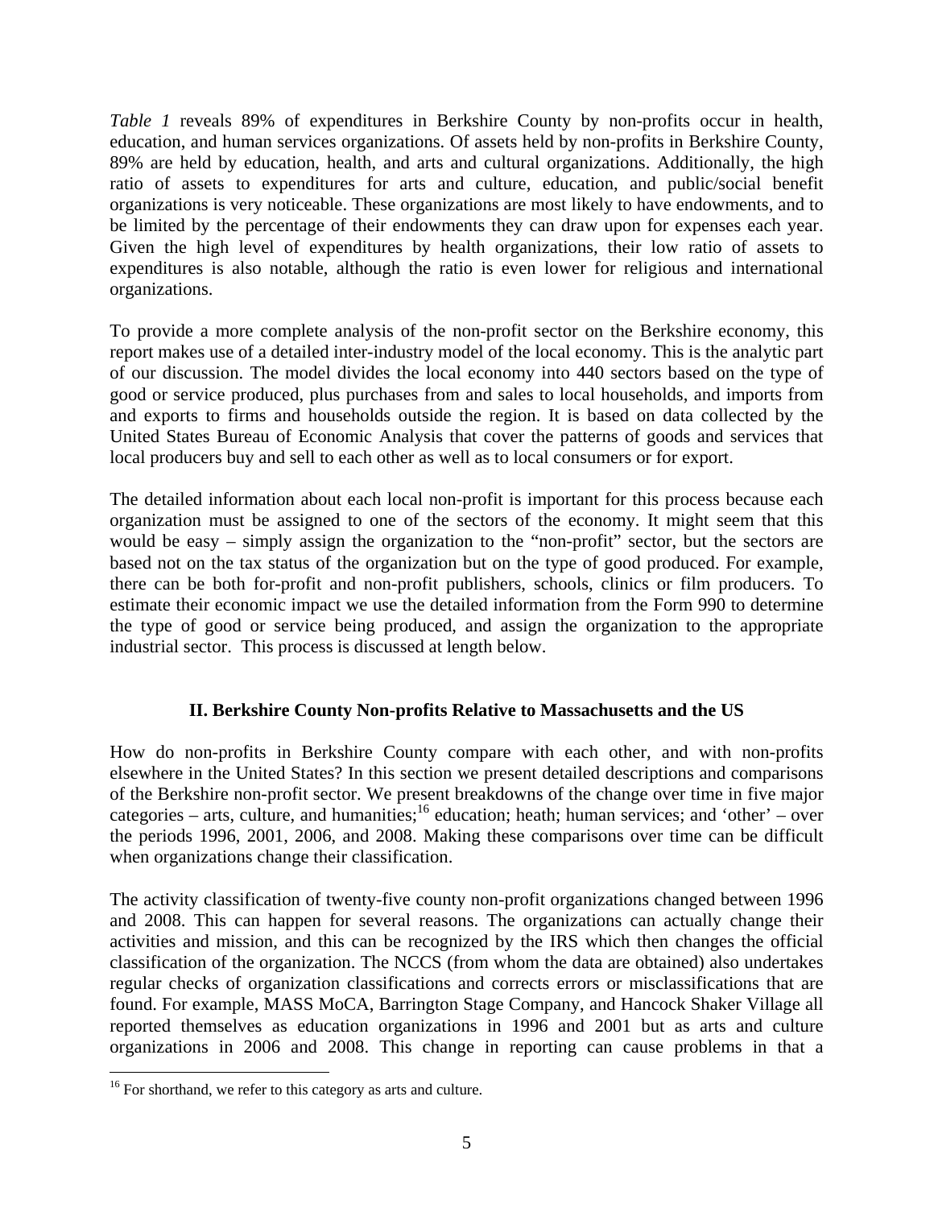*Table 1* reveals 89% of expenditures in Berkshire County by non-profits occur in health, education, and human services organizations. Of assets held by non-profits in Berkshire County, 89% are held by education, health, and arts and cultural organizations. Additionally, the high ratio of assets to expenditures for arts and culture, education, and public/social benefit organizations is very noticeable. These organizations are most likely to have endowments, and to be limited by the percentage of their endowments they can draw upon for expenses each year. Given the high level of expenditures by health organizations, their low ratio of assets to expenditures is also notable, although the ratio is even lower for religious and international organizations.

To provide a more complete analysis of the non-profit sector on the Berkshire economy, this report makes use of a detailed inter-industry model of the local economy. This is the analytic part of our discussion. The model divides the local economy into 440 sectors based on the type of good or service produced, plus purchases from and sales to local households, and imports from and exports to firms and households outside the region. It is based on data collected by the United States Bureau of Economic Analysis that cover the patterns of goods and services that local producers buy and sell to each other as well as to local consumers or for export.

The detailed information about each local non-profit is important for this process because each organization must be assigned to one of the sectors of the economy. It might seem that this would be easy – simply assign the organization to the "non-profit" sector, but the sectors are based not on the tax status of the organization but on the type of good produced. For example, there can be both for-profit and non-profit publishers, schools, clinics or film producers. To estimate their economic impact we use the detailed information from the Form 990 to determine the type of good or service being produced, and assign the organization to the appropriate industrial sector. This process is discussed at length below.

## II. Berkshire County Non-profits Relative to Massachusetts and the US

How do non-profits in Berkshire County compare with each other, and with non-profits elsewhere in the United States? In this section we present detailed descriptions and comparisons of the Berkshire non-profit sector. We present breakdowns of the change over time in five major categories – arts, culture, and humanities;[16] education; heath; human services; and 'other' – over the periods 1996, 2001, 2006, and 2008. Making these comparisons over time can be difficult when organizations change their classification.

The activity classification of twenty-five county non-profit organizations changed between 1996 and 2008. This can happen for several reasons. The organizations can actually change their activities and mission, and this can be recognized by the IRS which then changes the official classification of the organization. The NCCS (from whom the data are obtained) also undertakes regular checks of organization classifications and corrects errors or misclassifications that are found. For example, MASS MoCA, Barrington Stage Company, and Hancock Shaker Village all reported themselves as education organizations in 1996 and 2001 but as arts and culture organizations in 2006 and 2008. This change in reporting can cause problems in that a

[16] For shorthand, we refer to this category as arts and culture.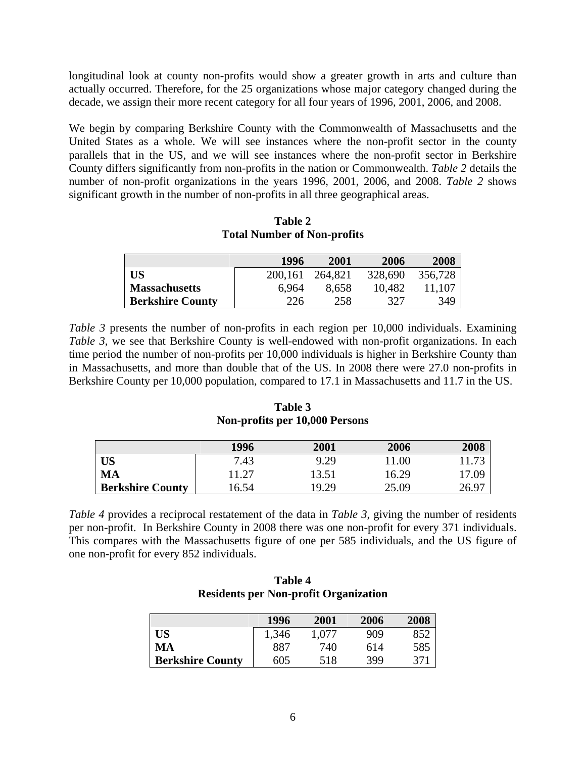longitudinal look at county non-profits would show a greater growth in arts and culture than actually occurred. Therefore, for the 25 organizations whose major category changed during the decade, we assign their more recent category for all four years of 1996, 2001, 2006, and 2008.

We begin by comparing Berkshire County with the Commonwealth of Massachusetts and the United States as a whole. We will see instances where the non-profit sector in the county parallels that in the US, and we will see instances where the non-profit sector in Berkshire County differs significantly from non-profits in the nation or Commonwealth. *Table 2* details the number of non-profit organizations in the years 1996, 2001, 2006, and 2008. *Table 2* shows significant growth in the number of non-profits in all three geographical areas.

**Table 2**
**Total Number of Non-profits**

| | 1996 | 2001 | 2006 | 2008 |
|---|---|---|---|---|
| **US** | 200,161 | 264,821 | 328,690 | 356,728 |
| **Massachusetts** | 6,964 | 8,658 | 10,482 | 11,107 |
| **Berkshire County** | 226 | 258 | 327 | 349 |

*Table 3* presents the number of non-profits in each region per 10,000 individuals. Examining *Table 3*, we see that Berkshire County is well-endowed with non-profit organizations. In each time period the number of non-profits per 10,000 individuals is higher in Berkshire County than in Massachusetts, and more than double that of the US. In 2008 there were 27.0 non-profits in Berkshire County per 10,000 population, compared to 17.1 in Massachusetts and 11.7 in the US.

**Table 3**
**Non-profits per 10,000 Persons**

| | 1996 | 2001 | 2006 | 2008 |
|---|---|---|---|---|
| **US** | 7.43 | 9.29 | 11.00 | 11.73 |
| **MA** | 11.27 | 13.51 | 16.29 | 17.09 |
| **Berkshire County** | 16.54 | 19.29 | 25.09 | 26.97 |

*Table 4* provides a reciprocal restatement of the data in *Table 3*, giving the number of residents per non-profit. In Berkshire County in 2008 there was one non-profit for every 371 individuals. This compares with the Massachusetts figure of one per 585 individuals, and the US figure of one non-profit for every 852 individuals.

**Table 4**
**Residents per Non-profit Organization**

| | 1996 | 2001 | 2006 | 2008 |
|---|---|---|---|---|
| **US** | 1,346 | 1,077 | 909 | 852 |
| **MA** | 887 | 740 | 614 | 585 |
| **Berkshire County** | 605 | 518 | 399 | 371 |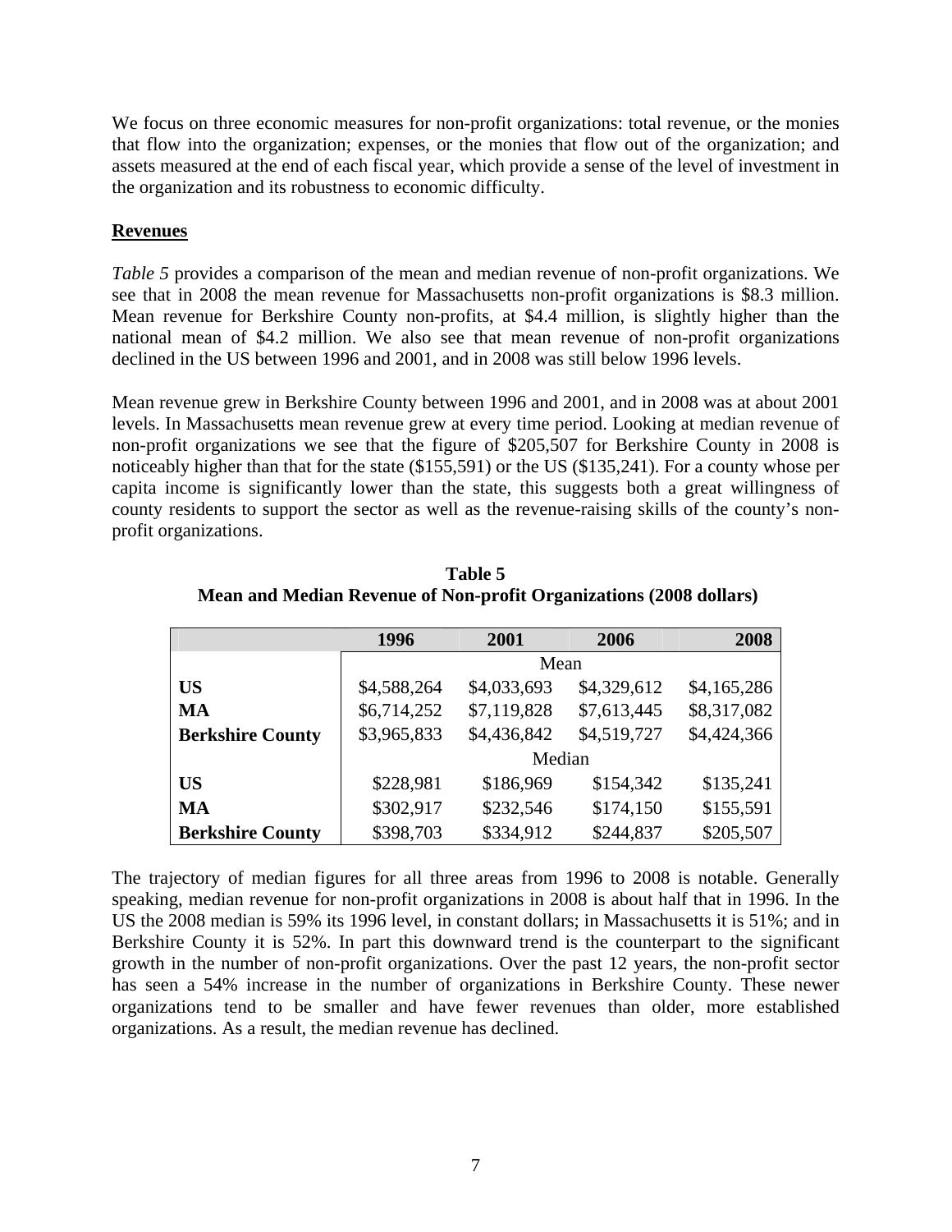We focus on three economic measures for non-profit organizations: total revenue, or the monies that flow into the organization; expenses, or the monies that flow out of the organization; and assets measured at the end of each fiscal year, which provide a sense of the level of investment in the organization and its robustness to economic difficulty.

**Revenues**

*Table 5* provides a comparison of the mean and median revenue of non-profit organizations. We see that in 2008 the mean revenue for Massachusetts non-profit organizations is $8.3 million. Mean revenue for Berkshire County non-profits, at $4.4 million, is slightly higher than the national mean of $4.2 million. We also see that mean revenue of non-profit organizations declined in the US between 1996 and 2001, and in 2008 was still below 1996 levels.

Mean revenue grew in Berkshire County between 1996 and 2001, and in 2008 was at about 2001 levels. In Massachusetts mean revenue grew at every time period. Looking at median revenue of non-profit organizations we see that the figure of $205,507 for Berkshire County in 2008 is noticeably higher than that for the state ($155,591) or the US ($135,241). For a county whose per capita income is significantly lower than the state, this suggests both a great willingness of county residents to support the sector as well as the revenue-raising skills of the county's non-profit organizations.

**Table 5**
**Mean and Median Revenue of Non-profit Organizations (2008 dollars)**

| | 1996 | 2001 | 2006 | 2008 |
|---|---|---|---|---|
| | Mean | | | |
| **US** | $4,588,264 | $4,033,693 | $4,329,612 | $4,165,286 |
| **MA** | $6,714,252 | $7,119,828 | $7,613,445 | $8,317,082 |
| **Berkshire County** | $3,965,833 | $4,436,842 | $4,519,727 | $4,424,366 |
| | Median | | | |
| **US** | $228,981 | $186,969 | $154,342 | $135,241 |
| **MA** | $302,917 | $232,546 | $174,150 | $155,591 |
| **Berkshire County** | $398,703 | $334,912 | $244,837 | $205,507 |

The trajectory of median figures for all three areas from 1996 to 2008 is notable. Generally speaking, median revenue for non-profit organizations in 2008 is about half that in 1996. In the US the 2008 median is 59% its 1996 level, in constant dollars; in Massachusetts it is 51%; and in Berkshire County it is 52%. In part this downward trend is the counterpart to the significant growth in the number of non-profit organizations. Over the past 12 years, the non-profit sector has seen a 54% increase in the number of organizations in Berkshire County. These newer organizations tend to be smaller and have fewer revenues than older, more established organizations. As a result, the median revenue has declined.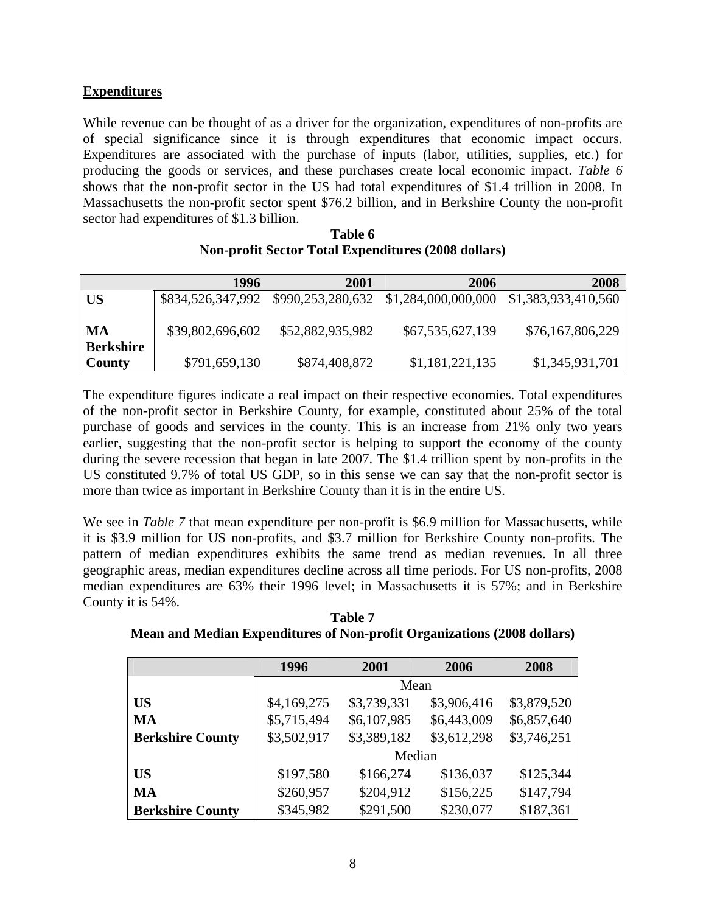## Expenditures

While revenue can be thought of as a driver for the organization, expenditures of non-profits are of special significance since it is through expenditures that economic impact occurs. Expenditures are associated with the purchase of inputs (labor, utilities, supplies, etc.) for producing the goods or services, and these purchases create local economic impact. *Table 6* shows that the non-profit sector in the US had total expenditures of $1.4 trillion in 2008. In Massachusetts the non-profit sector spent $76.2 billion, and in Berkshire County the non-profit sector had expenditures of $1.3 billion.

**Table 6**
**Non-profit Sector Total Expenditures (2008 dollars)**

| | 1996 | 2001 | 2006 | 2008 |
|---|---|---|---|---|
| **US** | $834,526,347,992 | $990,253,280,632 | $1,284,000,000,000 | $1,383,933,410,560 |
| **MA** | $39,802,696,602 | $52,882,935,982 | $67,535,627,139 | $76,167,806,229 |
| **Berkshire County** | $791,659,130 | $874,408,872 | $1,181,221,135 | $1,345,931,701 |

The expenditure figures indicate a real impact on their respective economies. Total expenditures of the non-profit sector in Berkshire County, for example, constituted about 25% of the total purchase of goods and services in the county. This is an increase from 21% only two years earlier, suggesting that the non-profit sector is helping to support the economy of the county during the severe recession that began in late 2007. The $1.4 trillion spent by non-profits in the US constituted 9.7% of total US GDP, so in this sense we can say that the non-profit sector is more than twice as important in Berkshire County than it is in the entire US.

We see in *Table 7* that mean expenditure per non-profit is $6.9 million for Massachusetts, while it is $3.9 million for US non-profits, and $3.7 million for Berkshire County non-profits. The pattern of median expenditures exhibits the same trend as median revenues. In all three geographic areas, median expenditures decline across all time periods. For US non-profits, 2008 median expenditures are 63% their 1996 level; in Massachusetts it is 57%; and in Berkshire County it is 54%.

**Table 7**
**Mean and Median Expenditures of Non-profit Organizations (2008 dollars)**

| | 1996 | 2001 | 2006 | 2008 |
|---|---|---|---|---|
| | Mean | | | |
| **US** | $4,169,275 | $3,739,331 | $3,906,416 | $3,879,520 |
| **MA** | $5,715,494 | $6,107,985 | $6,443,009 | $6,857,640 |
| **Berkshire County** | $3,502,917 | $3,389,182 | $3,612,298 | $3,746,251 |
| | Median | | | |
| **US** | $197,580 | $166,274 | $136,037 | $125,344 |
| **MA** | $260,957 | $204,912 | $156,225 | $147,794 |
| **Berkshire County** | $345,982 | $291,500 | $230,077 | $187,361 |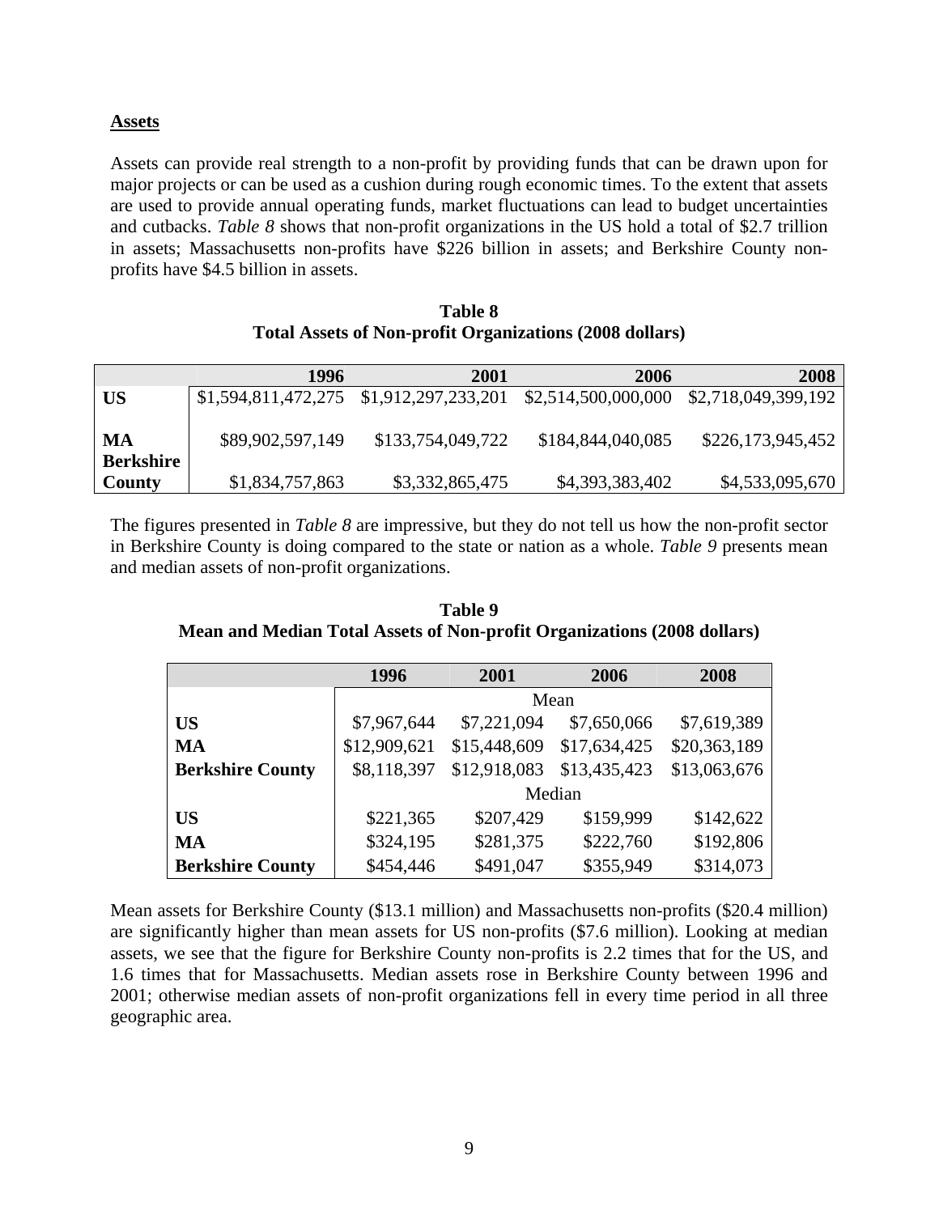**Assets**

Assets can provide real strength to a non-profit by providing funds that can be drawn upon for major projects or can be used as a cushion during rough economic times. To the extent that assets are used to provide annual operating funds, market fluctuations can lead to budget uncertainties and cutbacks. *Table 8* shows that non-profit organizations in the US hold a total of $2.7 trillion in assets; Massachusetts non-profits have $226 billion in assets; and Berkshire County non-profits have $4.5 billion in assets.

**Table 8**
**Total Assets of Non-profit Organizations (2008 dollars)**

| | 1996 | 2001 | 2006 | 2008 |
|---|---|---|---|---|
| **US** | $1,594,811,472,275 | $1,912,297,233,201 | $2,514,500,000,000 | $2,718,049,399,192 |
| **MA** | $89,902,597,149 | $133,754,049,722 | $184,844,040,085 | $226,173,945,452 |
| **Berkshire County** | $1,834,757,863 | $3,332,865,475 | $4,393,383,402 | $4,533,095,670 |

The figures presented in *Table 8* are impressive, but they do not tell us how the non-profit sector in Berkshire County is doing compared to the state or nation as a whole. *Table 9* presents mean and median assets of non-profit organizations.

**Table 9**
**Mean and Median Total Assets of Non-profit Organizations (2008 dollars)**

| | 1996 | 2001 | 2006 | 2008 |
|---|---|---|---|---|
| | Mean | | | |
| **US** | $7,967,644 | $7,221,094 | $7,650,066 | $7,619,389 |
| **MA** | $12,909,621 | $15,448,609 | $17,634,425 | $20,363,189 |
| **Berkshire County** | $8,118,397 | $12,918,083 | $13,435,423 | $13,063,676 |
| | Median | | | |
| **US** | $221,365 | $207,429 | $159,999 | $142,622 |
| **MA** | $324,195 | $281,375 | $222,760 | $192,806 |
| **Berkshire County** | $454,446 | $491,047 | $355,949 | $314,073 |

Mean assets for Berkshire County ($13.1 million) and Massachusetts non-profits ($20.4 million) are significantly higher than mean assets for US non-profits ($7.6 million). Looking at median assets, we see that the figure for Berkshire County non-profits is 2.2 times that for the US, and 1.6 times that for Massachusetts. Median assets rose in Berkshire County between 1996 and 2001; otherwise median assets of non-profit organizations fell in every time period in all three geographic area.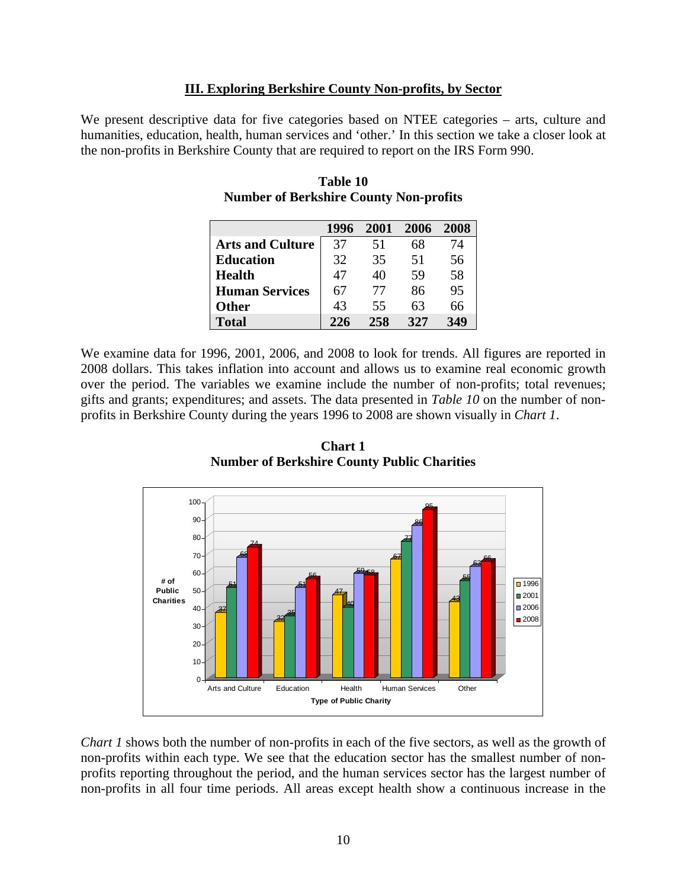## III. Exploring Berkshire County Non-profits, by Sector

We present descriptive data for five categories based on NTEE categories – arts, culture and humanities, education, health, human services and 'other.' In this section we take a closer look at the non-profits in Berkshire County that are required to report on the IRS Form 990.

**Table 10**
**Number of Berkshire County Non-profits**

| | 1996 | 2001 | 2006 | 2008 |
|---|---|---|---|---|
| **Arts and Culture** | 37 | 51 | 68 | 74 |
| **Education** | 32 | 35 | 51 | 56 |
| **Health** | 47 | 40 | 59 | 58 |
| **Human Services** | 67 | 77 | 86 | 95 |
| **Other** | 43 | 55 | 63 | 66 |
| **Total** | **226** | **258** | **327** | **349** |

We examine data for 1996, 2001, 2006, and 2008 to look for trends. All figures are reported in 2008 dollars. This takes inflation into account and allows us to examine real economic growth over the period. The variables we examine include the number of non-profits; total revenues; gifts and grants; expenditures; and assets. The data presented in *Table 10* on the number of non-profits in Berkshire County during the years 1996 to 2008 are shown visually in *Chart 1*.

**Chart 1**
**Number of Berkshire County Public Charities**

*Chart 1* shows both the number of non-profits in each of the five sectors, as well as the growth of non-profits within each type. We see that the education sector has the smallest number of non-profits reporting throughout the period, and the human services sector has the largest number of non-profits in all four time periods. All areas except health show a continuous increase in the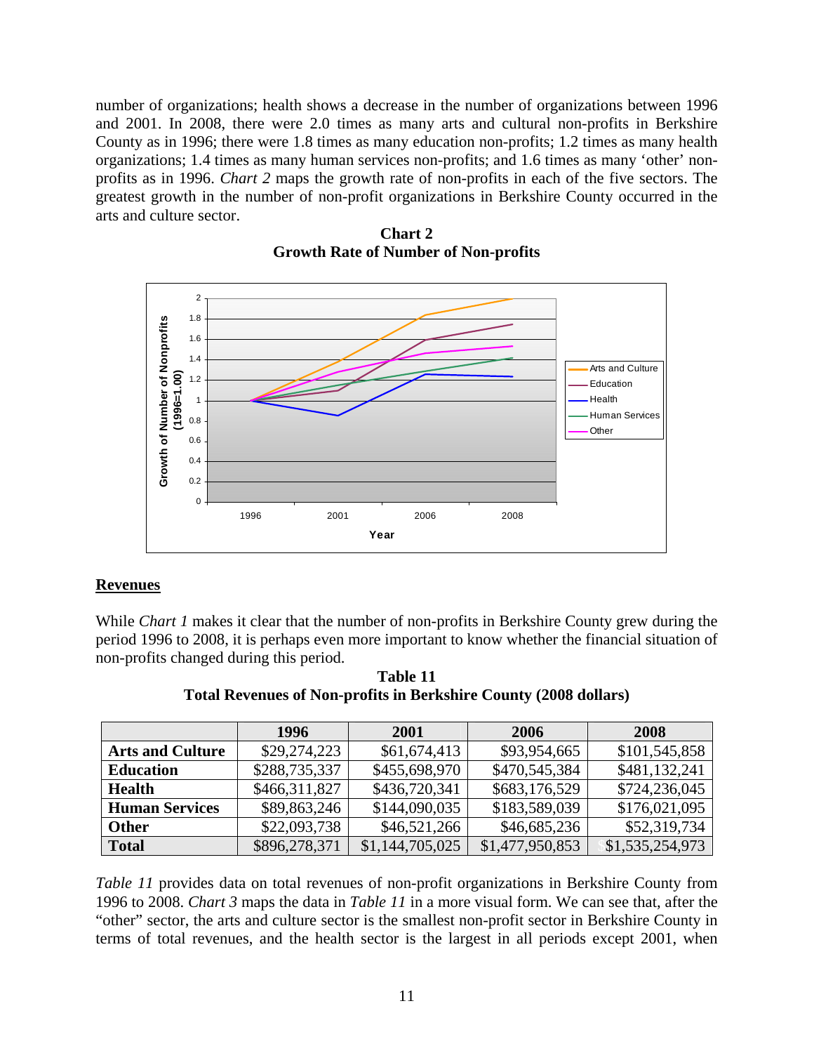number of organizations; health shows a decrease in the number of organizations between 1996 and 2001. In 2008, there were 2.0 times as many arts and cultural non-profits in Berkshire County as in 1996; there were 1.8 times as many education non-profits; 1.2 times as many health organizations; 1.4 times as many human services non-profits; and 1.6 times as many 'other' non-profits as in 1996. *Chart 2* maps the growth rate of non-profits in each of the five sectors. The greatest growth in the number of non-profit organizations in Berkshire County occurred in the arts and culture sector.

**Chart 2**
**Growth Rate of Number of Non-profits**

## Revenues

While *Chart 1* makes it clear that the number of non-profits in Berkshire County grew during the period 1996 to 2008, it is perhaps even more important to know whether the financial situation of non-profits changed during this period.

**Table 11**
**Total Revenues of Non-profits in Berkshire County (2008 dollars)**

| | 1996 | 2001 | 2006 | 2008 |
|---|---|---|---|---|
| **Arts and Culture** | $29,274,223 | $61,674,413 | $93,954,665 | $101,545,858 |
| **Education** | $288,735,337 | $455,698,970 | $470,545,384 | $481,132,241 |
| **Health** | $466,311,827 | $436,720,341 | $683,176,529 | $724,236,045 |
| **Human Services** | $89,863,246 | $144,090,035 | $183,589,039 | $176,021,095 |
| **Other** | $22,093,738 | $46,521,266 | $46,685,236 | $52,319,734 |
| **Total** | $896,278,371 | $1,144,705,025 | $1,477,950,853 | $1,535,254,973 |

*Table 11* provides data on total revenues of non-profit organizations in Berkshire County from 1996 to 2008. *Chart 3* maps the data in *Table 11* in a more visual form. We can see that, after the "other" sector, the arts and culture sector is the smallest non-profit sector in Berkshire County in terms of total revenues, and the health sector is the largest in all periods except 2001, when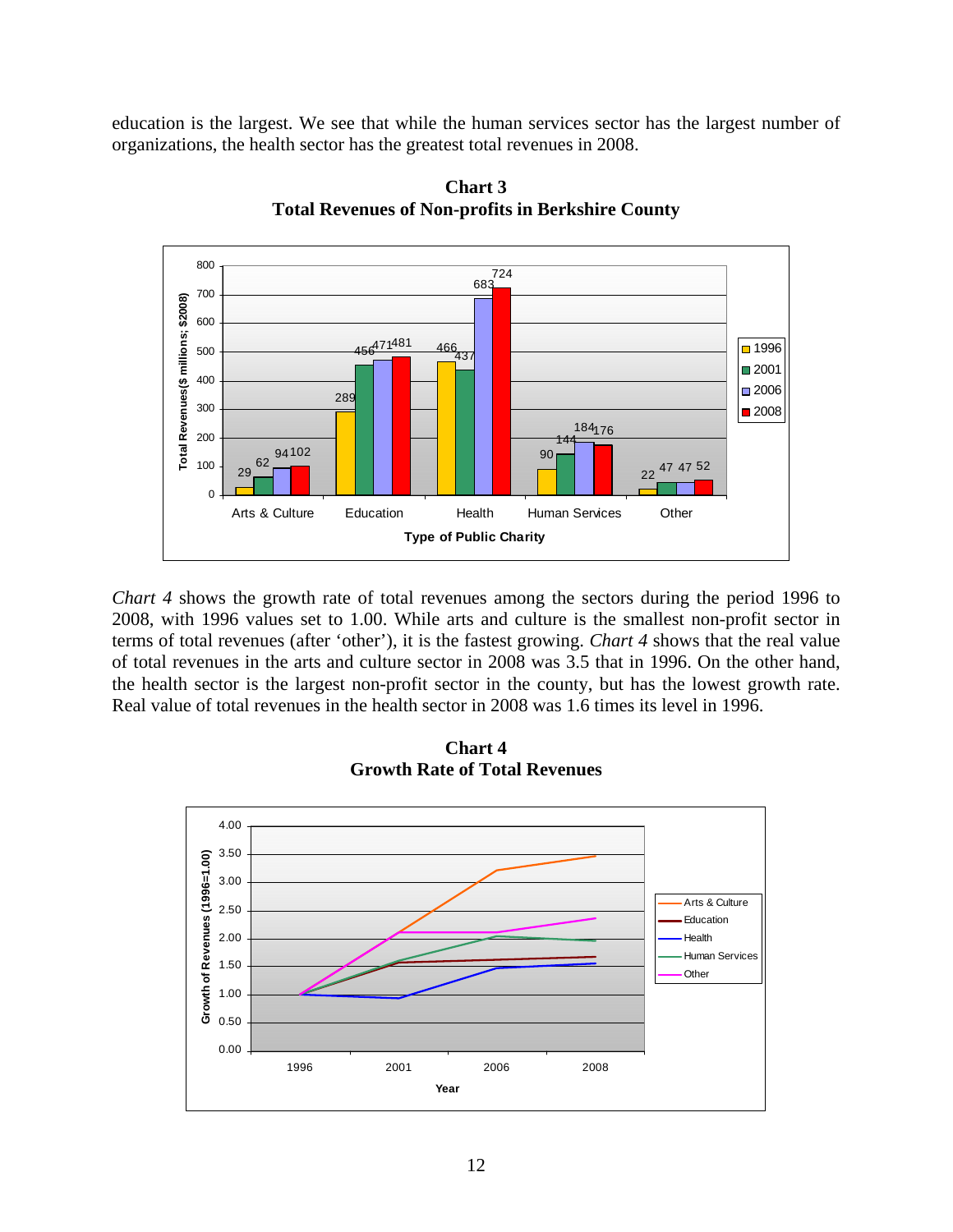education is the largest. We see that while the human services sector has the largest number of organizations, the health sector has the greatest total revenues in 2008.

**Chart 3**
**Total Revenues of Non-profits in Berkshire County**

| Type of Public Charity | 1996 | 2001 | 2006 | 2008 |
|---|---|---|---|---|
| Arts & Culture | 29 | 62 | 94 | 102 |
| Education | 289 | 456 | 471 | 481 |
| Health | 466 | 437 | 683 | 724 |
| Human Services | 90 | 144 | 184 | 176 |
| Other | 22 | 47 | 47 | 52 |

Total Revenues ($ millions; $2008)

*Chart 4* shows the growth rate of total revenues among the sectors during the period 1996 to 2008, with 1996 values set to 1.00. While arts and culture is the smallest non-profit sector in terms of total revenues (after 'other'), it is the fastest growing. *Chart 4* shows that the real value of total revenues in the arts and culture sector in 2008 was 3.5 that in 1996. On the other hand, the health sector is the largest non-profit sector in the county, but has the lowest growth rate. Real value of total revenues in the health sector in 2008 was 1.6 times its level in 1996.

**Chart 4**
**Growth Rate of Total Revenues**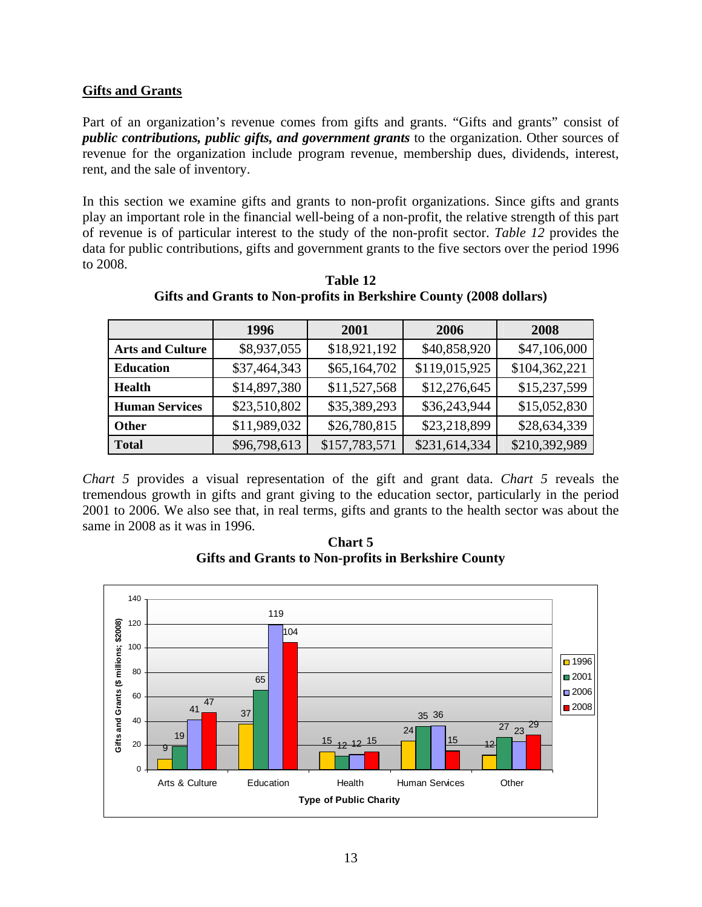## Gifts and Grants

Part of an organization's revenue comes from gifts and grants. "Gifts and grants" consist of ***public contributions, public gifts, and government grants*** to the organization. Other sources of revenue for the organization include program revenue, membership dues, dividends, interest, rent, and the sale of inventory.

In this section we examine gifts and grants to non-profit organizations. Since gifts and grants play an important role in the financial well-being of a non-profit, the relative strength of this part of revenue is of particular interest to the study of the non-profit sector. *Table 12* provides the data for public contributions, gifts and government grants to the five sectors over the period 1996 to 2008.

**Table 12**
**Gifts and Grants to Non-profits in Berkshire County (2008 dollars)**

| | 1996 | 2001 | 2006 | 2008 |
|---|---|---|---|---|
| **Arts and Culture** | $8,937,055 | $18,921,192 | $40,858,920 | $47,106,000 |
| **Education** | $37,464,343 | $65,164,702 | $119,015,925 | $104,362,221 |
| **Health** | $14,897,380 | $11,527,568 | $12,276,645 | $15,237,599 |
| **Human Services** | $23,510,802 | $35,389,293 | $36,243,944 | $15,052,830 |
| **Other** | $11,989,032 | $26,780,815 | $23,218,899 | $28,634,339 |
| **Total** | $96,798,613 | $157,783,571 | $231,614,334 | $210,392,989 |

*Chart 5* provides a visual representation of the gift and grant data. *Chart 5* reveals the tremendous growth in gifts and grant giving to the education sector, particularly in the period 2001 to 2006. We also see that, in real terms, gifts and grants to the health sector was about the same in 2008 as it was in 1996.

**Chart 5**
**Gifts and Grants to Non-profits in Berkshire County**

| Type of Public Charity | 1996 | 2001 | 2006 | 2008 |
|---|---|---|---|---|
| Arts & Culture | 9 | 19 | 41 | 47 |
| Education | 37 | 65 | 119 | 104 |
| Health | 15 | 12 | 12 | 15 |
| Human Services | 24 | 35 | 36 | 15 |
| Other | 12 | 27 | 23 | 29 |

Gifts and Grants ($ millions; $2008)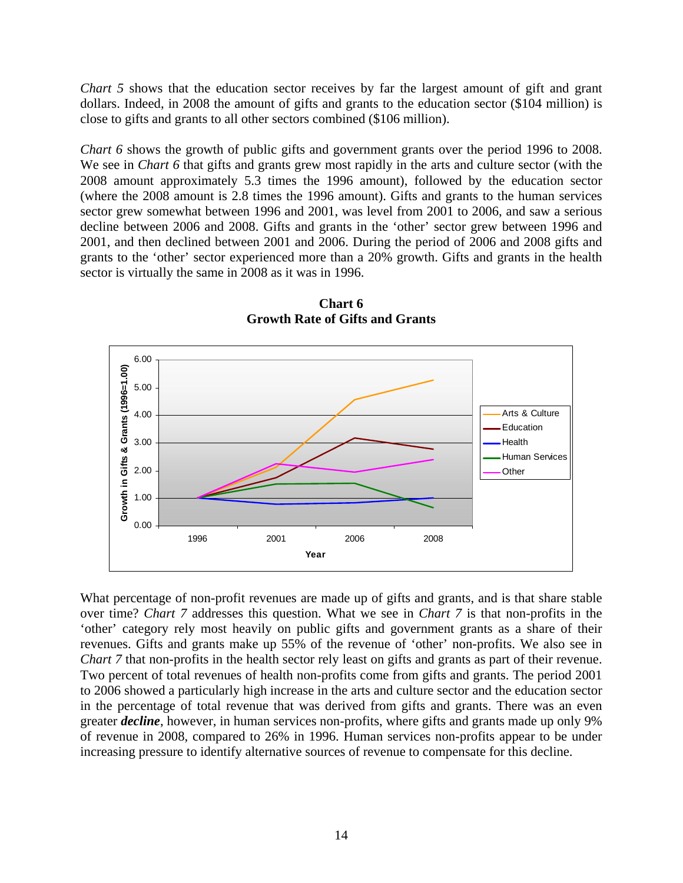*Chart 5* shows that the education sector receives by far the largest amount of gift and grant dollars. Indeed, in 2008 the amount of gifts and grants to the education sector ($104 million) is close to gifts and grants to all other sectors combined ($106 million).

*Chart 6* shows the growth of public gifts and government grants over the period 1996 to 2008. We see in *Chart 6* that gifts and grants grew most rapidly in the arts and culture sector (with the 2008 amount approximately 5.3 times the 1996 amount), followed by the education sector (where the 2008 amount is 2.8 times the 1996 amount). Gifts and grants to the human services sector grew somewhat between 1996 and 2001, was level from 2001 to 2006, and saw a serious decline between 2006 and 2008. Gifts and grants in the 'other' sector grew between 1996 and 2001, and then declined between 2001 and 2006. During the period of 2006 and 2008 gifts and grants to the 'other' sector experienced more than a 20% growth. Gifts and grants in the health sector is virtually the same in 2008 as it was in 1996.

**Chart 6**
**Growth Rate of Gifts and Grants**

What percentage of non-profit revenues are made up of gifts and grants, and is that share stable over time? *Chart 7* addresses this question. What we see in *Chart 7* is that non-profits in the 'other' category rely most heavily on public gifts and government grants as a share of their revenues. Gifts and grants make up 55% of the revenue of 'other' non-profits. We also see in *Chart 7* that non-profits in the health sector rely least on gifts and grants as part of their revenue. Two percent of total revenues of health non-profits come from gifts and grants. The period 2001 to 2006 showed a particularly high increase in the arts and culture sector and the education sector in the percentage of total revenue that was derived from gifts and grants. There was an even greater ***decline***, however, in human services non-profits, where gifts and grants made up only 9% of revenue in 2008, compared to 26% in 1996. Human services non-profits appear to be under increasing pressure to identify alternative sources of revenue to compensate for this decline.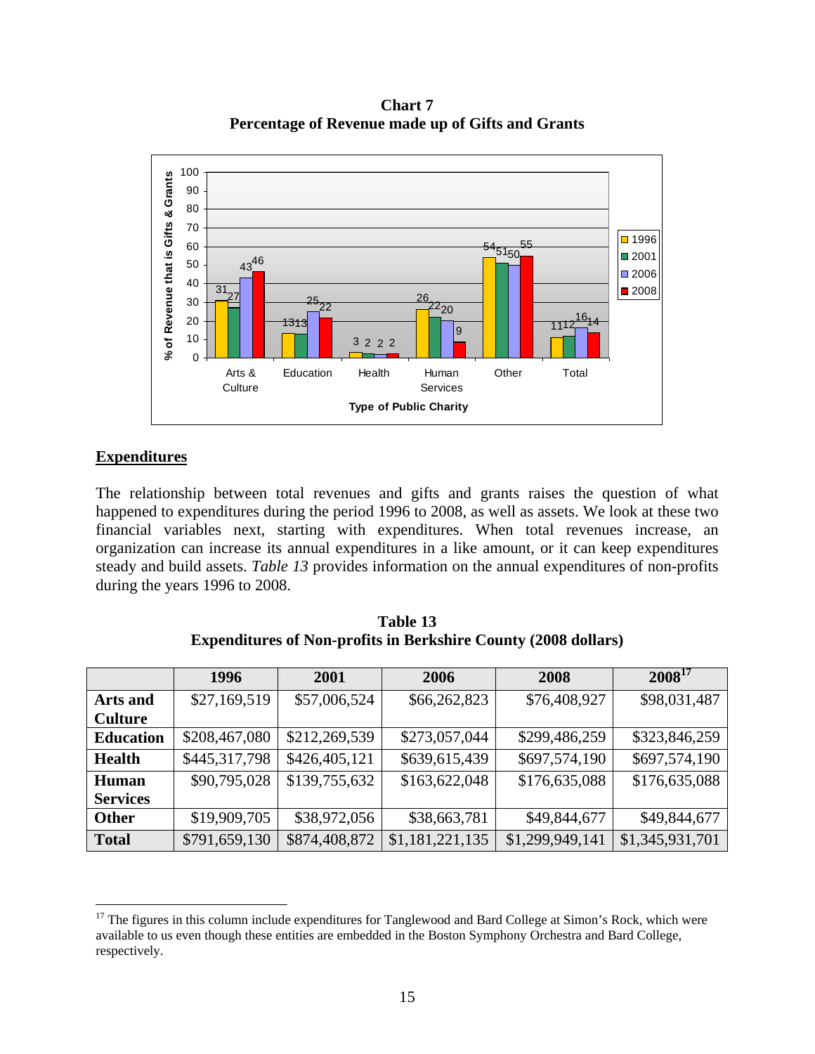**Chart 7**
**Percentage of Revenue made up of Gifts and Grants**

| Type of Public Charity | 1996 | 2001 | 2006 | 2008 |
|---|---|---|---|---|
| Arts & Culture | 31 | 27 | 43 | 46 |
| Education | 13 | 13 | 25 | 22 |
| Health | 3 | 2 | 2 | 2 |
| Human Services | 26 | 22 | 20 | 9 |
| Other | 54 | 51 | 50 | 55 |
| Total | 11 | 12 | 16 | 14 |

## Expenditures

The relationship between total revenues and gifts and grants raises the question of what happened to expenditures during the period 1996 to 2008, as well as assets. We look at these two financial variables next, starting with expenditures. When total revenues increase, an organization can increase its annual expenditures in a like amount, or it can keep expenditures steady and build assets. *Table 13* provides information on the annual expenditures of non-profits during the years 1996 to 2008.

**Table 13**
**Expenditures of Non-profits in Berkshire County (2008 dollars)**

| | 1996 | 2001 | 2006 | 2008 | 2008[17] |
|---|---|---|---|---|---|
| **Arts and Culture** | $27,169,519 | $57,006,524 | $66,262,823 | $76,408,927 | $98,031,487 |
| **Education** | $208,467,080 | $212,269,539 | $273,057,044 | $299,486,259 | $323,846,259 |
| **Health** | $445,317,798 | $426,405,121 | $639,615,439 | $697,574,190 | $697,574,190 |
| **Human Services** | $90,795,028 | $139,755,632 | $163,622,048 | $176,635,088 | $176,635,088 |
| **Other** | $19,909,705 | $38,972,056 | $38,663,781 | $49,844,677 | $49,844,677 |
| **Total** | $791,659,130 | $874,408,872 | $1,181,221,135 | $1,299,949,141 | $1,345,931,701 |

[17] The figures in this column include expenditures for Tanglewood and Bard College at Simon's Rock, which were available to us even though these entities are embedded in the Boston Symphony Orchestra and Bard College, respectively.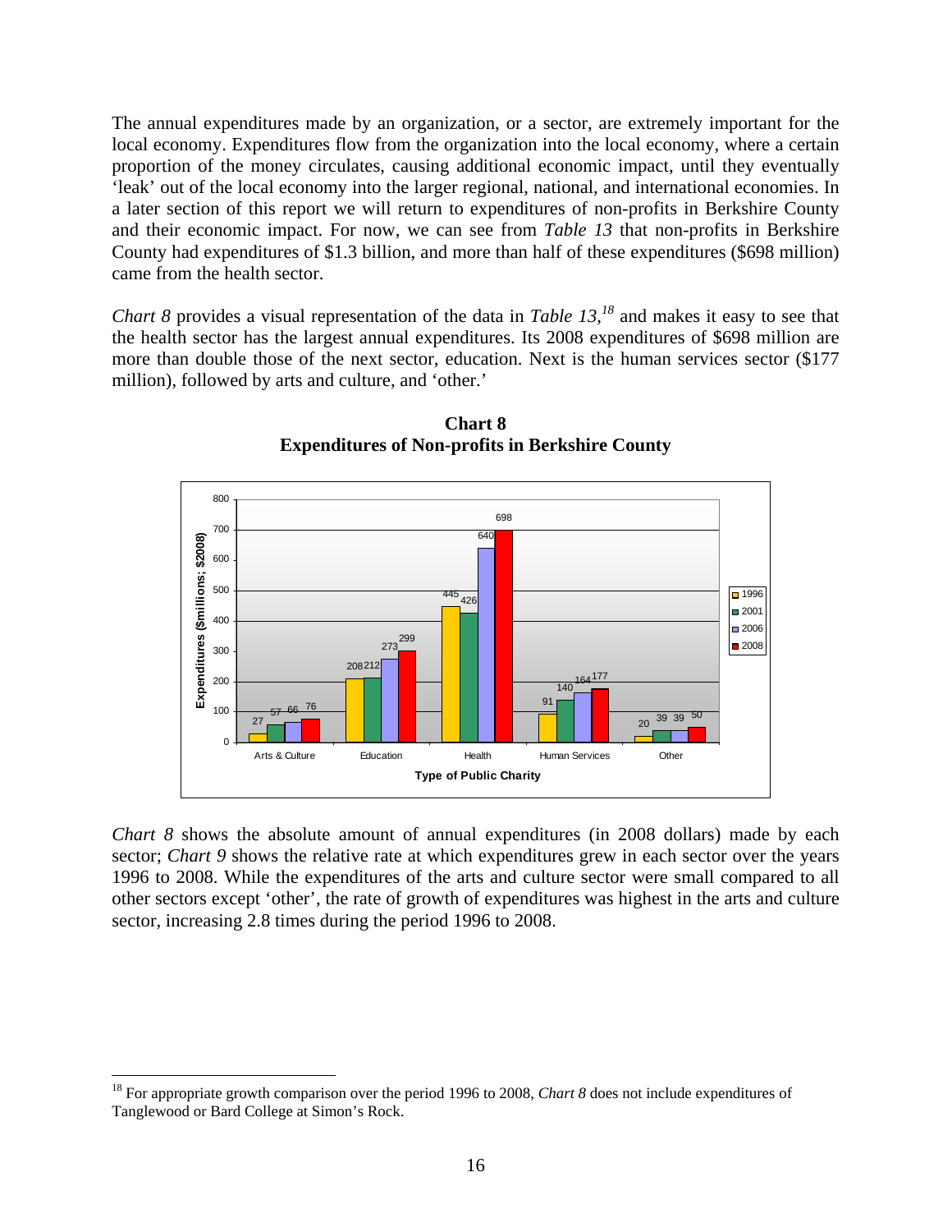The annual expenditures made by an organization, or a sector, are extremely important for the local economy. Expenditures flow from the organization into the local economy, where a certain proportion of the money circulates, causing additional economic impact, until they eventually 'leak' out of the local economy into the larger regional, national, and international economies. In a later section of this report we will return to expenditures of non-profits in Berkshire County and their economic impact. For now, we can see from *Table 13* that non-profits in Berkshire County had expenditures of \$1.3 billion, and more than half of these expenditures (\$698 million) came from the health sector.

*Chart 8* provides a visual representation of the data in *Table 13*,[18] and makes it easy to see that the health sector has the largest annual expenditures. Its 2008 expenditures of \$698 million are more than double those of the next sector, education. Next is the human services sector (\$177 million), followed by arts and culture, and 'other.'

**Chart 8**
**Expenditures of Non-profits in Berkshire County**

Expenditures ($millions; $2008)

| Type of Public Charity | 1996 | 2001 | 2006 | 2008 |
|---|---|---|---|---|
| Arts & Culture | 27 | 57 | 66 | 76 |
| Education | 208 | 212 | 273 | 299 |
| Health | 445 | 426 | 640 | 698 |
| Human Services | 91 | 140 | 164 | 177 |
| Other | 20 | 39 | 39 | 50 |

*Chart 8* shows the absolute amount of annual expenditures (in 2008 dollars) made by each sector; *Chart 9* shows the relative rate at which expenditures grew in each sector over the years 1996 to 2008. While the expenditures of the arts and culture sector were small compared to all other sectors except 'other', the rate of growth of expenditures was highest in the arts and culture sector, increasing 2.8 times during the period 1996 to 2008.

[18] For appropriate growth comparison over the period 1996 to 2008, *Chart 8* does not include expenditures of Tanglewood or Bard College at Simon's Rock.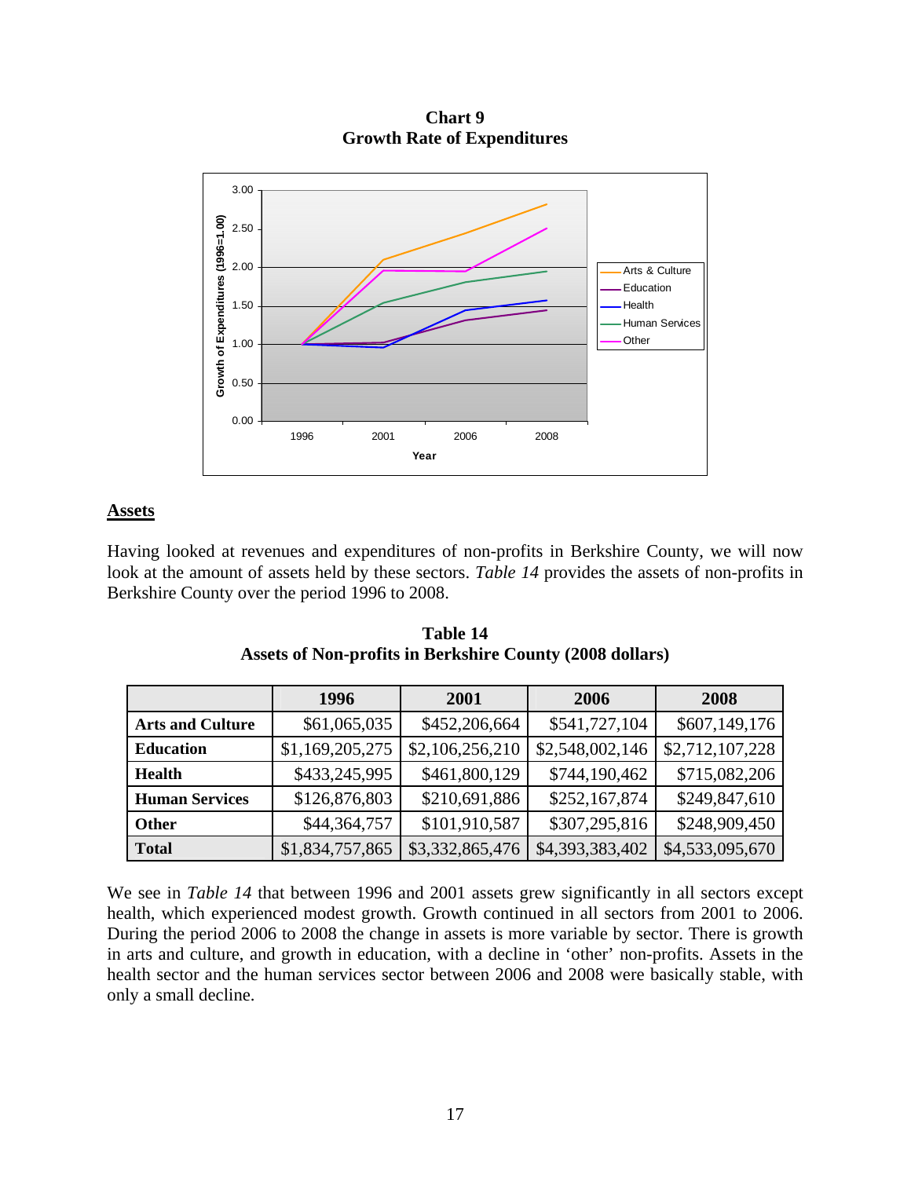**Chart 9**
**Growth Rate of Expenditures**

## Assets

Having looked at revenues and expenditures of non-profits in Berkshire County, we will now look at the amount of assets held by these sectors. *Table 14* provides the assets of non-profits in Berkshire County over the period 1996 to 2008.

**Table 14**
**Assets of Non-profits in Berkshire County (2008 dollars)**

| | 1996 | 2001 | 2006 | 2008 |
|---|---|---|---|---|
| **Arts and Culture** | $61,065,035 | $452,206,664 | $541,727,104 | $607,149,176 |
| **Education** | $1,169,205,275 | $2,106,256,210 | $2,548,002,146 | $2,712,107,228 |
| **Health** | $433,245,995 | $461,800,129 | $744,190,462 | $715,082,206 |
| **Human Services** | $126,876,803 | $210,691,886 | $252,167,874 | $249,847,610 |
| **Other** | $44,364,757 | $101,910,587 | $307,295,816 | $248,909,450 |
| **Total** | $1,834,757,865 | $3,332,865,476 | $4,393,383,402 | $4,533,095,670 |

We see in *Table 14* that between 1996 and 2001 assets grew significantly in all sectors except health, which experienced modest growth. Growth continued in all sectors from 2001 to 2006. During the period 2006 to 2008 the change in assets is more variable by sector. There is growth in arts and culture, and growth in education, with a decline in 'other' non-profits. Assets in the health sector and the human services sector between 2006 and 2008 were basically stable, with only a small decline.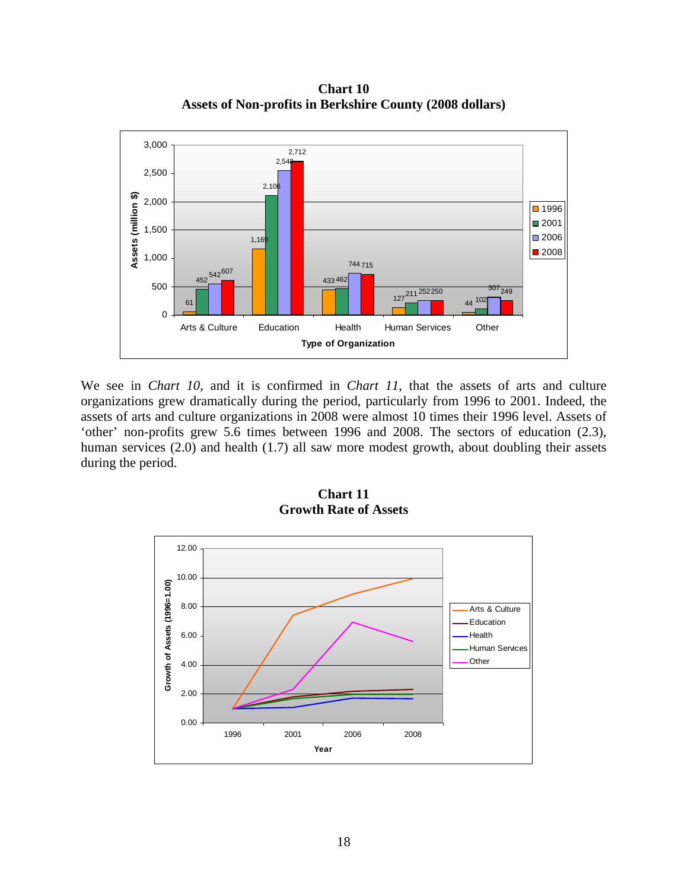**Chart 10**
**Assets of Non-profits in Berkshire County (2008 dollars)**

| Type of Organization | 1996 | 2001 | 2006 | 2008 |
|---|---|---|---|---|
| Arts & Culture | 61 | 452 | 542 | 607 |
| Education | 1,169 | 2,106 | 2,548 | 2,712 |
| Health | 433 | 462 | 744 | 715 |
| Human Services | 127 | 211 | 252 | 250 |
| Other | 44 | 102 | 307 | 249 |

We see in *Chart 10*, and it is confirmed in *Chart 11*, that the assets of arts and culture organizations grew dramatically during the period, particularly from 1996 to 2001. Indeed, the assets of arts and culture organizations in 2008 were almost 10 times their 1996 level. Assets of 'other' non-profits grew 5.6 times between 1996 and 2008. The sectors of education (2.3), human services (2.0) and health (1.7) all saw more modest growth, about doubling their assets during the period.

**Chart 11**
**Growth Rate of Assets**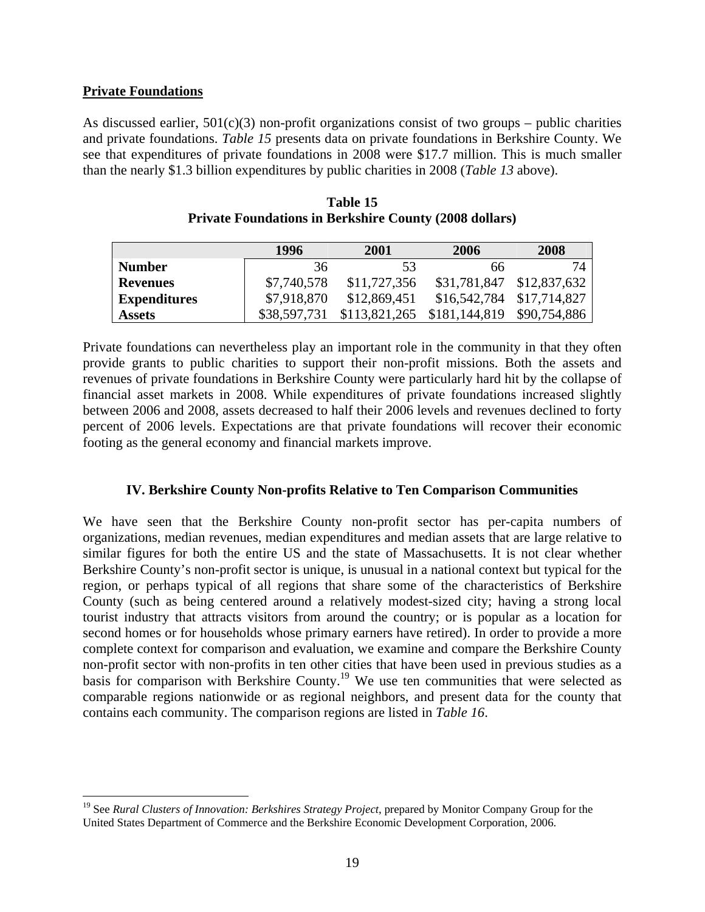**Private Foundations**

As discussed earlier, 501(c)(3) non-profit organizations consist of two groups – public charities and private foundations. *Table 15* presents data on private foundations in Berkshire County. We see that expenditures of private foundations in 2008 were $17.7 million. This is much smaller than the nearly $1.3 billion expenditures by public charities in 2008 (*Table 13* above).

**Table 15**
**Private Foundations in Berkshire County (2008 dollars)**

| | 1996 | 2001 | 2006 | 2008 |
|---|---|---|---|---|
| **Number** | 36 | 53 | 66 | 74 |
| **Revenues** | $7,740,578 | $11,727,356 | $31,781,847 | $12,837,632 |
| **Expenditures** | $7,918,870 | $12,869,451 | $16,542,784 | $17,714,827 |
| **Assets** | $38,597,731 | $113,821,265 | $181,144,819 | $90,754,886 |

Private foundations can nevertheless play an important role in the community in that they often provide grants to public charities to support their non-profit missions. Both the assets and revenues of private foundations in Berkshire County were particularly hard hit by the collapse of financial asset markets in 2008. While expenditures of private foundations increased slightly between 2006 and 2008, assets decreased to half their 2006 levels and revenues declined to forty percent of 2006 levels. Expectations are that private foundations will recover their economic footing as the general economy and financial markets improve.

## IV. Berkshire County Non-profits Relative to Ten Comparison Communities

We have seen that the Berkshire County non-profit sector has per-capita numbers of organizations, median revenues, median expenditures and median assets that are large relative to similar figures for both the entire US and the state of Massachusetts. It is not clear whether Berkshire County's non-profit sector is unique, is unusual in a national context but typical for the region, or perhaps typical of all regions that share some of the characteristics of Berkshire County (such as being centered around a relatively modest-sized city; having a strong local tourist industry that attracts visitors from around the country; or is popular as a location for second homes or for households whose primary earners have retired). In order to provide a more complete context for comparison and evaluation, we examine and compare the Berkshire County non-profit sector with non-profits in ten other cities that have been used in previous studies as a basis for comparison with Berkshire County.[19] We use ten communities that were selected as comparable regions nationwide or as regional neighbors, and present data for the county that contains each community. The comparison regions are listed in *Table 16*.

[19] See *Rural Clusters of Innovation: Berkshires Strategy Project*, prepared by Monitor Company Group for the United States Department of Commerce and the Berkshire Economic Development Corporation, 2006.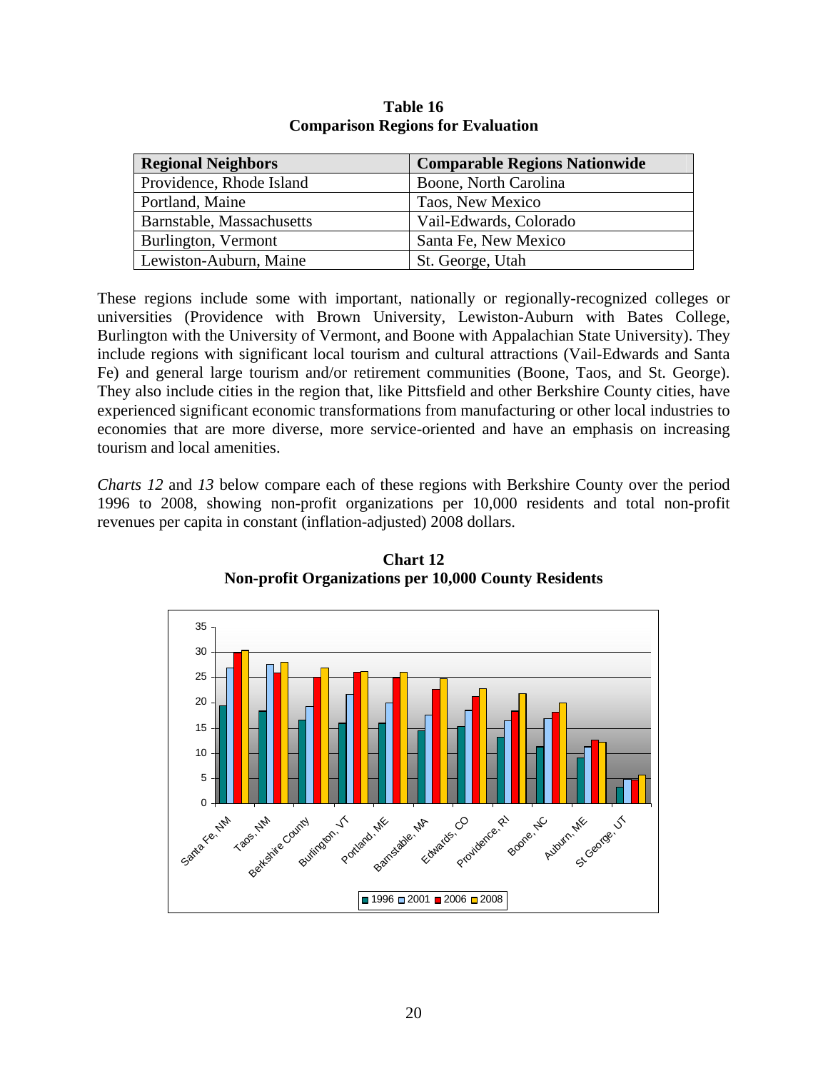**Table 16**
**Comparison Regions for Evaluation**

| Regional Neighbors | Comparable Regions Nationwide |
|---|---|
| Providence, Rhode Island | Boone, North Carolina |
| Portland, Maine | Taos, New Mexico |
| Barnstable, Massachusetts | Vail-Edwards, Colorado |
| Burlington, Vermont | Santa Fe, New Mexico |
| Lewiston-Auburn, Maine | St. George, Utah |

These regions include some with important, nationally or regionally-recognized colleges or universities (Providence with Brown University, Lewiston-Auburn with Bates College, Burlington with the University of Vermont, and Boone with Appalachian State University). They include regions with significant local tourism and cultural attractions (Vail-Edwards and Santa Fe) and general large tourism and/or retirement communities (Boone, Taos, and St. George). They also include cities in the region that, like Pittsfield and other Berkshire County cities, have experienced significant economic transformations from manufacturing or other local industries to economies that are more diverse, more service-oriented and have an emphasis on increasing tourism and local amenities.

*Charts 12* and *13* below compare each of these regions with Berkshire County over the period 1996 to 2008, showing non-profit organizations per 10,000 residents and total non-profit revenues per capita in constant (inflation-adjusted) 2008 dollars.

**Chart 12**
**Non-profit Organizations per 10,000 County Residents**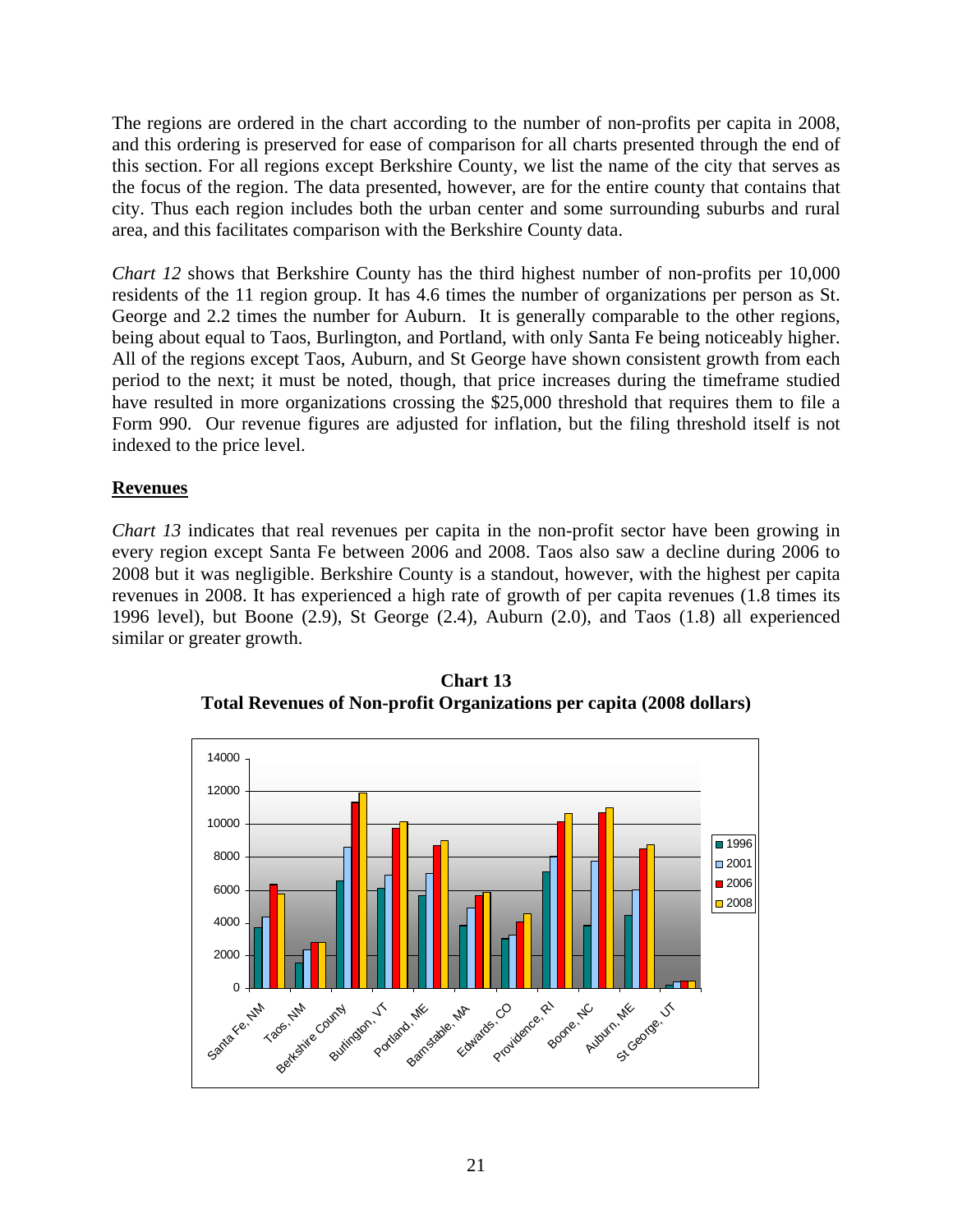The regions are ordered in the chart according to the number of non-profits per capita in 2008, and this ordering is preserved for ease of comparison for all charts presented through the end of this section. For all regions except Berkshire County, we list the name of the city that serves as the focus of the region. The data presented, however, are for the entire county that contains that city. Thus each region includes both the urban center and some surrounding suburbs and rural area, and this facilitates comparison with the Berkshire County data.

*Chart 12* shows that Berkshire County has the third highest number of non-profits per 10,000 residents of the 11 region group. It has 4.6 times the number of organizations per person as St. George and 2.2 times the number for Auburn. It is generally comparable to the other regions, being about equal to Taos, Burlington, and Portland, with only Santa Fe being noticeably higher. All of the regions except Taos, Auburn, and St George have shown consistent growth from each period to the next; it must be noted, though, that price increases during the timeframe studied have resulted in more organizations crossing the $25,000 threshold that requires them to file a Form 990. Our revenue figures are adjusted for inflation, but the filing threshold itself is not indexed to the price level.

## Revenues

*Chart 13* indicates that real revenues per capita in the non-profit sector have been growing in every region except Santa Fe between 2006 and 2008. Taos also saw a decline during 2006 to 2008 but it was negligible. Berkshire County is a standout, however, with the highest per capita revenues in 2008. It has experienced a high rate of growth of per capita revenues (1.8 times its 1996 level), but Boone (2.9), St George (2.4), Auburn (2.0), and Taos (1.8) all experienced similar or greater growth.

**Chart 13**
**Total Revenues of Non-profit Organizations per capita (2008 dollars)**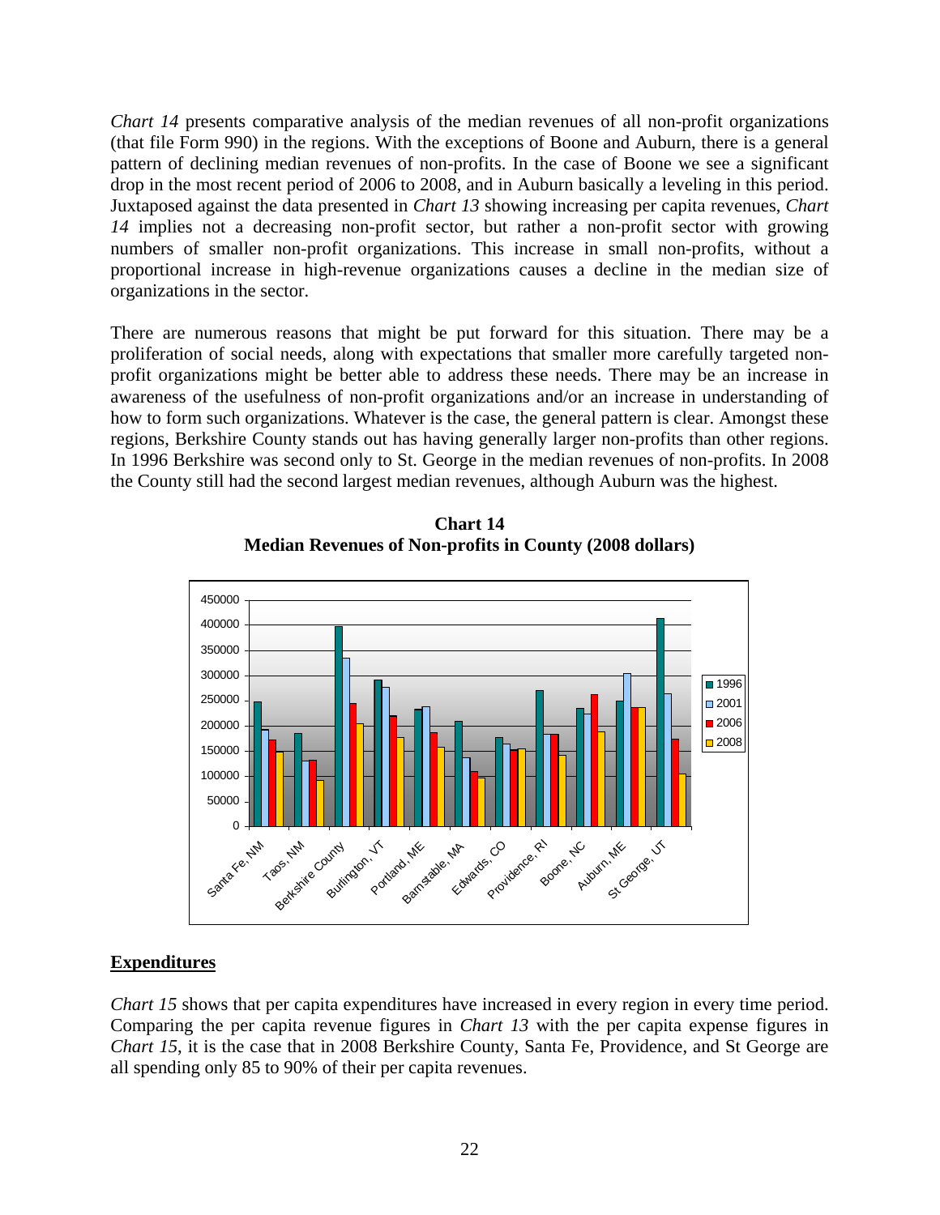*Chart 14* presents comparative analysis of the median revenues of all non-profit organizations (that file Form 990) in the regions. With the exceptions of Boone and Auburn, there is a general pattern of declining median revenues of non-profits. In the case of Boone we see a significant drop in the most recent period of 2006 to 2008, and in Auburn basically a leveling in this period. Juxtaposed against the data presented in *Chart 13* showing increasing per capita revenues, *Chart 14* implies not a decreasing non-profit sector, but rather a non-profit sector with growing numbers of smaller non-profit organizations. This increase in small non-profits, without a proportional increase in high-revenue organizations causes a decline in the median size of organizations in the sector.

There are numerous reasons that might be put forward for this situation. There may be a proliferation of social needs, along with expectations that smaller more carefully targeted non-profit organizations might be better able to address these needs. There may be an increase in awareness of the usefulness of non-profit organizations and/or an increase in understanding of how to form such organizations. Whatever is the case, the general pattern is clear. Amongst these regions, Berkshire County stands out has having generally larger non-profits than other regions. In 1996 Berkshire was second only to St. George in the median revenues of non-profits. In 2008 the County still had the second largest median revenues, although Auburn was the highest.

**Chart 14**
**Median Revenues of Non-profits in County (2008 dollars)**

## Expenditures

*Chart 15* shows that per capita expenditures have increased in every region in every time period. Comparing the per capita revenue figures in *Chart 13* with the per capita expense figures in *Chart 15*, it is the case that in 2008 Berkshire County, Santa Fe, Providence, and St George are all spending only 85 to 90% of their per capita revenues.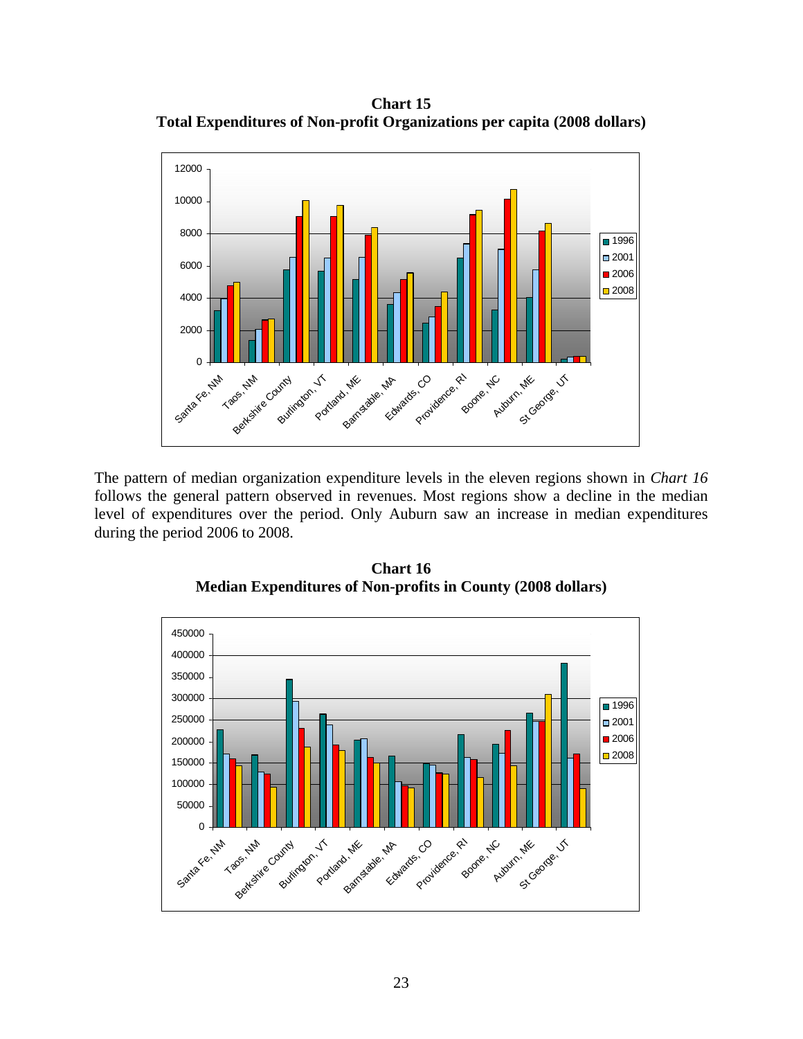**Chart 15**
**Total Expenditures of Non-profit Organizations per capita (2008 dollars)**

The pattern of median organization expenditure levels in the eleven regions shown in *Chart 16* follows the general pattern observed in revenues. Most regions show a decline in the median level of expenditures over the period. Only Auburn saw an increase in median expenditures during the period 2006 to 2008.

**Chart 16**
**Median Expenditures of Non-profits in County (2008 dollars)**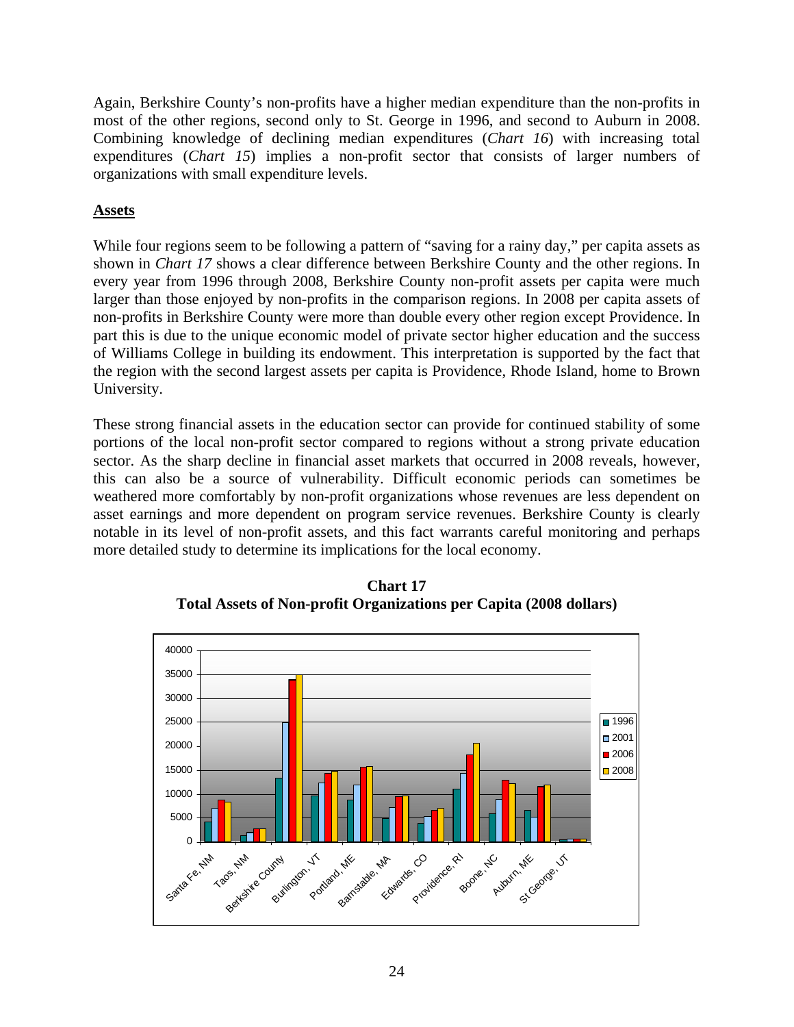Again, Berkshire County's non-profits have a higher median expenditure than the non-profits in most of the other regions, second only to St. George in 1996, and second to Auburn in 2008. Combining knowledge of declining median expenditures (*Chart 16*) with increasing total expenditures (*Chart 15*) implies a non-profit sector that consists of larger numbers of organizations with small expenditure levels.

**Assets**

While four regions seem to be following a pattern of "saving for a rainy day," per capita assets as shown in *Chart 17* shows a clear difference between Berkshire County and the other regions. In every year from 1996 through 2008, Berkshire County non-profit assets per capita were much larger than those enjoyed by non-profits in the comparison regions. In 2008 per capita assets of non-profits in Berkshire County were more than double every other region except Providence. In part this is due to the unique economic model of private sector higher education and the success of Williams College in building its endowment. This interpretation is supported by the fact that the region with the second largest assets per capita is Providence, Rhode Island, home to Brown University.

These strong financial assets in the education sector can provide for continued stability of some portions of the local non-profit sector compared to regions without a strong private education sector. As the sharp decline in financial asset markets that occurred in 2008 reveals, however, this can also be a source of vulnerability. Difficult economic periods can sometimes be weathered more comfortably by non-profit organizations whose revenues are less dependent on asset earnings and more dependent on program service revenues. Berkshire County is clearly notable in its level of non-profit assets, and this fact warrants careful monitoring and perhaps more detailed study to determine its implications for the local economy.

**Chart 17**
**Total Assets of Non-profit Organizations per Capita (2008 dollars)**

| Region | 1996 | 2001 | 2006 | 2008 |
|---|---|---|---|---|
| Santa Fe, NM | ~4200 | ~7100 | ~8800 | ~8400 |
| Taos, NM | ~1300 | ~2000 | ~2800 | ~2800 |
| Berkshire County | ~13400 | ~24900 | ~34000 | ~35000 |
| Burlington, VT | ~9700 | ~12400 | ~14400 | ~14800 |
| Portland, ME | ~8800 | ~12000 | ~15700 | ~15900 |
| Barnstable, MA | ~5000 | ~7200 | ~9600 | ~9700 |
| Edwards, CO | ~4000 | ~5400 | ~6700 | ~7100 |
| Providence, RI | ~11100 | ~14400 | ~18200 | ~20700 |
| Boone, NC | ~6000 | ~9000 | ~13000 | ~12300 |
| Auburn, ME | ~6700 | ~5200 | ~11700 | ~12000 |
| St George, UT | ~500 | ~700 | ~700 | ~700 |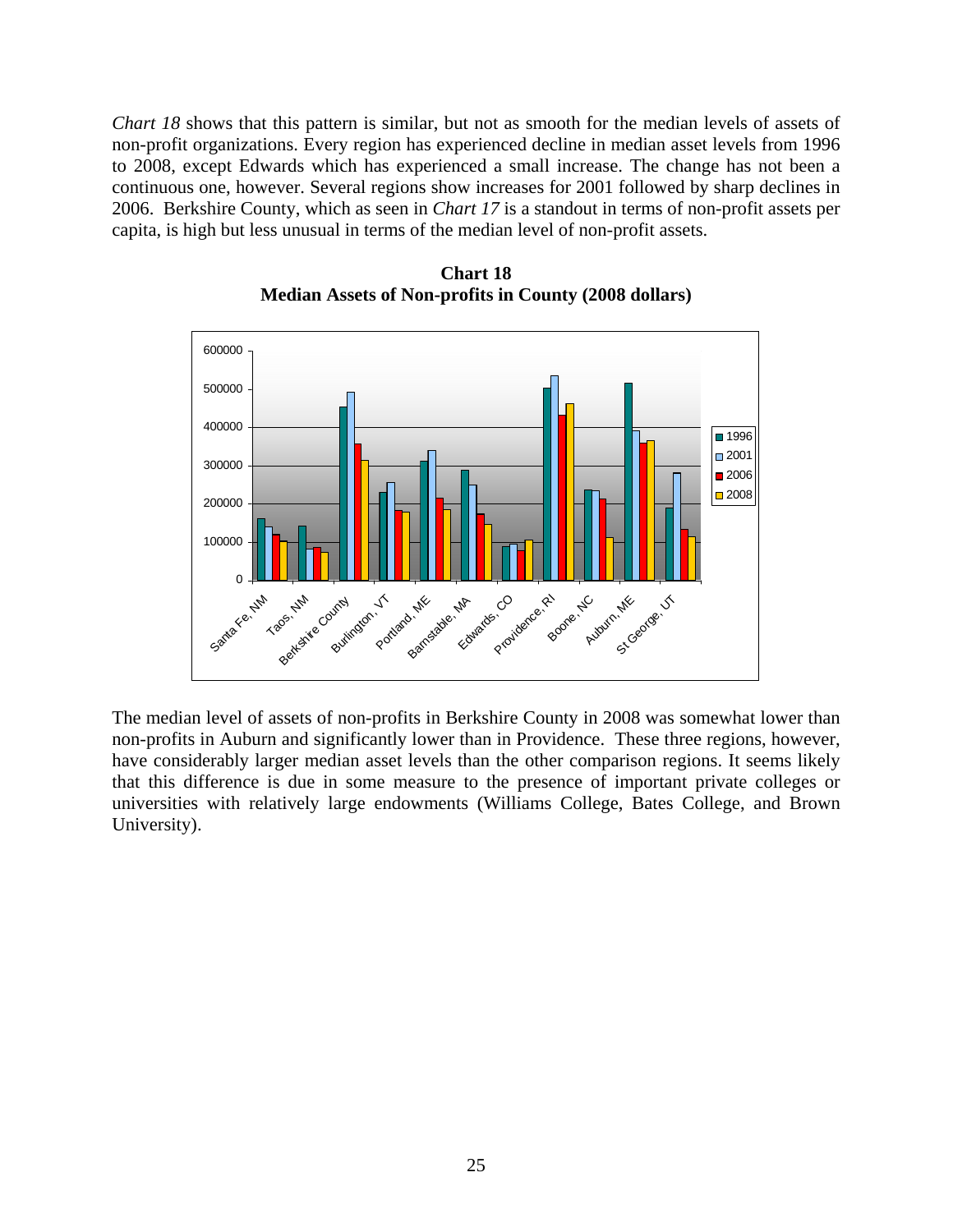*Chart 18* shows that this pattern is similar, but not as smooth for the median levels of assets of non-profit organizations. Every region has experienced decline in median asset levels from 1996 to 2008, except Edwards which has experienced a small increase. The change has not been a continuous one, however. Several regions show increases for 2001 followed by sharp declines in 2006. Berkshire County, which as seen in *Chart 17* is a standout in terms of non-profit assets per capita, is high but less unusual in terms of the median level of non-profit assets.

**Chart 18**
**Median Assets of Non-profits in County (2008 dollars)**

The median level of assets of non-profits in Berkshire County in 2008 was somewhat lower than non-profits in Auburn and significantly lower than in Providence. These three regions, however, have considerably larger median asset levels than the other comparison regions. It seems likely that this difference is due in some measure to the presence of important private colleges or universities with relatively large endowments (Williams College, Bates College, and Brown University).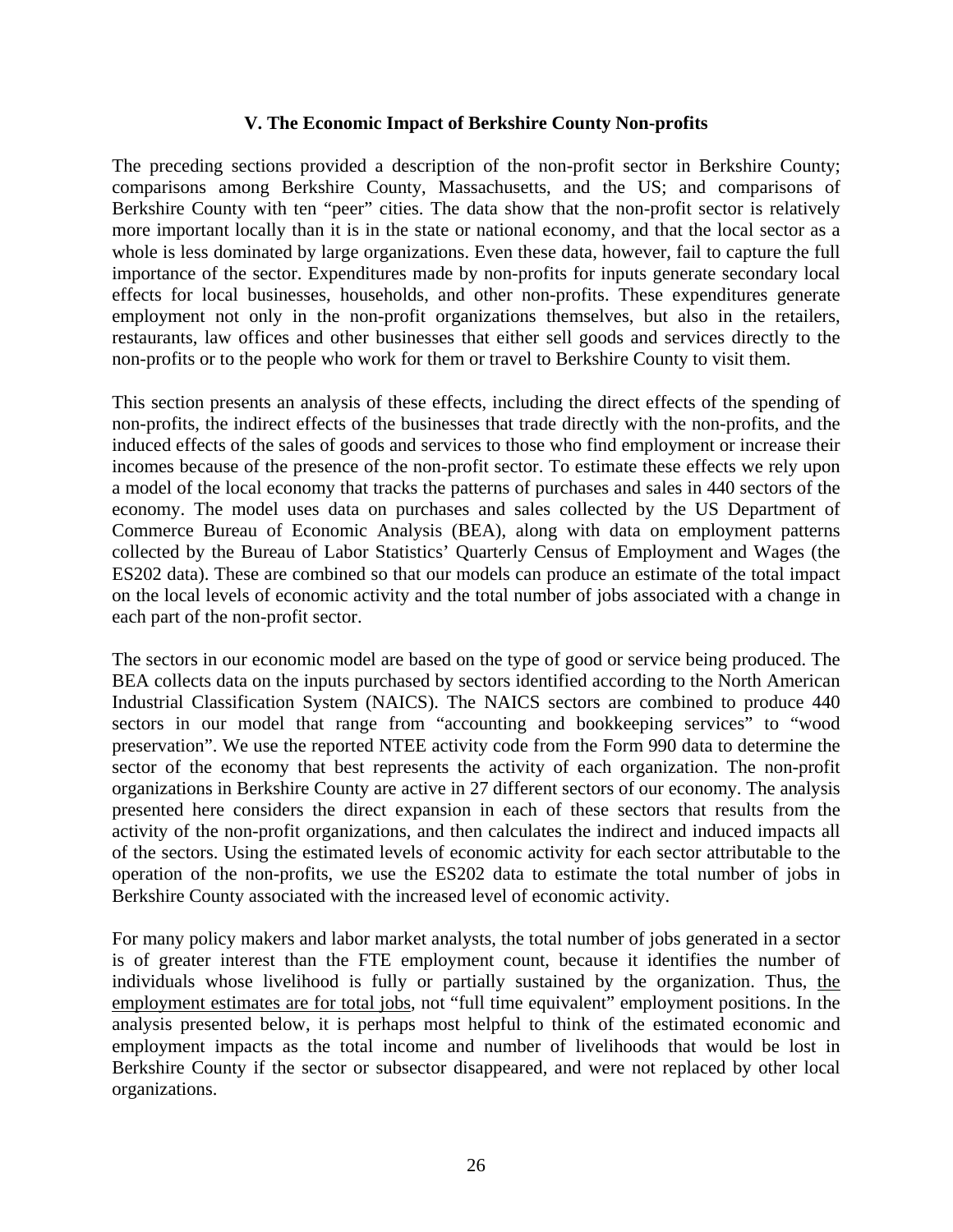## V. The Economic Impact of Berkshire County Non-profits

The preceding sections provided a description of the non-profit sector in Berkshire County; comparisons among Berkshire County, Massachusetts, and the US; and comparisons of Berkshire County with ten "peer" cities. The data show that the non-profit sector is relatively more important locally than it is in the state or national economy, and that the local sector as a whole is less dominated by large organizations. Even these data, however, fail to capture the full importance of the sector. Expenditures made by non-profits for inputs generate secondary local effects for local businesses, households, and other non-profits. These expenditures generate employment not only in the non-profit organizations themselves, but also in the retailers, restaurants, law offices and other businesses that either sell goods and services directly to the non-profits or to the people who work for them or travel to Berkshire County to visit them.

This section presents an analysis of these effects, including the direct effects of the spending of non-profits, the indirect effects of the businesses that trade directly with the non-profits, and the induced effects of the sales of goods and services to those who find employment or increase their incomes because of the presence of the non-profit sector. To estimate these effects we rely upon a model of the local economy that tracks the patterns of purchases and sales in 440 sectors of the economy. The model uses data on purchases and sales collected by the US Department of Commerce Bureau of Economic Analysis (BEA), along with data on employment patterns collected by the Bureau of Labor Statistics' Quarterly Census of Employment and Wages (the ES202 data). These are combined so that our models can produce an estimate of the total impact on the local levels of economic activity and the total number of jobs associated with a change in each part of the non-profit sector.

The sectors in our economic model are based on the type of good or service being produced. The BEA collects data on the inputs purchased by sectors identified according to the North American Industrial Classification System (NAICS). The NAICS sectors are combined to produce 440 sectors in our model that range from "accounting and bookkeeping services" to "wood preservation". We use the reported NTEE activity code from the Form 990 data to determine the sector of the economy that best represents the activity of each organization. The non-profit organizations in Berkshire County are active in 27 different sectors of our economy. The analysis presented here considers the direct expansion in each of these sectors that results from the activity of the non-profit organizations, and then calculates the indirect and induced impacts all of the sectors. Using the estimated levels of economic activity for each sector attributable to the operation of the non-profits, we use the ES202 data to estimate the total number of jobs in Berkshire County associated with the increased level of economic activity.

For many policy makers and labor market analysts, the total number of jobs generated in a sector is of greater interest than the FTE employment count, because it identifies the number of individuals whose livelihood is fully or partially sustained by the organization. Thus, <u>the employment estimates are for total jobs</u>, not "full time equivalent" employment positions. In the analysis presented below, it is perhaps most helpful to think of the estimated economic and employment impacts as the total income and number of livelihoods that would be lost in Berkshire County if the sector or subsector disappeared, and were not replaced by other local organizations.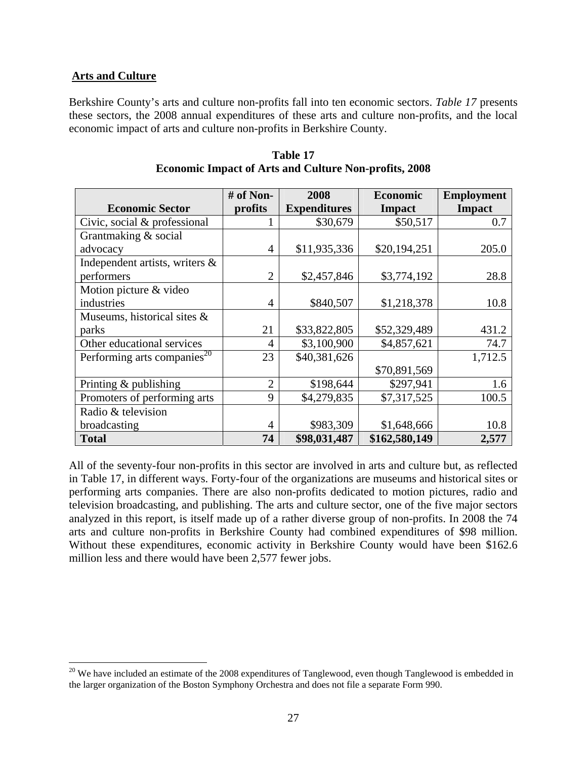**Arts and Culture**

Berkshire County's arts and culture non-profits fall into ten economic sectors. *Table 17* presents these sectors, the 2008 annual expenditures of these arts and culture non-profits, and the local economic impact of arts and culture non-profits in Berkshire County.

**Table 17**
**Economic Impact of Arts and Culture Non-profits, 2008**

| Economic Sector | # of Non-profits | 2008 Expenditures | Economic Impact | Employment Impact |
|---|---|---|---|---|
| Civic, social & professional | 1 | $30,679 | $50,517 | 0.7 |
| Grantmaking & social advocacy | 4 | $11,935,336 | $20,194,251 | 205.0 |
| Independent artists, writers & performers | 2 | $2,457,846 | $3,774,192 | 28.8 |
| Motion picture & video industries | 4 | $840,507 | $1,218,378 | 10.8 |
| Museums, historical sites & parks | 21 | $33,822,805 | $52,329,489 | 431.2 |
| Other educational services | 4 | $3,100,900 | $4,857,621 | 74.7 |
| Performing arts companies[20] | 23 | $40,381,626 | $70,891,569 | 1,712.5 |
| Printing & publishing | 2 | $198,644 | $297,941 | 1.6 |
| Promoters of performing arts | 9 | $4,279,835 | $7,317,525 | 100.5 |
| Radio & television broadcasting | 4 | $983,309 | $1,648,666 | 10.8 |
| **Total** | **74** | **$98,031,487** | **$162,580,149** | **2,577** |

All of the seventy-four non-profits in this sector are involved in arts and culture but, as reflected in Table 17, in different ways. Forty-four of the organizations are museums and historical sites or performing arts companies. There are also non-profits dedicated to motion pictures, radio and television broadcasting, and publishing. The arts and culture sector, one of the five major sectors analyzed in this report, is itself made up of a rather diverse group of non-profits. In 2008 the 74 arts and culture non-profits in Berkshire County had combined expenditures of $98 million. Without these expenditures, economic activity in Berkshire County would have been $162.6 million less and there would have been 2,577 fewer jobs.

[20] We have included an estimate of the 2008 expenditures of Tanglewood, even though Tanglewood is embedded in the larger organization of the Boston Symphony Orchestra and does not file a separate Form 990.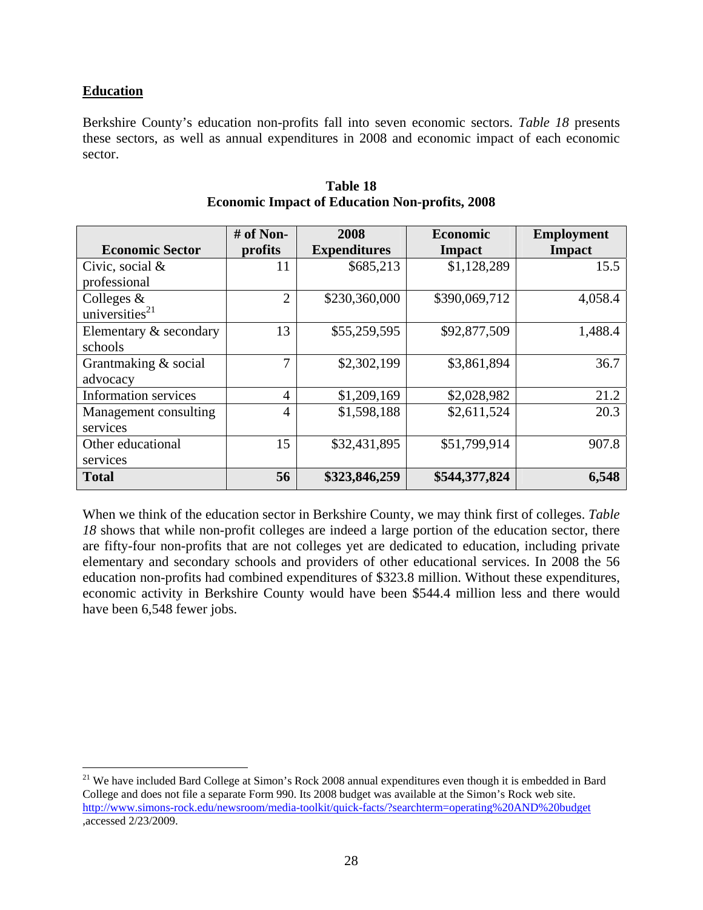**Education**

Berkshire County's education non-profits fall into seven economic sectors. *Table 18* presents these sectors, as well as annual expenditures in 2008 and economic impact of each economic sector.

**Table 18**
**Economic Impact of Education Non-profits, 2008**

| Economic Sector | # of Non-profits | 2008 Expenditures | Economic Impact | Employment Impact |
|---|---|---|---|---|
| Civic, social & professional | 11 | $685,213 | $1,128,289 | 15.5 |
| Colleges & universities[21] | 2 | $230,360,000 | $390,069,712 | 4,058.4 |
| Elementary & secondary schools | 13 | $55,259,595 | $92,877,509 | 1,488.4 |
| Grantmaking & social advocacy | 7 | $2,302,199 | $3,861,894 | 36.7 |
| Information services | 4 | $1,209,169 | $2,028,982 | 21.2 |
| Management consulting services | 4 | $1,598,188 | $2,611,524 | 20.3 |
| Other educational services | 15 | $32,431,895 | $51,799,914 | 907.8 |
| **Total** | **56** | **$323,846,259** | **$544,377,824** | **6,548** |

When we think of the education sector in Berkshire County, we may think first of colleges. *Table 18* shows that while non-profit colleges are indeed a large portion of the education sector, there are fifty-four non-profits that are not colleges yet are dedicated to education, including private elementary and secondary schools and providers of other educational services. In 2008 the 56 education non-profits had combined expenditures of $323.8 million. Without these expenditures, economic activity in Berkshire County would have been $544.4 million less and there would have been 6,548 fewer jobs.

---

[21] We have included Bard College at Simon's Rock 2008 annual expenditures even though it is embedded in Bard College and does not file a separate Form 990. Its 2008 budget was available at the Simon's Rock web site. http://www.simons-rock.edu/newsroom/media-toolkit/quick-facts/?searchterm=operating%20AND%20budget ,accessed 2/23/2009.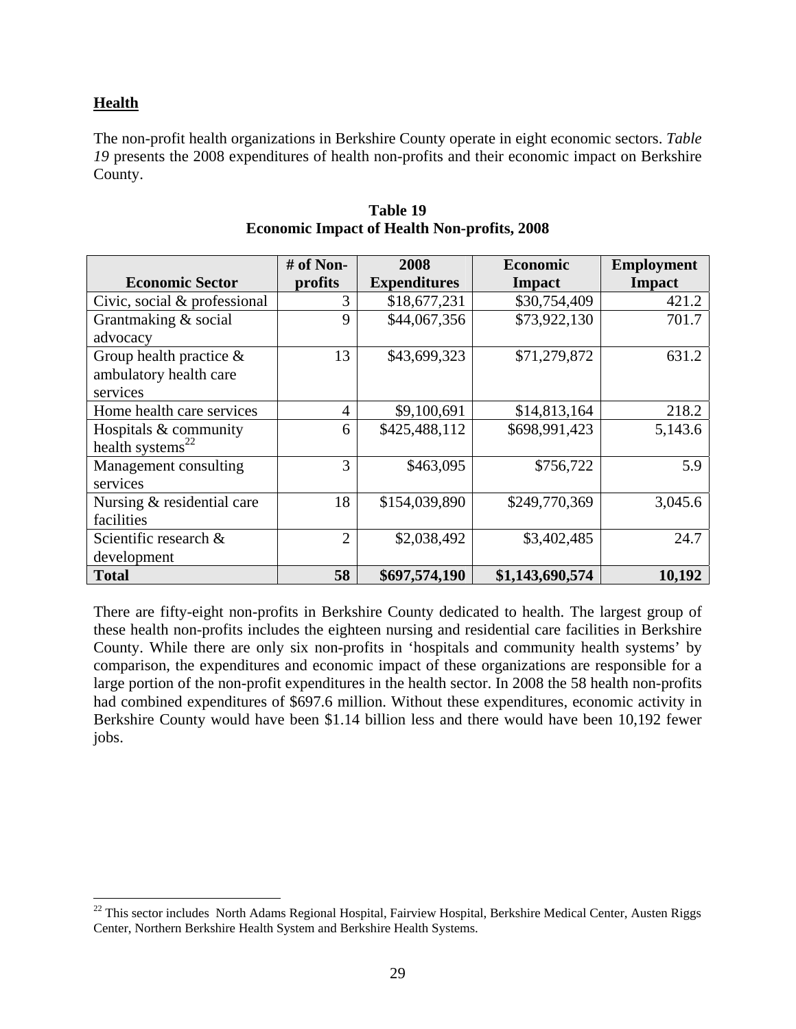## Health

The non-profit health organizations in Berkshire County operate in eight economic sectors. *Table 19* presents the 2008 expenditures of health non-profits and their economic impact on Berkshire County.

**Table 19**
**Economic Impact of Health Non-profits, 2008**

| Economic Sector | # of Non-profits | 2008 Expenditures | Economic Impact | Employment Impact |
|---|---|---|---|---|
| Civic, social & professional | 3 | $18,677,231 | $30,754,409 | 421.2 |
| Grantmaking & social advocacy | 9 | $44,067,356 | $73,922,130 | 701.7 |
| Group health practice & ambulatory health care services | 13 | $43,699,323 | $71,279,872 | 631.2 |
| Home health care services | 4 | $9,100,691 | $14,813,164 | 218.2 |
| Hospitals & community health systems[22] | 6 | $425,488,112 | $698,991,423 | 5,143.6 |
| Management consulting services | 3 | $463,095 | $756,722 | 5.9 |
| Nursing & residential care facilities | 18 | $154,039,890 | $249,770,369 | 3,045.6 |
| Scientific research & development | 2 | $2,038,492 | $3,402,485 | 24.7 |
| **Total** | **58** | **$697,574,190** | **$1,143,690,574** | **10,192** |

There are fifty-eight non-profits in Berkshire County dedicated to health. The largest group of these health non-profits includes the eighteen nursing and residential care facilities in Berkshire County. While there are only six non-profits in 'hospitals and community health systems' by comparison, the expenditures and economic impact of these organizations are responsible for a large portion of the non-profit expenditures in the health sector. In 2008 the 58 health non-profits had combined expenditures of $697.6 million. Without these expenditures, economic activity in Berkshire County would have been $1.14 billion less and there would have been 10,192 fewer jobs.

[22] This sector includes North Adams Regional Hospital, Fairview Hospital, Berkshire Medical Center, Austen Riggs Center, Northern Berkshire Health System and Berkshire Health Systems.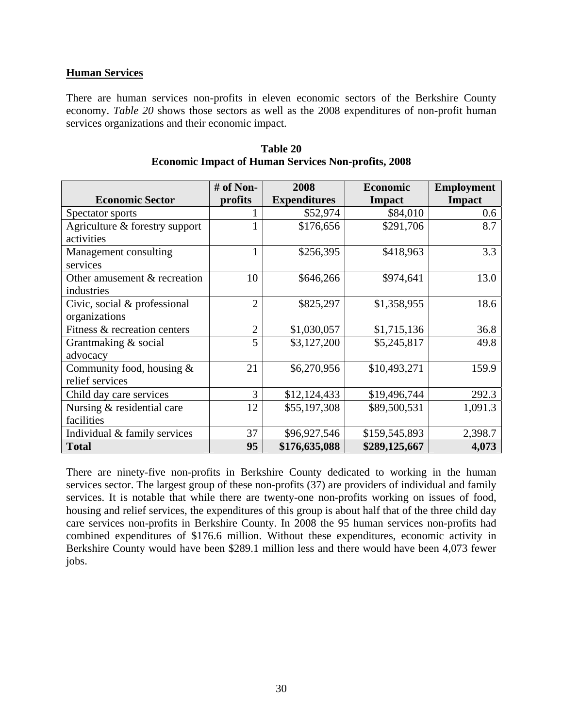## Human Services

There are human services non-profits in eleven economic sectors of the Berkshire County economy. *Table 20* shows those sectors as well as the 2008 expenditures of non-profit human services organizations and their economic impact.

**Table 20**
**Economic Impact of Human Services Non-profits, 2008**

| Economic Sector | # of Non-profits | 2008 Expenditures | Economic Impact | Employment Impact |
|---|---|---|---|---|
| Spectator sports | 1 | $52,974 | $84,010 | 0.6 |
| Agriculture & forestry support activities | 1 | $176,656 | $291,706 | 8.7 |
| Management consulting services | 1 | $256,395 | $418,963 | 3.3 |
| Other amusement & recreation industries | 10 | $646,266 | $974,641 | 13.0 |
| Civic, social & professional organizations | 2 | $825,297 | $1,358,955 | 18.6 |
| Fitness & recreation centers | 2 | $1,030,057 | $1,715,136 | 36.8 |
| Grantmaking & social advocacy | 5 | $3,127,200 | $5,245,817 | 49.8 |
| Community food, housing & relief services | 21 | $6,270,956 | $10,493,271 | 159.9 |
| Child day care services | 3 | $12,124,433 | $19,496,744 | 292.3 |
| Nursing & residential care facilities | 12 | $55,197,308 | $89,500,531 | 1,091.3 |
| Individual & family services | 37 | $96,927,546 | $159,545,893 | 2,398.7 |
| **Total** | **95** | **$176,635,088** | **$289,125,667** | **4,073** |

There are ninety-five non-profits in Berkshire County dedicated to working in the human services sector. The largest group of these non-profits (37) are providers of individual and family services. It is notable that while there are twenty-one non-profits working on issues of food, housing and relief services, the expenditures of this group is about half that of the three child day care services non-profits in Berkshire County. In 2008 the 95 human services non-profits had combined expenditures of $176.6 million. Without these expenditures, economic activity in Berkshire County would have been $289.1 million less and there would have been 4,073 fewer jobs.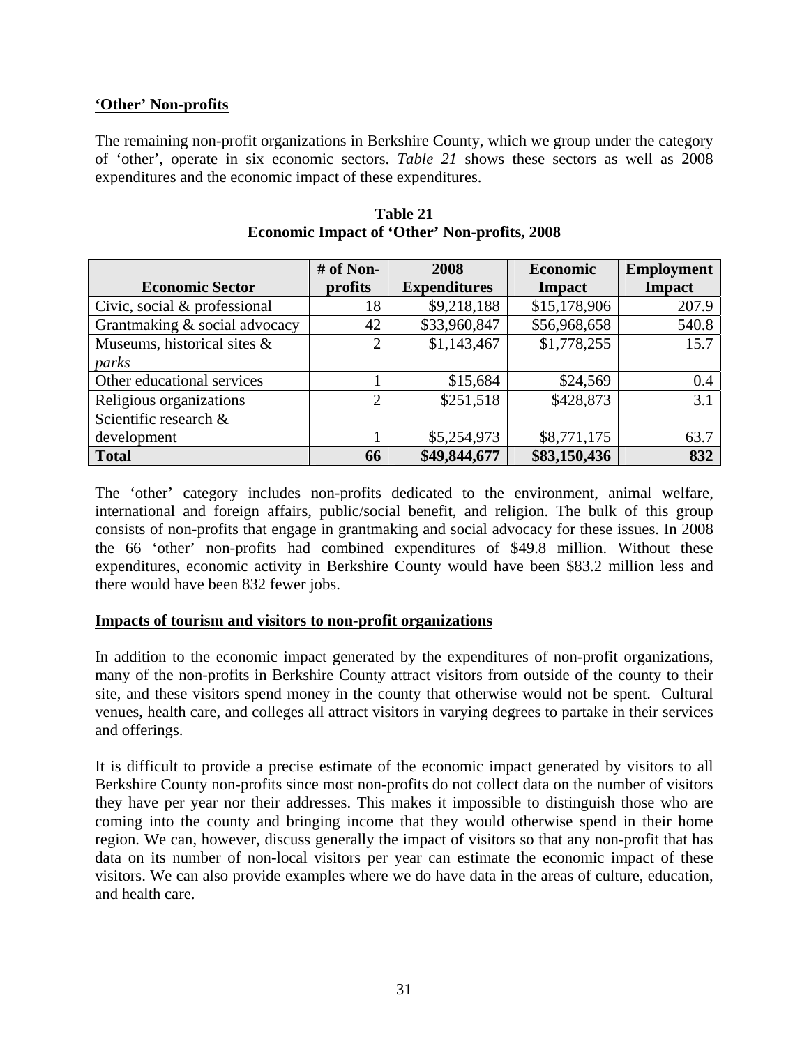## 'Other' Non-profits

The remaining non-profit organizations in Berkshire County, which we group under the category of 'other', operate in six economic sectors. *Table 21* shows these sectors as well as 2008 expenditures and the economic impact of these expenditures.

**Table 21**
**Economic Impact of 'Other' Non-profits, 2008**

| Economic Sector | # of Non-profits | 2008 Expenditures | Economic Impact | Employment Impact |
|---|---|---|---|---|
| Civic, social & professional | 18 | $9,218,188 | $15,178,906 | 207.9 |
| Grantmaking & social advocacy | 42 | $33,960,847 | $56,968,658 | 540.8 |
| Museums, historical sites & *parks* | 2 | $1,143,467 | $1,778,255 | 15.7 |
| Other educational services | 1 | $15,684 | $24,569 | 0.4 |
| Religious organizations | 2 | $251,518 | $428,873 | 3.1 |
| Scientific research & development | 1 | $5,254,973 | $8,771,175 | 63.7 |
| **Total** | **66** | **$49,844,677** | **$83,150,436** | **832** |

The 'other' category includes non-profits dedicated to the environment, animal welfare, international and foreign affairs, public/social benefit, and religion. The bulk of this group consists of non-profits that engage in grantmaking and social advocacy for these issues. In 2008 the 66 'other' non-profits had combined expenditures of $49.8 million. Without these expenditures, economic activity in Berkshire County would have been $83.2 million less and there would have been 832 fewer jobs.

## Impacts of tourism and visitors to non-profit organizations

In addition to the economic impact generated by the expenditures of non-profit organizations, many of the non-profits in Berkshire County attract visitors from outside of the county to their site, and these visitors spend money in the county that otherwise would not be spent. Cultural venues, health care, and colleges all attract visitors in varying degrees to partake in their services and offerings.

It is difficult to provide a precise estimate of the economic impact generated by visitors to all Berkshire County non-profits since most non-profits do not collect data on the number of visitors they have per year nor their addresses. This makes it impossible to distinguish those who are coming into the county and bringing income that they would otherwise spend in their home region. We can, however, discuss generally the impact of visitors so that any non-profit that has data on its number of non-local visitors per year can estimate the economic impact of these visitors. We can also provide examples where we do have data in the areas of culture, education, and health care.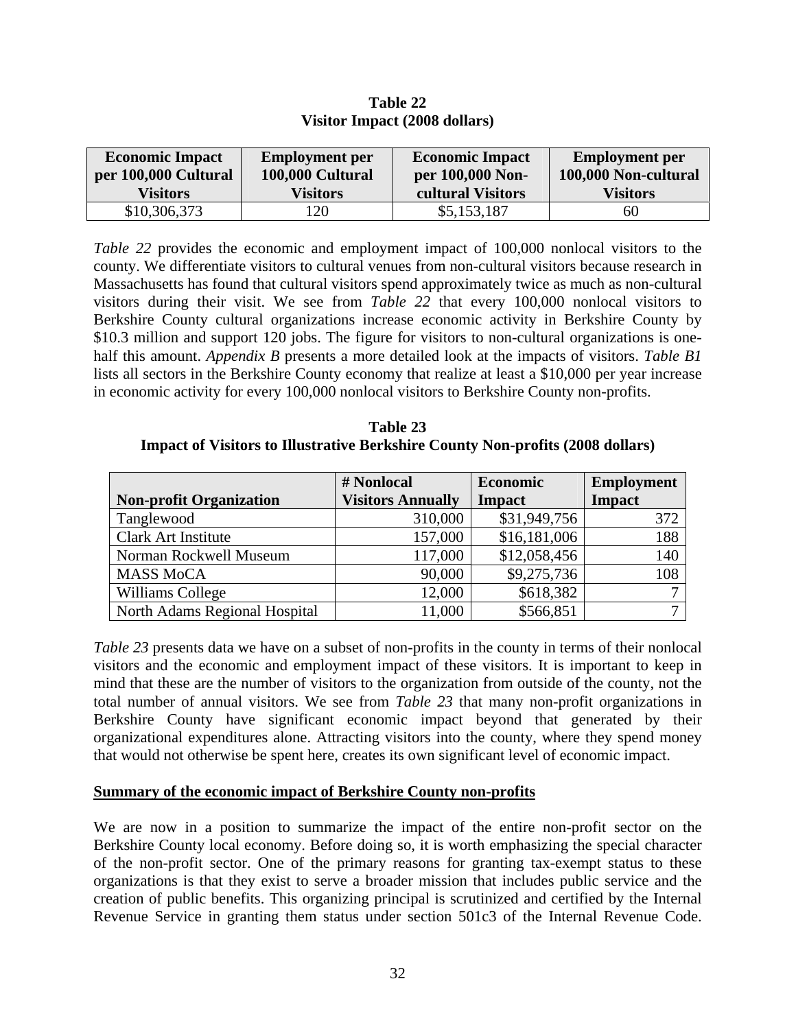**Table 22**
**Visitor Impact (2008 dollars)**

| Economic Impact per 100,000 Cultural Visitors | Employment per 100,000 Cultural Visitors | Economic Impact per 100,000 Non-cultural Visitors | Employment per 100,000 Non-cultural Visitors |
|---|---|---|---|
| $10,306,373 | 120 | $5,153,187 | 60 |

*Table 22* provides the economic and employment impact of 100,000 nonlocal visitors to the county. We differentiate visitors to cultural venues from non-cultural visitors because research in Massachusetts has found that cultural visitors spend approximately twice as much as non-cultural visitors during their visit. We see from *Table 22* that every 100,000 nonlocal visitors to Berkshire County cultural organizations increase economic activity in Berkshire County by $10.3 million and support 120 jobs. The figure for visitors to non-cultural organizations is one-half this amount. *Appendix B* presents a more detailed look at the impacts of visitors. *Table B1* lists all sectors in the Berkshire County economy that realize at least a $10,000 per year increase in economic activity for every 100,000 nonlocal visitors to Berkshire County non-profits.

**Table 23**
**Impact of Visitors to Illustrative Berkshire County Non-profits (2008 dollars)**

| Non-profit Organization | # Nonlocal Visitors Annually | Economic Impact | Employment Impact |
|---|---|---|---|
| Tanglewood | 310,000 | $31,949,756 | 372 |
| Clark Art Institute | 157,000 | $16,181,006 | 188 |
| Norman Rockwell Museum | 117,000 | $12,058,456 | 140 |
| MASS MoCA | 90,000 | $9,275,736 | 108 |
| Williams College | 12,000 | $618,382 | 7 |
| North Adams Regional Hospital | 11,000 | $566,851 | 7 |

*Table 23* presents data we have on a subset of non-profits in the county in terms of their nonlocal visitors and the economic and employment impact of these visitors. It is important to keep in mind that these are the number of visitors to the organization from outside of the county, not the total number of annual visitors. We see from *Table 23* that many non-profit organizations in Berkshire County have significant economic impact beyond that generated by their organizational expenditures alone. Attracting visitors into the county, where they spend money that would not otherwise be spent here, creates its own significant level of economic impact.

**Summary of the economic impact of Berkshire County non-profits**

We are now in a position to summarize the impact of the entire non-profit sector on the Berkshire County local economy. Before doing so, it is worth emphasizing the special character of the non-profit sector. One of the primary reasons for granting tax-exempt status to these organizations is that they exist to serve a broader mission that includes public service and the creation of public benefits. This organizing principal is scrutinized and certified by the Internal Revenue Service in granting them status under section 501c3 of the Internal Revenue Code.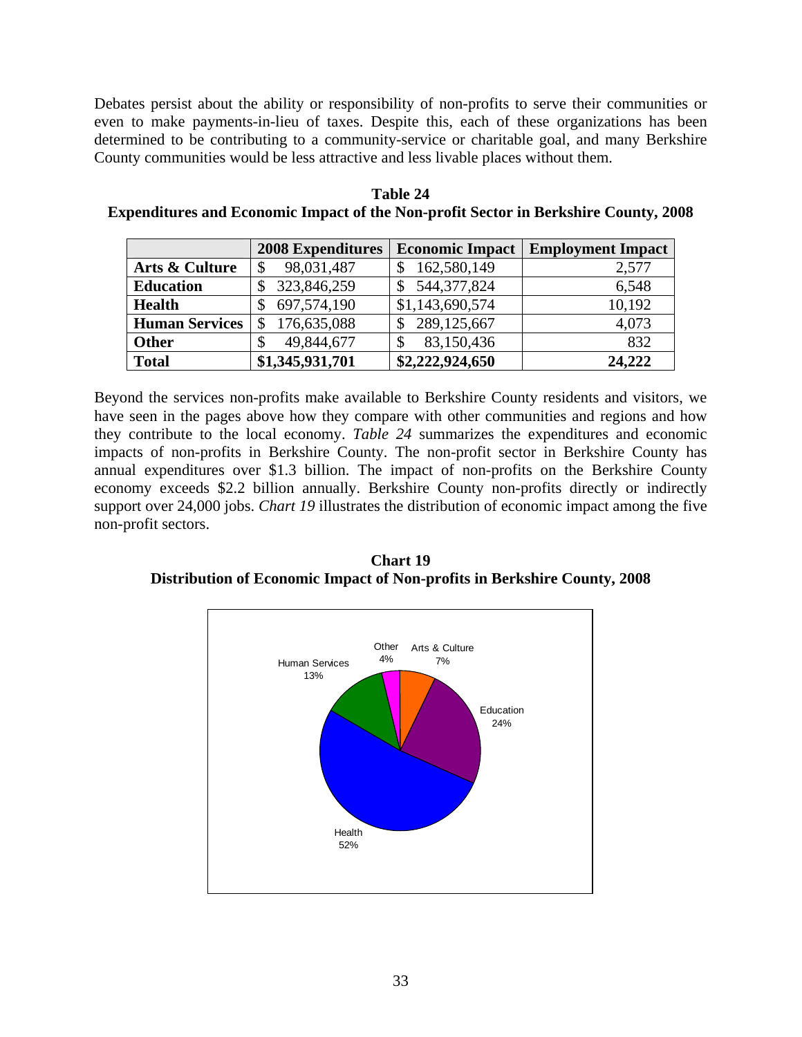Debates persist about the ability or responsibility of non-profits to serve their communities or even to make payments-in-lieu of taxes. Despite this, each of these organizations has been determined to be contributing to a community-service or charitable goal, and many Berkshire County communities would be less attractive and less livable places without them.

**Table 24**
**Expenditures and Economic Impact of the Non-profit Sector in Berkshire County, 2008**

| | 2008 Expenditures | Economic Impact | Employment Impact |
|---|---|---|---|
| **Arts & Culture** | $ 98,031,487 | $ 162,580,149 | 2,577 |
| **Education** | $ 323,846,259 | $ 544,377,824 | 6,548 |
| **Health** | $ 697,574,190 | $1,143,690,574 | 10,192 |
| **Human Services** | $ 176,635,088 | $ 289,125,667 | 4,073 |
| **Other** | $ 49,844,677 | $ 83,150,436 | 832 |
| **Total** | **$1,345,931,701** | **$2,222,924,650** | **24,222** |

Beyond the services non-profits make available to Berkshire County residents and visitors, we have seen in the pages above how they compare with other communities and regions and how they contribute to the local economy. *Table 24* summarizes the expenditures and economic impacts of non-profits in Berkshire County. The non-profit sector in Berkshire County has annual expenditures over $1.3 billion. The impact of non-profits on the Berkshire County economy exceeds $2.2 billion annually. Berkshire County non-profits directly or indirectly support over 24,000 jobs. *Chart 19* illustrates the distribution of economic impact among the five non-profit sectors.

**Chart 19**
**Distribution of Economic Impact of Non-profits in Berkshire County, 2008**

Other 4%
Arts & Culture 7%
Education 24%
Health 52%
Human Services 13%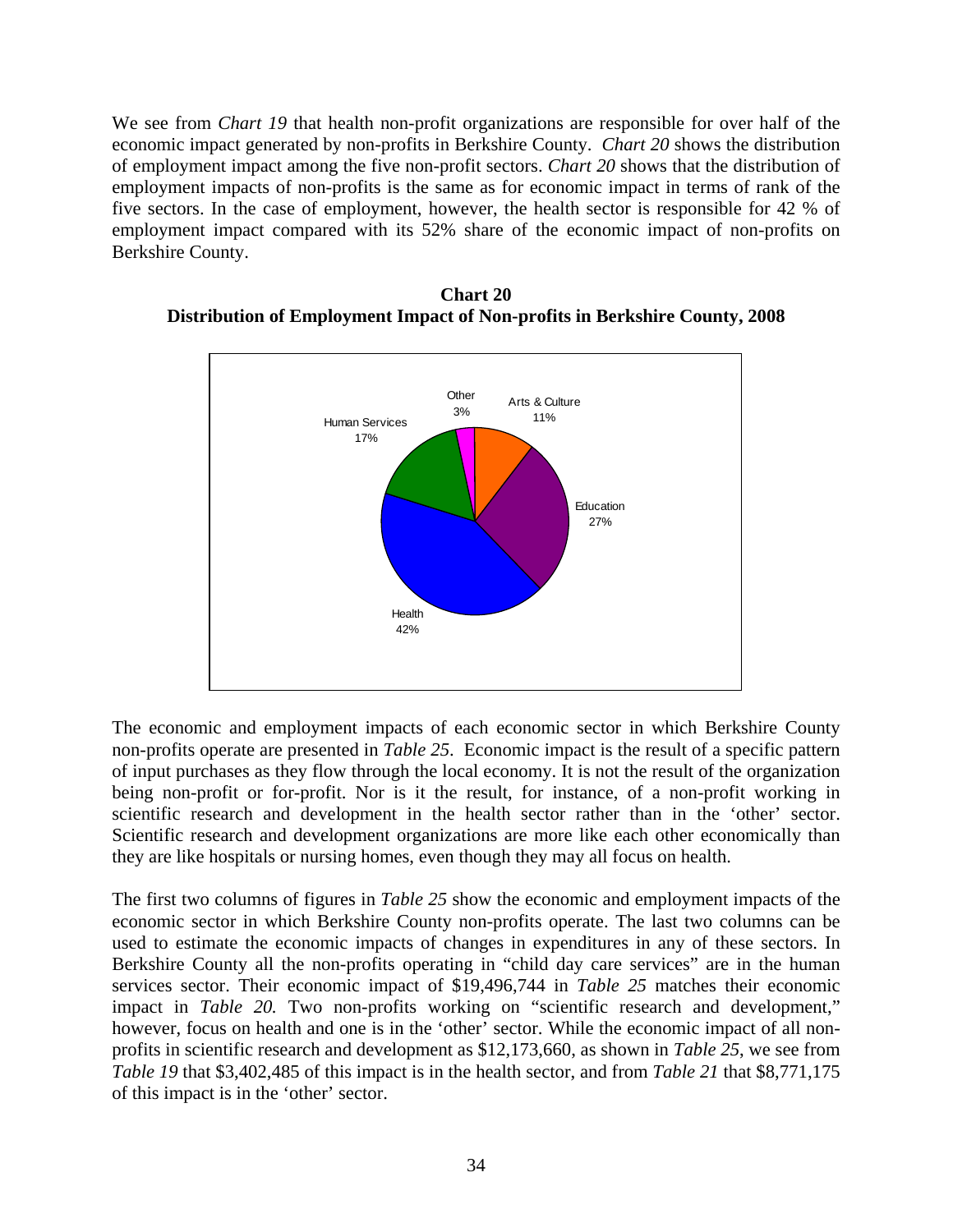We see from *Chart 19* that health non-profit organizations are responsible for over half of the economic impact generated by non-profits in Berkshire County. *Chart 20* shows the distribution of employment impact among the five non-profit sectors. *Chart 20* shows that the distribution of employment impacts of non-profits is the same as for economic impact in terms of rank of the five sectors. In the case of employment, however, the health sector is responsible for 42 % of employment impact compared with its 52% share of the economic impact of non-profits on Berkshire County.

**Chart 20**
**Distribution of Employment Impact of Non-profits in Berkshire County, 2008**

Other 3%
Arts & Culture 11%
Human Services 17%
Education 27%
Health 42%

The economic and employment impacts of each economic sector in which Berkshire County non-profits operate are presented in *Table 25*. Economic impact is the result of a specific pattern of input purchases as they flow through the local economy. It is not the result of the organization being non-profit or for-profit. Nor is it the result, for instance, of a non-profit working in scientific research and development in the health sector rather than in the 'other' sector. Scientific research and development organizations are more like each other economically than they are like hospitals or nursing homes, even though they may all focus on health.

The first two columns of figures in *Table 25* show the economic and employment impacts of the economic sector in which Berkshire County non-profits operate. The last two columns can be used to estimate the economic impacts of changes in expenditures in any of these sectors. In Berkshire County all the non-profits operating in "child day care services" are in the human services sector. Their economic impact of $19,496,744 in *Table 25* matches their economic impact in *Table 20.* Two non-profits working on "scientific research and development," however, focus on health and one is in the 'other' sector. While the economic impact of all non-profits in scientific research and development as $12,173,660, as shown in *Table 25*, we see from *Table 19* that $3,402,485 of this impact is in the health sector, and from *Table 21* that $8,771,175 of this impact is in the 'other' sector.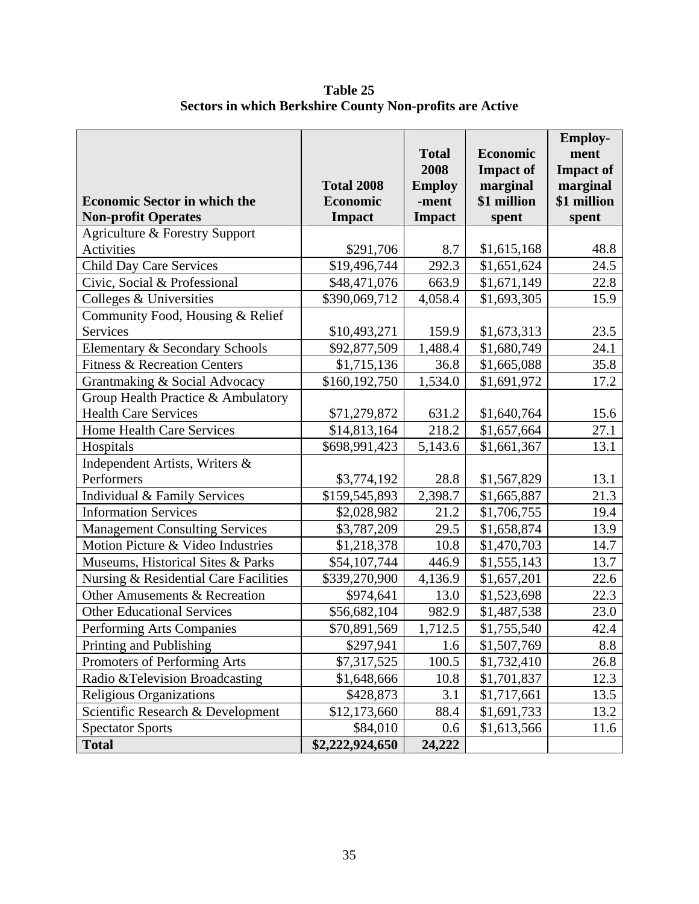**Table 25**
**Sectors in which Berkshire County Non-profits are Active**

| Economic Sector in which the Non-profit Operates | Total 2008 Economic Impact | Total 2008 Employ-ment Impact | Economic Impact of marginal $1 million spent | Employ-ment Impact of marginal $1 million spent |
|---|---|---|---|---|
| Agriculture & Forestry Support Activities | $291,706 | 8.7 | $1,615,168 | 48.8 |
| Child Day Care Services | $19,496,744 | 292.3 | $1,651,624 | 24.5 |
| Civic, Social & Professional | $48,471,076 | 663.9 | $1,671,149 | 22.8 |
| Colleges & Universities | $390,069,712 | 4,058.4 | $1,693,305 | 15.9 |
| Community Food, Housing & Relief Services | $10,493,271 | 159.9 | $1,673,313 | 23.5 |
| Elementary & Secondary Schools | $92,877,509 | 1,488.4 | $1,680,749 | 24.1 |
| Fitness & Recreation Centers | $1,715,136 | 36.8 | $1,665,088 | 35.8 |
| Grantmaking & Social Advocacy | $160,192,750 | 1,534.0 | $1,691,972 | 17.2 |
| Group Health Practice & Ambulatory Health Care Services | $71,279,872 | 631.2 | $1,640,764 | 15.6 |
| Home Health Care Services | $14,813,164 | 218.2 | $1,657,664 | 27.1 |
| Hospitals | $698,991,423 | 5,143.6 | $1,661,367 | 13.1 |
| Independent Artists, Writers & Performers | $3,774,192 | 28.8 | $1,567,829 | 13.1 |
| Individual & Family Services | $159,545,893 | 2,398.7 | $1,665,887 | 21.3 |
| Information Services | $2,028,982 | 21.2 | $1,706,755 | 19.4 |
| Management Consulting Services | $3,787,209 | 29.5 | $1,658,874 | 13.9 |
| Motion Picture & Video Industries | $1,218,378 | 10.8 | $1,470,703 | 14.7 |
| Museums, Historical Sites & Parks | $54,107,744 | 446.9 | $1,555,143 | 13.7 |
| Nursing & Residential Care Facilities | $339,270,900 | 4,136.9 | $1,657,201 | 22.6 |
| Other Amusements & Recreation | $974,641 | 13.0 | $1,523,698 | 22.3 |
| Other Educational Services | $56,682,104 | 982.9 | $1,487,538 | 23.0 |
| Performing Arts Companies | $70,891,569 | 1,712.5 | $1,755,540 | 42.4 |
| Printing and Publishing | $297,941 | 1.6 | $1,507,769 | 8.8 |
| Promoters of Performing Arts | $7,317,525 | 100.5 | $1,732,410 | 26.8 |
| Radio &Television Broadcasting | $1,648,666 | 10.8 | $1,701,837 | 12.3 |
| Religious Organizations | $428,873 | 3.1 | $1,717,661 | 13.5 |
| Scientific Research & Development | $12,173,660 | 88.4 | $1,691,733 | 13.2 |
| Spectator Sports | $84,010 | 0.6 | $1,613,566 | 11.6 |
| **Total** | **$2,222,924,650** | **24,222** | | |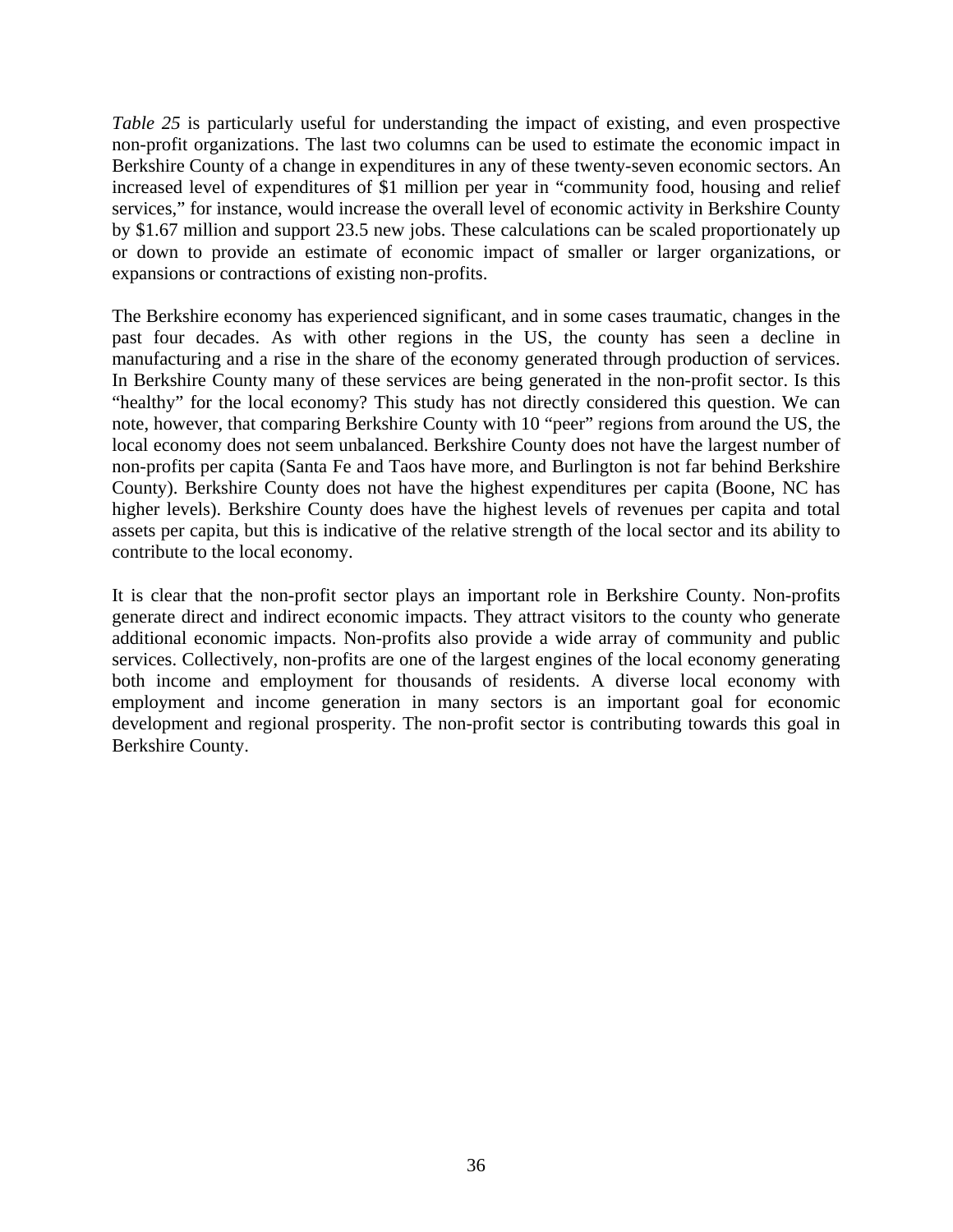*Table 25* is particularly useful for understanding the impact of existing, and even prospective non-profit organizations. The last two columns can be used to estimate the economic impact in Berkshire County of a change in expenditures in any of these twenty-seven economic sectors. An increased level of expenditures of $1 million per year in "community food, housing and relief services," for instance, would increase the overall level of economic activity in Berkshire County by $1.67 million and support 23.5 new jobs. These calculations can be scaled proportionately up or down to provide an estimate of economic impact of smaller or larger organizations, or expansions or contractions of existing non-profits.

The Berkshire economy has experienced significant, and in some cases traumatic, changes in the past four decades. As with other regions in the US, the county has seen a decline in manufacturing and a rise in the share of the economy generated through production of services. In Berkshire County many of these services are being generated in the non-profit sector. Is this "healthy" for the local economy? This study has not directly considered this question. We can note, however, that comparing Berkshire County with 10 "peer" regions from around the US, the local economy does not seem unbalanced. Berkshire County does not have the largest number of non-profits per capita (Santa Fe and Taos have more, and Burlington is not far behind Berkshire County). Berkshire County does not have the highest expenditures per capita (Boone, NC has higher levels). Berkshire County does have the highest levels of revenues per capita and total assets per capita, but this is indicative of the relative strength of the local sector and its ability to contribute to the local economy.

It is clear that the non-profit sector plays an important role in Berkshire County. Non-profits generate direct and indirect economic impacts. They attract visitors to the county who generate additional economic impacts. Non-profits also provide a wide array of community and public services. Collectively, non-profits are one of the largest engines of the local economy generating both income and employment for thousands of residents. A diverse local economy with employment and income generation in many sectors is an important goal for economic development and regional prosperity. The non-profit sector is contributing towards this goal in Berkshire County.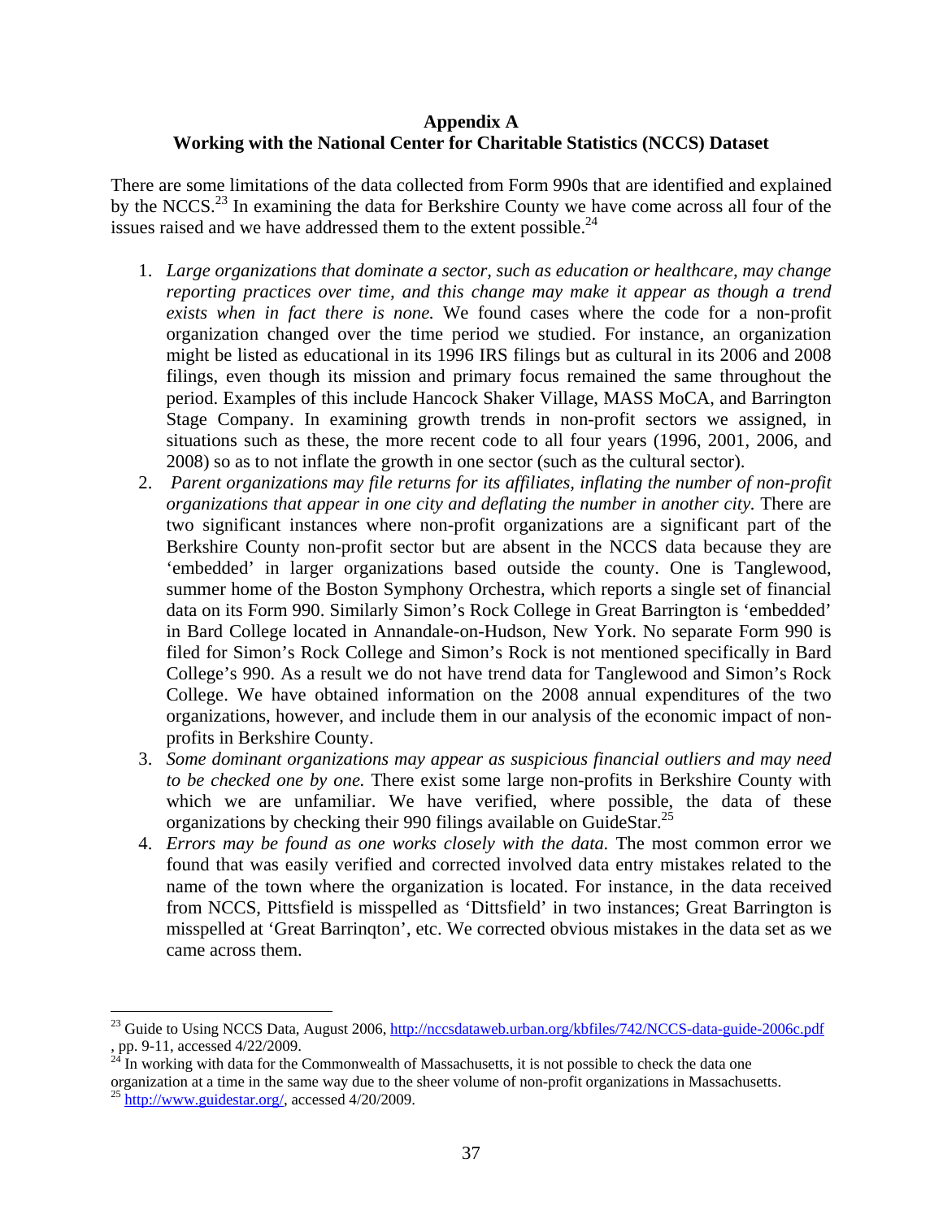## Appendix A
## Working with the National Center for Charitable Statistics (NCCS) Dataset

There are some limitations of the data collected from Form 990s that are identified and explained by the NCCS.[23] In examining the data for Berkshire County we have come across all four of the issues raised and we have addressed them to the extent possible.[24]

1. *Large organizations that dominate a sector, such as education or healthcare, may change reporting practices over time, and this change may make it appear as though a trend exists when in fact there is none.* We found cases where the code for a non-profit organization changed over the time period we studied. For instance, an organization might be listed as educational in its 1996 IRS filings but as cultural in its 2006 and 2008 filings, even though its mission and primary focus remained the same throughout the period. Examples of this include Hancock Shaker Village, MASS MoCA, and Barrington Stage Company. In examining growth trends in non-profit sectors we assigned, in situations such as these, the more recent code to all four years (1996, 2001, 2006, and 2008) so as to not inflate the growth in one sector (such as the cultural sector).
2. *Parent organizations may file returns for its affiliates, inflating the number of non-profit organizations that appear in one city and deflating the number in another city.* There are two significant instances where non-profit organizations are a significant part of the Berkshire County non-profit sector but are absent in the NCCS data because they are 'embedded' in larger organizations based outside the county. One is Tanglewood, summer home of the Boston Symphony Orchestra, which reports a single set of financial data on its Form 990. Similarly Simon's Rock College in Great Barrington is 'embedded' in Bard College located in Annandale-on-Hudson, New York. No separate Form 990 is filed for Simon's Rock College and Simon's Rock is not mentioned specifically in Bard College's 990. As a result we do not have trend data for Tanglewood and Simon's Rock College. We have obtained information on the 2008 annual expenditures of the two organizations, however, and include them in our analysis of the economic impact of non-profits in Berkshire County.
3. *Some dominant organizations may appear as suspicious financial outliers and may need to be checked one by one.* There exist some large non-profits in Berkshire County with which we are unfamiliar. We have verified, where possible, the data of these organizations by checking their 990 filings available on GuideStar.[25]
4. *Errors may be found as one works closely with the data.* The most common error we found that was easily verified and corrected involved data entry mistakes related to the name of the town where the organization is located. For instance, in the data received from NCCS, Pittsfield is misspelled as 'Dittsfield' in two instances; Great Barrington is misspelled at 'Great Barrinqton', etc. We corrected obvious mistakes in the data set as we came across them.

---

[23] Guide to Using NCCS Data, August 2006, http://nccsdataweb.urban.org/kbfiles/742/NCCS-data-guide-2006c.pdf , pp. 9-11, accessed 4/22/2009.

[24] In working with data for the Commonwealth of Massachusetts, it is not possible to check the data one organization at a time in the same way due to the sheer volume of non-profit organizations in Massachusetts.

[25] http://www.guidestar.org/, accessed 4/20/2009.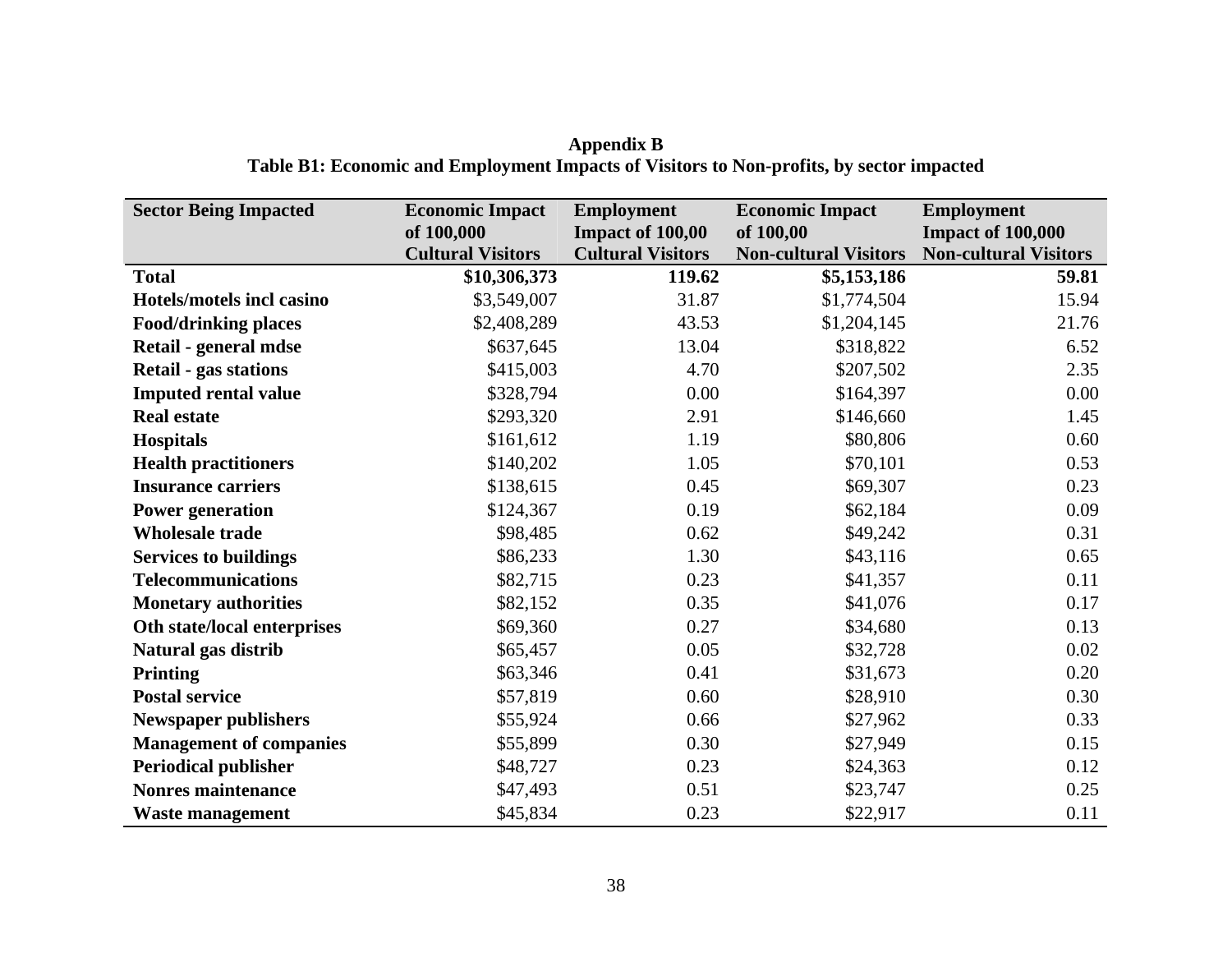## Appendix B

### Table B1: Economic and Employment Impacts of Visitors to Non-profits, by sector impacted

| Sector Being Impacted | Economic Impact of 100,000 Cultural Visitors | Employment Impact of 100,00 Cultural Visitors | Economic Impact of 100,00 Non-cultural Visitors | Employment Impact of 100,000 Non-cultural Visitors |
|---|---|---|---|---|
| **Total** | **$10,306,373** | **119.62** | **$5,153,186** | **59.81** |
| **Hotels/motels incl casino** | $3,549,007 | 31.87 | $1,774,504 | 15.94 |
| **Food/drinking places** | $2,408,289 | 43.53 | $1,204,145 | 21.76 |
| **Retail - general mdse** | $637,645 | 13.04 | $318,822 | 6.52 |
| **Retail - gas stations** | $415,003 | 4.70 | $207,502 | 2.35 |
| **Imputed rental value** | $328,794 | 0.00 | $164,397 | 0.00 |
| **Real estate** | $293,320 | 2.91 | $146,660 | 1.45 |
| **Hospitals** | $161,612 | 1.19 | $80,806 | 0.60 |
| **Health practitioners** | $140,202 | 1.05 | $70,101 | 0.53 |
| **Insurance carriers** | $138,615 | 0.45 | $69,307 | 0.23 |
| **Power generation** | $124,367 | 0.19 | $62,184 | 0.09 |
| **Wholesale trade** | $98,485 | 0.62 | $49,242 | 0.31 |
| **Services to buildings** | $86,233 | 1.30 | $43,116 | 0.65 |
| **Telecommunications** | $82,715 | 0.23 | $41,357 | 0.11 |
| **Monetary authorities** | $82,152 | 0.35 | $41,076 | 0.17 |
| **Oth state/local enterprises** | $69,360 | 0.27 | $34,680 | 0.13 |
| **Natural gas distrib** | $65,457 | 0.05 | $32,728 | 0.02 |
| **Printing** | $63,346 | 0.41 | $31,673 | 0.20 |
| **Postal service** | $57,819 | 0.60 | $28,910 | 0.30 |
| **Newspaper publishers** | $55,924 | 0.66 | $27,962 | 0.33 |
| **Management of companies** | $55,899 | 0.30 | $27,949 | 0.15 |
| **Periodical publisher** | $48,727 | 0.23 | $24,363 | 0.12 |
| **Nonres maintenance** | $47,493 | 0.51 | $23,747 | 0.25 |
| **Waste management** | $45,834 | 0.23 | $22,917 | 0.11 |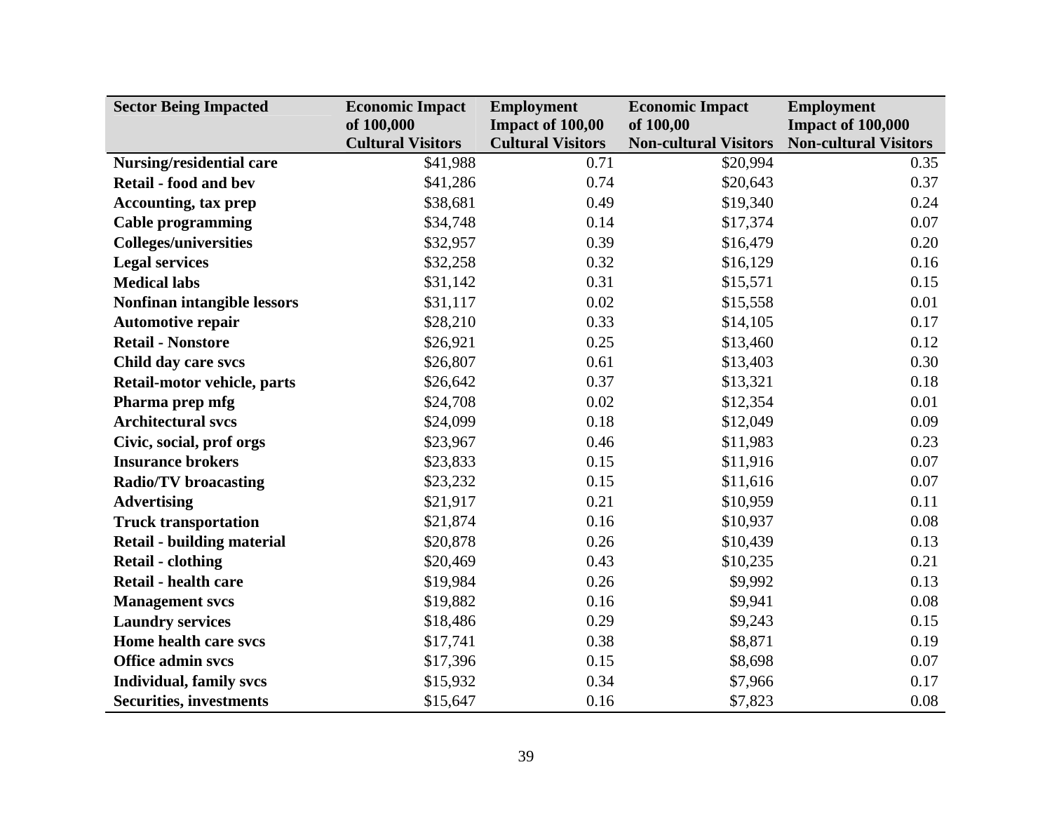| Sector Being Impacted | Economic Impact of 100,000 Cultural Visitors | Employment Impact of 100,00 Cultural Visitors | Economic Impact of 100,00 Non-cultural Visitors | Employment Impact of 100,000 Non-cultural Visitors |
|---|---|---|---|---|
| **Nursing/residential care** | $41,988 | 0.71 | $20,994 | 0.35 |
| **Retail - food and bev** | $41,286 | 0.74 | $20,643 | 0.37 |
| **Accounting, tax prep** | $38,681 | 0.49 | $19,340 | 0.24 |
| **Cable programming** | $34,748 | 0.14 | $17,374 | 0.07 |
| **Colleges/universities** | $32,957 | 0.39 | $16,479 | 0.20 |
| **Legal services** | $32,258 | 0.32 | $16,129 | 0.16 |
| **Medical labs** | $31,142 | 0.31 | $15,571 | 0.15 |
| **Nonfinan intangible lessors** | $31,117 | 0.02 | $15,558 | 0.01 |
| **Automotive repair** | $28,210 | 0.33 | $14,105 | 0.17 |
| **Retail - Nonstore** | $26,921 | 0.25 | $13,460 | 0.12 |
| **Child day care svcs** | $26,807 | 0.61 | $13,403 | 0.30 |
| **Retail-motor vehicle, parts** | $26,642 | 0.37 | $13,321 | 0.18 |
| **Pharma prep mfg** | $24,708 | 0.02 | $12,354 | 0.01 |
| **Architectural svcs** | $24,099 | 0.18 | $12,049 | 0.09 |
| **Civic, social, prof orgs** | $23,967 | 0.46 | $11,983 | 0.23 |
| **Insurance brokers** | $23,833 | 0.15 | $11,916 | 0.07 |
| **Radio/TV broacasting** | $23,232 | 0.15 | $11,616 | 0.07 |
| **Advertising** | $21,917 | 0.21 | $10,959 | 0.11 |
| **Truck transportation** | $21,874 | 0.16 | $10,937 | 0.08 |
| **Retail - building material** | $20,878 | 0.26 | $10,439 | 0.13 |
| **Retail - clothing** | $20,469 | 0.43 | $10,235 | 0.21 |
| **Retail - health care** | $19,984 | 0.26 | $9,992 | 0.13 |
| **Management svcs** | $19,882 | 0.16 | $9,941 | 0.08 |
| **Laundry services** | $18,486 | 0.29 | $9,243 | 0.15 |
| **Home health care svcs** | $17,741 | 0.38 | $8,871 | 0.19 |
| **Office admin svcs** | $17,396 | 0.15 | $8,698 | 0.07 |
| **Individual, family svcs** | $15,932 | 0.34 | $7,966 | 0.17 |
| **Securities, investments** | $15,647 | 0.16 | $7,823 | 0.08 |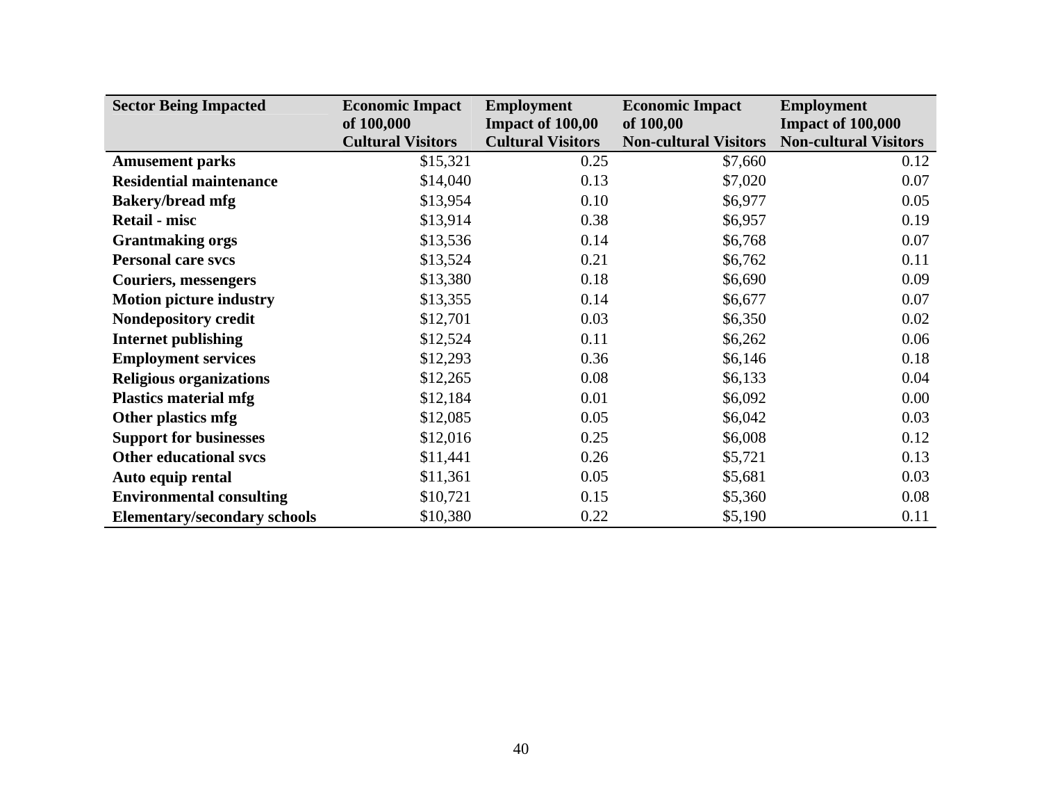| Sector Being Impacted | Economic Impact of 100,000 Cultural Visitors | Employment Impact of 100,00 Cultural Visitors | Economic Impact of 100,00 Non-cultural Visitors | Employment Impact of 100,000 Non-cultural Visitors |
|---|---|---|---|---|
| **Amusement parks** | $15,321 | 0.25 | $7,660 | 0.12 |
| **Residential maintenance** | $14,040 | 0.13 | $7,020 | 0.07 |
| **Bakery/bread mfg** | $13,954 | 0.10 | $6,977 | 0.05 |
| **Retail - misc** | $13,914 | 0.38 | $6,957 | 0.19 |
| **Grantmaking orgs** | $13,536 | 0.14 | $6,768 | 0.07 |
| **Personal care svcs** | $13,524 | 0.21 | $6,762 | 0.11 |
| **Couriers, messengers** | $13,380 | 0.18 | $6,690 | 0.09 |
| **Motion picture industry** | $13,355 | 0.14 | $6,677 | 0.07 |
| **Nondepository credit** | $12,701 | 0.03 | $6,350 | 0.02 |
| **Internet publishing** | $12,524 | 0.11 | $6,262 | 0.06 |
| **Employment services** | $12,293 | 0.36 | $6,146 | 0.18 |
| **Religious organizations** | $12,265 | 0.08 | $6,133 | 0.04 |
| **Plastics material mfg** | $12,184 | 0.01 | $6,092 | 0.00 |
| **Other plastics mfg** | $12,085 | 0.05 | $6,042 | 0.03 |
| **Support for businesses** | $12,016 | 0.25 | $6,008 | 0.12 |
| **Other educational svcs** | $11,441 | 0.26 | $5,721 | 0.13 |
| **Auto equip rental** | $11,361 | 0.05 | $5,681 | 0.03 |
| **Environmental consulting** | $10,721 | 0.15 | $5,360 | 0.08 |
| **Elementary/secondary schools** | $10,380 | 0.22 | $5,190 | 0.11 |